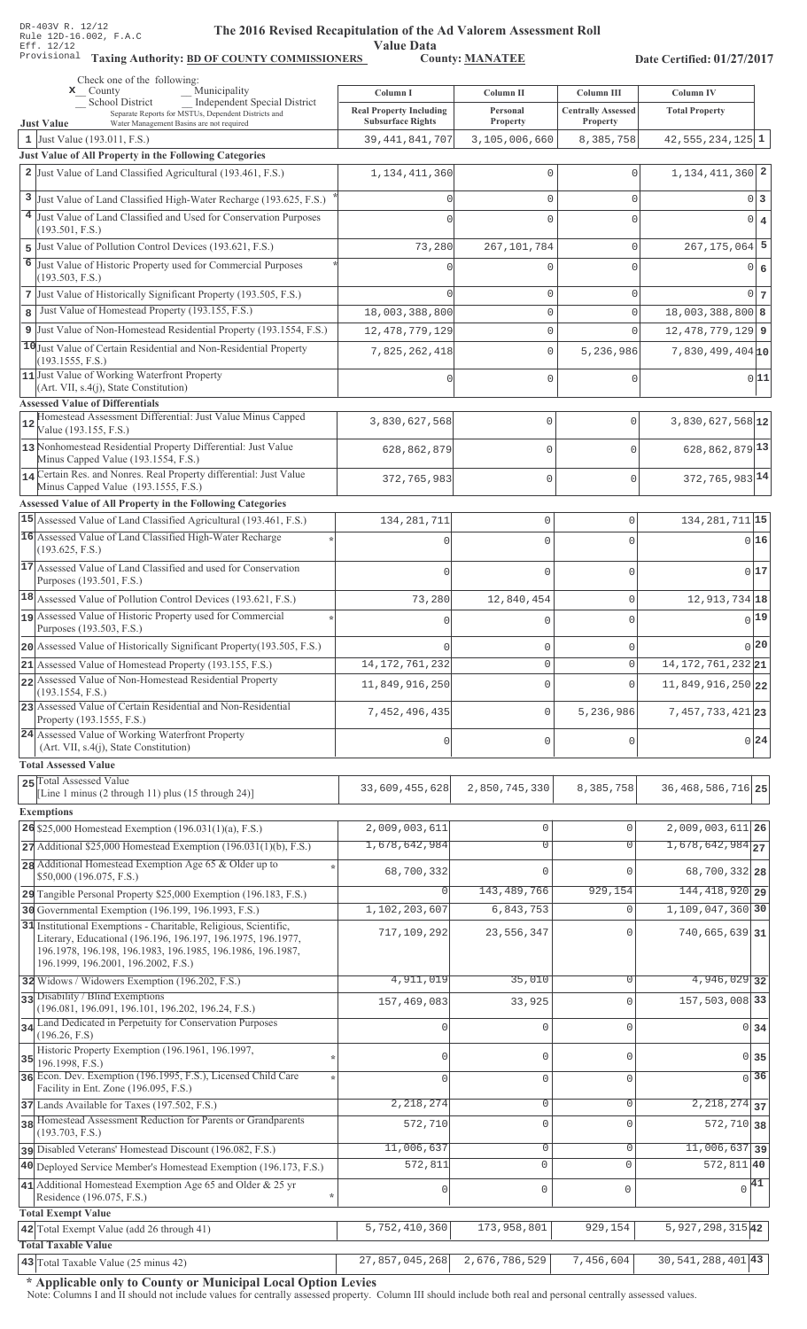DR-403V R. 12/12
Rule 12D-16.002, F.A.C
Eff. 12/12
Provisional

# The 2016 Revised Recapitulation of the Ad Valorem Assessment Roll

## Value Data

**Taxing Authority: BD OF COUNTY COMMISSIONERS** **County: MANATEE** **Date Certified: 01/27/2017**

Check one of the following:
x County
__ Municipality
__ School District
__ Independent Special District
Separate Reports for MSTUs, Dependent Districts and Water Management Basins are not required

| | | Column I<br>Real Property Including Subsurface Rights | Column II<br>Personal Property | Column III<br>Centrally Assessed Property | Column IV<br>Total Property | |
|---|---|---|---|---|---|---|
| **Just Value** | | | | | | |
| 1 | Just Value (193.011, F.S.) | 39,441,841,707 | 3,105,006,660 | 8,385,758 | 42,555,234,125 | 1 |
| **Just Value of All Property in the Following Categories** | | | | | | |
| 2 | Just Value of Land Classified Agricultural (193.461, F.S.) | 1,134,411,360 | 0 | 0 | 1,134,411,360 | 2 |
| 3 | Just Value of Land Classified High-Water Recharge (193.625, F.S.) * | 0 | 0 | 0 | 0 | 3 |
| 4 | Just Value of Land Classified and Used for Conservation Purposes (193.501, F.S.) | 0 | 0 | 0 | 0 | 4 |
| 5 | Just Value of Pollution Control Devices (193.621, F.S.) | 73,280 | 267,101,784 | 0 | 267,175,064 | 5 |
| 6 | Just Value of Historic Property used for Commercial Purposes (193.503, F.S.) * | 0 | 0 | 0 | 0 | 6 |
| 7 | Just Value of Historically Significant Property (193.505, F.S.) | 0 | 0 | 0 | 0 | 7 |
| 8 | Just Value of Homestead Property (193.155, F.S.) | 18,003,388,800 | 0 | 0 | 18,003,388,800 | 8 |
| 9 | Just Value of Non-Homestead Residential Property (193.1554, F.S.) | 12,478,779,129 | 0 | 0 | 12,478,779,129 | 9 |
| 10 | Just Value of Certain Residential and Non-Residential Property (193.1555, F.S.) | 7,825,262,418 | 0 | 5,236,986 | 7,830,499,404 | 10 |
| 11 | Just Value of Working Waterfront Property (Art. VII, s.4(j), State Constitution) | 0 | 0 | 0 | 0 | 11 |
| **Assessed Value of Differentials** | | | | | | |
| 12 | Homestead Assessment Differential: Just Value Minus Capped Value (193.155, F.S.) | 3,830,627,568 | 0 | 0 | 3,830,627,568 | 12 |
| 13 | Nonhomestead Residential Property Differential: Just Value Minus Capped Value (193.1554, F.S.) | 628,862,879 | 0 | 0 | 628,862,879 | 13 |
| 14 | Certain Res. and Nonres. Real Property differential: Just Value Minus Capped Value (193.1555, F.S.) | 372,765,983 | 0 | 0 | 372,765,983 | 14 |
| **Assessed Value of All Property in the Following Categories** | | | | | | |
| 15 | Assessed Value of Land Classified Agricultural (193.461, F.S.) | 134,281,711 | 0 | 0 | 134,281,711 | 15 |
| 16 | Assessed Value of Land Classified High-Water Recharge (193.625, F.S.) * | 0 | 0 | 0 | 0 | 16 |
| 17 | Assessed Value of Land Classified and used for Conservation Purposes (193.501, F.S.) | 0 | 0 | 0 | 0 | 17 |
| 18 | Assessed Value of Pollution Control Devices (193.621, F.S.) | 73,280 | 12,840,454 | 0 | 12,913,734 | 18 |
| 19 | Assessed Value of Historic Property used for Commercial Purposes (193.503, F.S.) * | 0 | 0 | 0 | 0 | 19 |
| 20 | Assessed Value of Historically Significant Property(193.505, F.S.) | 0 | 0 | 0 | 0 | 20 |
| 21 | Assessed Value of Homestead Property (193.155, F.S.) | 14,172,761,232 | 0 | 0 | 14,172,761,232 | 21 |
| 22 | Assessed Value of Non-Homestead Residential Property (193.1554, F.S.) | 11,849,916,250 | 0 | 0 | 11,849,916,250 | 22 |
| 23 | Assessed Value of Certain Residential and Non-Residential Property (193.1555, F.S.) | 7,452,496,435 | 0 | 5,236,986 | 7,457,733,421 | 23 |
| 24 | Assessed Value of Working Waterfront Property (Art. VII, s.4(j), State Constitution) | 0 | 0 | 0 | 0 | 24 |
| **Total Assessed Value** | | | | | | |
| 25 | Total Assessed Value [Line 1 minus (2 through 11) plus (15 through 24)] | 33,609,455,628 | 2,850,745,330 | 8,385,758 | 36,468,586,716 | 25 |
| **Exemptions** | | | | | | |
| 26 | $25,000 Homestead Exemption (196.031(1)(a), F.S.) | 2,009,003,611 | 0 | 0 | 2,009,003,611 | 26 |
| 27 | Additional $25,000 Homestead Exemption (196.031(1)(b), F.S.) | 1,678,642,984 | 0 | 0 | 1,678,642,984 | 27 |
| 28 | Additional Homestead Exemption Age 65 & Older up to $50,000 (196.075, F.S.) * | 68,700,332 | 0 | 0 | 68,700,332 | 28 |
| 29 | Tangible Personal Property $25,000 Exemption (196.183, F.S.) | 0 | 143,489,766 | 929,154 | 144,418,920 | 29 |
| 30 | Governmental Exemption (196.199, 196.1993, F.S.) | 1,102,203,607 | 6,843,753 | 0 | 1,109,047,360 | 30 |
| 31 | Institutional Exemptions - Charitable, Religious, Scientific, Literary, Educational (196.196, 196.197, 196.1975, 196.1977, 196.1978, 196.198, 196.1983, 196.1985, 196.1986, 196.1987, 196.1999, 196.2001, 196.2002, F.S.) | 717,109,292 | 23,556,347 | 0 | 740,665,639 | 31 |
| 32 | Widows / Widowers Exemption (196.202, F.S.) | 4,911,019 | 35,010 | 0 | 4,946,029 | 32 |
| 33 | Disability / Blind Exemptions (196.081, 196.091, 196.101, 196.202, 196.24, F.S.) | 157,469,083 | 33,925 | 0 | 157,503,008 | 33 |
| 34 | Land Dedicated in Perpetuity for Conservation Purposes (196.26, F.S) | 0 | 0 | 0 | 0 | 34 |
| 35 | Historic Property Exemption (196.1961, 196.1997, 196.1998, F.S.) * | 0 | 0 | 0 | 0 | 35 |
| 36 | Econ. Dev. Exemption (196.1995, F.S.), Licensed Child Care Facility in Ent. Zone (196.095, F.S.) * | 0 | 0 | 0 | 0 | 36 |
| 37 | Lands Available for Taxes (197.502, F.S.) | 2,218,274 | 0 | 0 | 2,218,274 | 37 |
| 38 | Homestead Assessment Reduction for Parents or Grandparents (193.703, F.S.) | 572,710 | 0 | 0 | 572,710 | 38 |
| 39 | Disabled Veterans' Homestead Discount (196.082, F.S.) | 11,006,637 | 0 | 0 | 11,006,637 | 39 |
| 40 | Deployed Service Member's Homestead Exemption (196.173, F.S.) | 572,811 | 0 | 0 | 572,811 | 40 |
| 41 | Additional Homestead Exemption Age 65 and Older & 25 yr Residence (196.075, F.S.) * | 0 | 0 | 0 | 0 | 41 |
| **Total Exempt Value** | | | | | | |
| 42 | Total Exempt Value (add 26 through 41) | 5,752,410,360 | 173,958,801 | 929,154 | 5,927,298,315 | 42 |
| **Total Taxable Value** | | | | | | |
| 43 | Total Taxable Value (25 minus 42) | 27,857,045,268 | 2,676,786,529 | 7,456,604 | 30,541,288,401 | 43 |

**\* Applicable only to County or Municipal Local Option Levies**

Note: Columns I and II should not include values for centrally assessed property. Column III should include both real and personal centrally assessed values.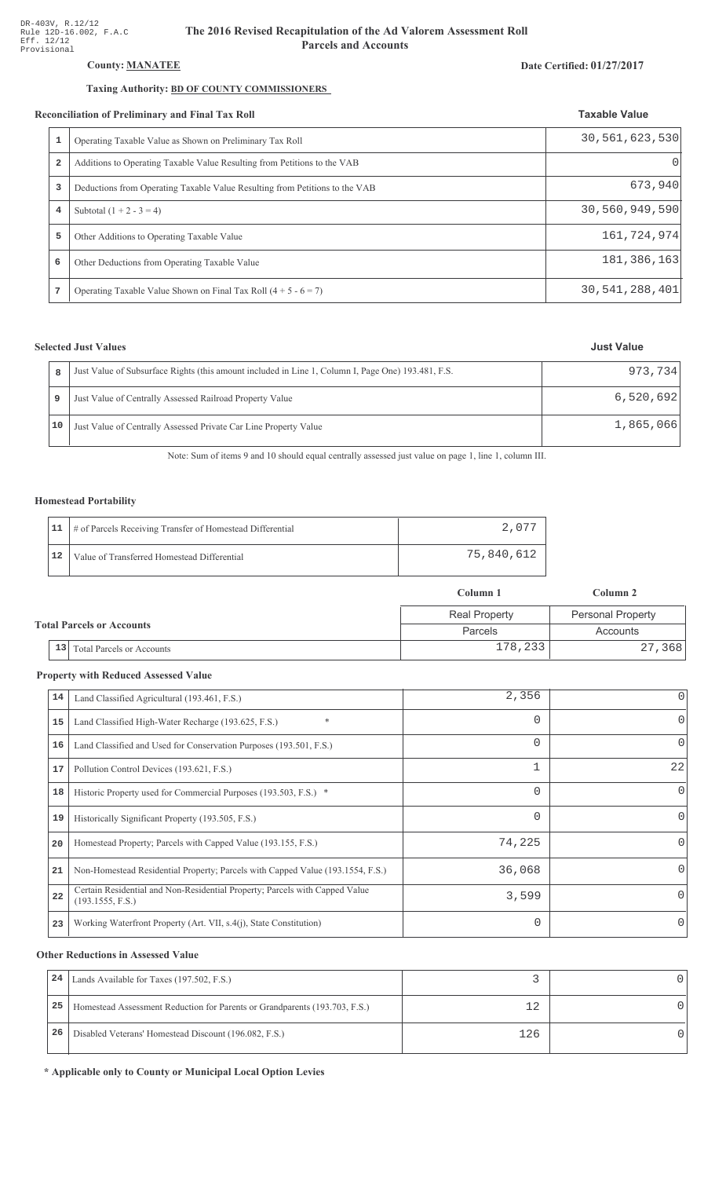DR-403V, R.12/12
Rule 12D-16.002, F.A.C
Eff. 12/12
Provisional

# The 2016 Revised Recapitulation of the Ad Valorem Assessment Roll
## Parcels and Accounts

**County: MANATEE**

**Date Certified: 01/27/2017**

**Taxing Authority: BD OF COUNTY COMMISSIONERS**

### Reconciliation of Preliminary and Final Tax Roll

| | | Taxable Value |
|---|---|---|
| 1 | Operating Taxable Value as Shown on Preliminary Tax Roll | 30,561,623,530 |
| 2 | Additions to Operating Taxable Value Resulting from Petitions to the VAB | 0 |
| 3 | Deductions from Operating Taxable Value Resulting from Petitions to the VAB | 673,940 |
| 4 | Subtotal (1 + 2 - 3 = 4) | 30,560,949,590 |
| 5 | Other Additions to Operating Taxable Value | 161,724,974 |
| 6 | Other Deductions from Operating Taxable Value | 181,386,163 |
| 7 | Operating Taxable Value Shown on Final Tax Roll (4 + 5 - 6 = 7) | 30,541,288,401 |

### Selected Just Values

| | | Just Value |
|---|---|---|
| 8 | Just Value of Subsurface Rights (this amount included in Line 1, Column I, Page One) 193.481, F.S. | 973,734 |
| 9 | Just Value of Centrally Assessed Railroad Property Value | 6,520,692 |
| 10 | Just Value of Centrally Assessed Private Car Line Property Value | 1,865,066 |

Note: Sum of items 9 and 10 should equal centrally assessed just value on page 1, line 1, column III.

### Homestead Portability

| | | |
|---|---|---|
| 11 | # of Parcels Receiving Transfer of Homestead Differential | 2,077 |
| 12 | Value of Transferred Homestead Differential | 75,840,612 |

### Total Parcels or Accounts

| | | Column 1<br>Real Property<br>Parcels | Column 2<br>Personal Property<br>Accounts |
|---|---|---|---|
| 13 | Total Parcels or Accounts | 178,233 | 27,368 |

### Property with Reduced Assessed Value

| | | Column 1 | Column 2 |
|---|---|---|---|
| 14 | Land Classified Agricultural (193.461, F.S.) | 2,356 | 0 |
| 15 | Land Classified High-Water Recharge (193.625, F.S.) * | 0 | 0 |
| 16 | Land Classified and Used for Conservation Purposes (193.501, F.S.) | 0 | 0 |
| 17 | Pollution Control Devices (193.621, F.S.) | 1 | 22 |
| 18 | Historic Property used for Commercial Purposes (193.503, F.S.) * | 0 | 0 |
| 19 | Historically Significant Property (193.505, F.S.) | 0 | 0 |
| 20 | Homestead Property; Parcels with Capped Value (193.155, F.S.) | 74,225 | 0 |
| 21 | Non-Homestead Residential Property; Parcels with Capped Value (193.1554, F.S.) | 36,068 | 0 |
| 22 | Certain Residential and Non-Residential Property; Parcels with Capped Value (193.1555, F.S.) | 3,599 | 0 |
| 23 | Working Waterfront Property (Art. VII, s.4(j), State Constitution) | 0 | 0 |

### Other Reductions in Assessed Value

| | | Column 1 | Column 2 |
|---|---|---|---|
| 24 | Lands Available for Taxes (197.502, F.S.) | 3 | 0 |
| 25 | Homestead Assessment Reduction for Parents or Grandparents (193.703, F.S.) | 12 | 0 |
| 26 | Disabled Veterans' Homestead Discount (196.082, F.S.) | 126 | 0 |

**\* Applicable only to County or Municipal Local Option Levies**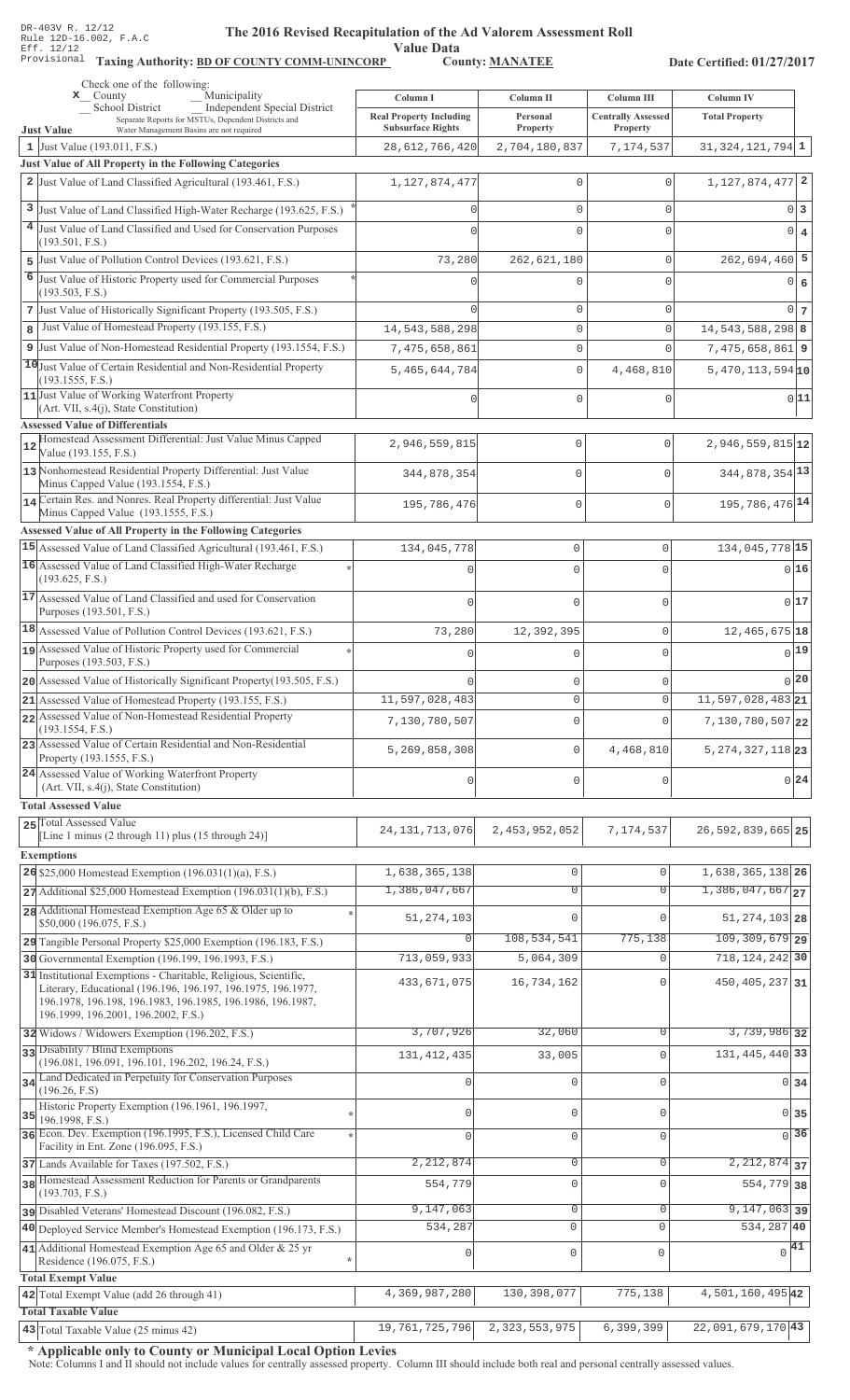DR-403V R. 12/12
Rule 12D-16.002, F.A.C
Eff. 12/12
Provisional

# The 2016 Revised Recapitulation of the Ad Valorem Assessment Roll

## Value Data

**Taxing Authority: BD OF COUNTY COMM-UNINCORP** **County: MANATEE** **Date Certified: 01/27/2017**

Check one of the following:
x County
_ Municipality
_ School District
_ Independent Special District
Separate Reports for MSTUs, Dependent Districts and Water Management Basins are not required

| | Column I Real Property Including Subsurface Rights | Column II Personal Property | Column III Centrally Assessed Property | Column IV Total Property | |
|---|---|---|---|---|---|
| **Just Value** | | | | | |
| 1 Just Value (193.011, F.S.) | 28,612,766,420 | 2,704,180,837 | 7,174,537 | 31,324,121,794 | 1 |
| **Just Value of All Property in the Following Categories** | | | | | |
| 2 Just Value of Land Classified Agricultural (193.461, F.S.) | 1,127,874,477 | 0 | 0 | 1,127,874,477 | 2 |
| 3 Just Value of Land Classified High-Water Recharge (193.625, F.S.) * | 0 | 0 | 0 | 0 | 3 |
| 4 Just Value of Land Classified and Used for Conservation Purposes (193.501, F.S.) | 0 | 0 | 0 | 0 | 4 |
| 5 Just Value of Pollution Control Devices (193.621, F.S.) | 73,280 | 262,621,180 | 0 | 262,694,460 | 5 |
| 6 Just Value of Historic Property used for Commercial Purposes (193.503, F.S.) * | 0 | 0 | 0 | 0 | 6 |
| 7 Just Value of Historically Significant Property (193.505, F.S.) | 0 | 0 | 0 | 0 | 7 |
| 8 Just Value of Homestead Property (193.155, F.S.) | 14,543,588,298 | 0 | 0 | 14,543,588,298 | 8 |
| 9 Just Value of Non-Homestead Residential Property (193.1554, F.S.) | 7,475,658,861 | 0 | 0 | 7,475,658,861 | 9 |
| 10 Just Value of Certain Residential and Non-Residential Property (193.1555, F.S.) | 5,465,644,784 | 0 | 4,468,810 | 5,470,113,594 | 10 |
| 11 Just Value of Working Waterfront Property (Art. VII, s.4(j), State Constitution) | 0 | 0 | 0 | 0 | 11 |
| **Assessed Value of Differentials** | | | | | |
| 12 Homestead Assessment Differential: Just Value Minus Capped Value (193.155, F.S.) | 2,946,559,815 | 0 | 0 | 2,946,559,815 | 12 |
| 13 Nonhomestead Residential Property Differential: Just Value Minus Capped Value (193.1554, F.S.) | 344,878,354 | 0 | 0 | 344,878,354 | 13 |
| 14 Certain Res. and Nonres. Real Property differential: Just Value Minus Capped Value (193.1555, F.S.) | 195,786,476 | 0 | 0 | 195,786,476 | 14 |
| **Assessed Value of All Property in the Following Categories** | | | | | |
| 15 Assessed Value of Land Classified Agricultural (193.461, F.S.) | 134,045,778 | 0 | 0 | 134,045,778 | 15 |
| 16 Assessed Value of Land Classified High-Water Recharge (193.625, F.S.) * | 0 | 0 | 0 | 0 | 16 |
| 17 Assessed Value of Land Classified and used for Conservation Purposes (193.501, F.S.) | 0 | 0 | 0 | 0 | 17 |
| 18 Assessed Value of Pollution Control Devices (193.621, F.S.) | 73,280 | 12,392,395 | 0 | 12,465,675 | 18 |
| 19 Assessed Value of Historic Property used for Commercial Purposes (193.503, F.S.) * | 0 | 0 | 0 | 0 | 19 |
| 20 Assessed Value of Historically Significant Property(193.505, F.S.) | 0 | 0 | 0 | 0 | 20 |
| 21 Assessed Value of Homestead Property (193.155, F.S.) | 11,597,028,483 | 0 | 0 | 11,597,028,483 | 21 |
| 22 Assessed Value of Non-Homestead Residential Property (193.1554, F.S.) | 7,130,780,507 | 0 | 0 | 7,130,780,507 | 22 |
| 23 Assessed Value of Certain Residential and Non-Residential Property (193.1555, F.S.) | 5,269,858,308 | 0 | 4,468,810 | 5,274,327,118 | 23 |
| 24 Assessed Value of Working Waterfront Property (Art. VII, s.4(j), State Constitution) | 0 | 0 | 0 | 0 | 24 |
| **Total Assessed Value** | | | | | |
| 25 Total Assessed Value [Line 1 minus (2 through 11) plus (15 through 24)] | 24,131,713,076 | 2,453,952,052 | 7,174,537 | 26,592,839,665 | 25 |
| **Exemptions** | | | | | |
| 26 $25,000 Homestead Exemption (196.031(1)(a), F.S.) | 1,638,365,138 | 0 | 0 | 1,638,365,138 | 26 |
| 27 Additional $25,000 Homestead Exemption (196.031(1)(b), F.S.) | 1,386,047,667 | 0 | 0 | 1,386,047,667 | 27 |
| 28 Additional Homestead Exemption Age 65 & Older up to $50,000 (196.075, F.S.) * | 51,274,103 | 0 | 0 | 51,274,103 | 28 |
| 29 Tangible Personal Property $25,000 Exemption (196.183, F.S.) | 0 | 108,534,541 | 775,138 | 109,309,679 | 29 |
| 30 Governmental Exemption (196.199, 196.1993, F.S.) | 713,059,933 | 5,064,309 | 0 | 718,124,242 | 30 |
| 31 Institutional Exemptions - Charitable, Religious, Scientific, Literary, Educational (196.196, 196.197, 196.1975, 196.1977, 196.1978, 196.198, 196.1983, 196.1985, 196.1986, 196.1987, 196.1999, 196.2001, 196.2002, F.S.) | 433,671,075 | 16,734,162 | 0 | 450,405,237 | 31 |
| 32 Widows / Widowers Exemption (196.202, F.S.) | 3,707,926 | 32,060 | 0 | 3,739,986 | 32 |
| 33 Disability / Blind Exemptions (196.081, 196.091, 196.101, 196.202, 196.24, F.S.) | 131,412,435 | 33,005 | 0 | 131,445,440 | 33 |
| 34 Land Dedicated in Perpetuity for Conservation Purposes (196.26, F.S) | 0 | 0 | 0 | 0 | 34 |
| 35 Historic Property Exemption (196.1961, 196.1997, 196.1998, F.S.) * | 0 | 0 | 0 | 0 | 35 |
| 36 Econ. Dev. Exemption (196.1995, F.S.), Licensed Child Care Facility in Ent. Zone (196.095, F.S.) * | 0 | 0 | 0 | 0 | 36 |
| 37 Lands Available for Taxes (197.502, F.S.) | 2,212,874 | 0 | 0 | 2,212,874 | 37 |
| 38 Homestead Assessment Reduction for Parents or Grandparents (193.703, F.S.) | 554,779 | 0 | 0 | 554,779 | 38 |
| 39 Disabled Veterans' Homestead Discount (196.082, F.S.) | 9,147,063 | 0 | 0 | 9,147,063 | 39 |
| 40 Deployed Service Member's Homestead Exemption (196.173, F.S.) | 534,287 | 0 | 0 | 534,287 | 40 |
| 41 Additional Homestead Exemption Age 65 and Older & 25 yr Residence (196.075, F.S.) * | 0 | 0 | 0 | 0 | 41 |
| **Total Exempt Value** | | | | | |
| 42 Total Exempt Value (add 26 through 41) | 4,369,987,280 | 130,398,077 | 775,138 | 4,501,160,495 | 42 |
| **Total Taxable Value** | | | | | |
| 43 Total Taxable Value (25 minus 42) | 19,761,725,796 | 2,323,553,975 | 6,399,399 | 22,091,679,170 | 43 |

**\* Applicable only to County or Municipal Local Option Levies**

Note: Columns I and II should not include values for centrally assessed property. Column III should include both real and personal centrally assessed values.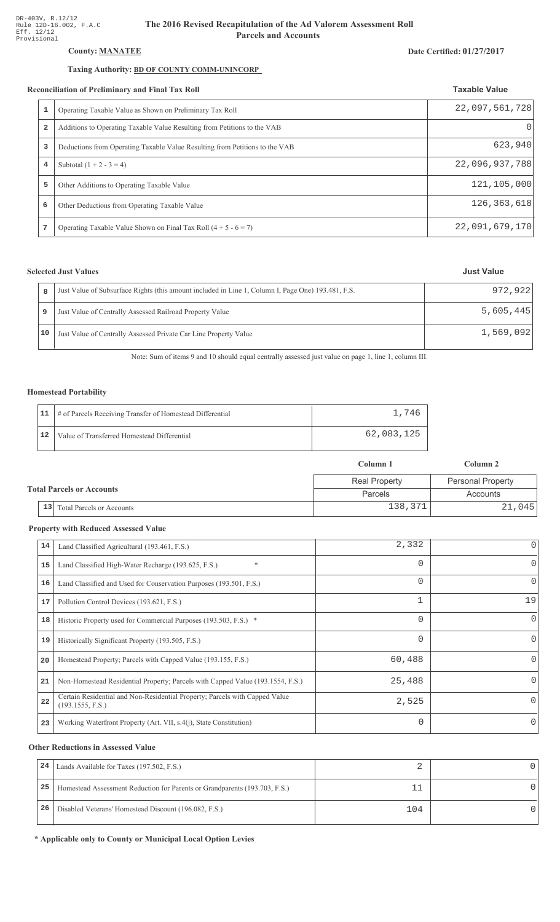DR-403V, R.12/12
Rule 12D-16.002, F.A.C
Eff. 12/12
Provisional

# The 2016 Revised Recapitulation of the Ad Valorem Assessment Roll
## Parcels and Accounts

**County: MANATEE**

**Date Certified: 01/27/2017**

**Taxing Authority: BD OF COUNTY COMM-UNINCORP**

### Reconciliation of Preliminary and Final Tax Roll

| | | Taxable Value |
|---|---|---|
| 1 | Operating Taxable Value as Shown on Preliminary Tax Roll | 22,097,561,728 |
| 2 | Additions to Operating Taxable Value Resulting from Petitions to the VAB | 0 |
| 3 | Deductions from Operating Taxable Value Resulting from Petitions to the VAB | 623,940 |
| 4 | Subtotal (1 + 2 - 3 = 4) | 22,096,937,788 |
| 5 | Other Additions to Operating Taxable Value | 121,105,000 |
| 6 | Other Deductions from Operating Taxable Value | 126,363,618 |
| 7 | Operating Taxable Value Shown on Final Tax Roll (4 + 5 - 6 = 7) | 22,091,679,170 |

### Selected Just Values

| | | Just Value |
|---|---|---|
| 8 | Just Value of Subsurface Rights (this amount included in Line 1, Column I, Page One) 193.481, F.S. | 972,922 |
| 9 | Just Value of Centrally Assessed Railroad Property Value | 5,605,445 |
| 10 | Just Value of Centrally Assessed Private Car Line Property Value | 1,569,092 |

Note: Sum of items 9 and 10 should equal centrally assessed just value on page 1, line 1, column III.

### Homestead Portability

| | | |
|---|---|---|
| 11 | # of Parcels Receiving Transfer of Homestead Differential | 1,746 |
| 12 | Value of Transferred Homestead Differential | 62,083,125 |

### Total Parcels or Accounts

| | | Column 1 | Column 2 |
|---|---|---|---|
| | | Real Property | Personal Property |
| | | Parcels | Accounts |
| 13 | Total Parcels or Accounts | 138,371 | 21,045 |

### Property with Reduced Assessed Value

| | | Column 1 | Column 2 |
|---|---|---|---|
| 14 | Land Classified Agricultural (193.461, F.S.) | 2,332 | 0 |
| 15 | Land Classified High-Water Recharge (193.625, F.S.) * | 0 | 0 |
| 16 | Land Classified and Used for Conservation Purposes (193.501, F.S.) | 0 | 0 |
| 17 | Pollution Control Devices (193.621, F.S.) | 1 | 19 |
| 18 | Historic Property used for Commercial Purposes (193.503, F.S.) * | 0 | 0 |
| 19 | Historically Significant Property (193.505, F.S.) | 0 | 0 |
| 20 | Homestead Property; Parcels with Capped Value (193.155, F.S.) | 60,488 | 0 |
| 21 | Non-Homestead Residential Property; Parcels with Capped Value (193.1554, F.S.) | 25,488 | 0 |
| 22 | Certain Residential and Non-Residential Property; Parcels with Capped Value (193.1555, F.S.) | 2,525 | 0 |
| 23 | Working Waterfront Property (Art. VII, s.4(j), State Constitution) | 0 | 0 |

### Other Reductions in Assessed Value

| | | Column 1 | Column 2 |
|---|---|---|---|
| 24 | Lands Available for Taxes (197.502, F.S.) | 2 | 0 |
| 25 | Homestead Assessment Reduction for Parents or Grandparents (193.703, F.S.) | 11 | 0 |
| 26 | Disabled Veterans' Homestead Discount (196.082, F.S.) | 104 | 0 |

**\* Applicable only to County or Municipal Local Option Levies**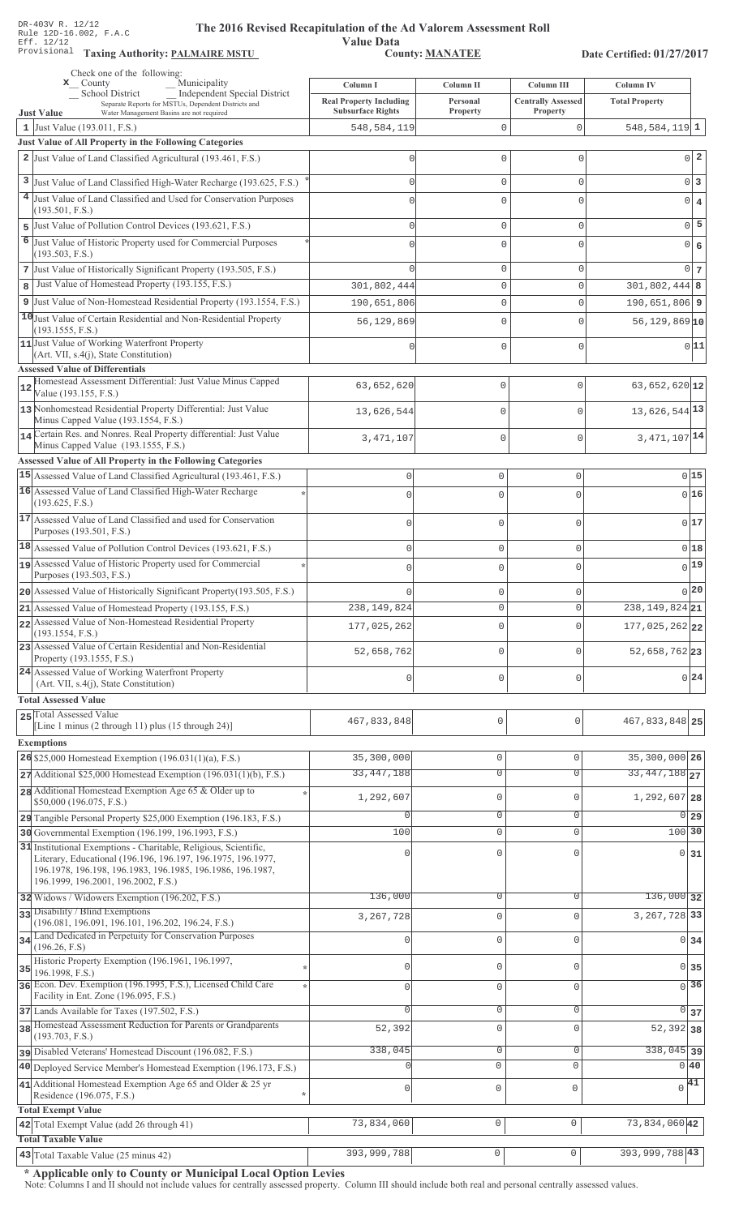DR-403V R. 12/12
Rule 12D-16.002, F.A.C
Eff. 12/12
Provisional

# The 2016 Revised Recapitulation of the Ad Valorem Assessment Roll

## Value Data

**Taxing Authority: PALMAIRE MSTU** **County: MANATEE** **Date Certified: 01/27/2017**

Check one of the following:
x County
_ Municipality
_ School District
_ Independent Special District
Separate Reports for MSTUs, Dependent Districts and Water Management Basins are not required

| | Column I Real Property Including Subsurface Rights | Column II Personal Property | Column III Centrally Assessed Property | Column IV Total Property | |
|---|---|---|---|---|---|
| **Just Value** | | | | | |
| 1 Just Value (193.011, F.S.) | 548,584,119 | 0 | 0 | 548,584,119 | 1 |
| **Just Value of All Property in the Following Categories** | | | | | |
| 2 Just Value of Land Classified Agricultural (193.461, F.S.) | 0 | 0 | 0 | 0 | 2 |
| 3 Just Value of Land Classified High-Water Recharge (193.625, F.S.) * | 0 | 0 | 0 | 0 | 3 |
| 4 Just Value of Land Classified and Used for Conservation Purposes (193.501, F.S.) | 0 | 0 | 0 | 0 | 4 |
| 5 Just Value of Pollution Control Devices (193.621, F.S.) | 0 | 0 | 0 | 0 | 5 |
| 6 Just Value of Historic Property used for Commercial Purposes (193.503, F.S.) * | 0 | 0 | 0 | 0 | 6 |
| 7 Just Value of Historically Significant Property (193.505, F.S.) | 0 | 0 | 0 | 0 | 7 |
| 8 Just Value of Homestead Property (193.155, F.S.) | 301,802,444 | 0 | 0 | 301,802,444 | 8 |
| 9 Just Value of Non-Homestead Residential Property (193.1554, F.S.) | 190,651,806 | 0 | 0 | 190,651,806 | 9 |
| 10 Just Value of Certain Residential and Non-Residential Property (193.1555, F.S.) | 56,129,869 | 0 | 0 | 56,129,869 | 10 |
| 11 Just Value of Working Waterfront Property (Art. VII, s.4(j), State Constitution) | 0 | 0 | 0 | 0 | 11 |
| **Assessed Value of Differentials** | | | | | |
| 12 Homestead Assessment Differential: Just Value Minus Capped Value (193.155, F.S.) | 63,652,620 | 0 | 0 | 63,652,620 | 12 |
| 13 Nonhomestead Residential Property Differential: Just Value Minus Capped Value (193.1554, F.S.) | 13,626,544 | 0 | 0 | 13,626,544 | 13 |
| 14 Certain Res. and Nonres. Real Property differential: Just Value Minus Capped Value (193.1555, F.S.) | 3,471,107 | 0 | 0 | 3,471,107 | 14 |
| **Assessed Value of All Property in the Following Categories** | | | | | |
| 15 Assessed Value of Land Classified Agricultural (193.461, F.S.) | 0 | 0 | 0 | 0 | 15 |
| 16 Assessed Value of Land Classified High-Water Recharge (193.625, F.S.) * | 0 | 0 | 0 | 0 | 16 |
| 17 Assessed Value of Land Classified and used for Conservation Purposes (193.501, F.S.) | 0 | 0 | 0 | 0 | 17 |
| 18 Assessed Value of Pollution Control Devices (193.621, F.S.) | 0 | 0 | 0 | 0 | 18 |
| 19 Assessed Value of Historic Property used for Commercial Purposes (193.503, F.S.) * | 0 | 0 | 0 | 0 | 19 |
| 20 Assessed Value of Historically Significant Property(193.505, F.S.) | 0 | 0 | 0 | 0 | 20 |
| 21 Assessed Value of Homestead Property (193.155, F.S.) | 238,149,824 | 0 | 0 | 238,149,824 | 21 |
| 22 Assessed Value of Non-Homestead Residential Property (193.1554, F.S.) | 177,025,262 | 0 | 0 | 177,025,262 | 22 |
| 23 Assessed Value of Certain Residential and Non-Residential Property (193.1555, F.S.) | 52,658,762 | 0 | 0 | 52,658,762 | 23 |
| 24 Assessed Value of Working Waterfront Property (Art. VII, s.4(j), State Constitution) | 0 | 0 | 0 | 0 | 24 |
| **Total Assessed Value** | | | | | |
| 25 Total Assessed Value [Line 1 minus (2 through 11) plus (15 through 24)] | 467,833,848 | 0 | 0 | 467,833,848 | 25 |
| **Exemptions** | | | | | |
| 26 $25,000 Homestead Exemption (196.031(1)(a), F.S.) | 35,300,000 | 0 | 0 | 35,300,000 | 26 |
| 27 Additional $25,000 Homestead Exemption (196.031(1)(b), F.S.) | 33,447,188 | 0 | 0 | 33,447,188 | 27 |
| 28 Additional Homestead Exemption Age 65 & Older up to $50,000 (196.075, F.S.) * | 1,292,607 | 0 | 0 | 1,292,607 | 28 |
| 29 Tangible Personal Property $25,000 Exemption (196.183, F.S.) | 0 | 0 | 0 | 0 | 29 |
| 30 Governmental Exemption (196.199, 196.1993, F.S.) | 100 | 0 | 0 | 100 | 30 |
| 31 Institutional Exemptions - Charitable, Religious, Scientific, Literary, Educational (196.196, 196.197, 196.1975, 196.1977, 196.1978, 196.198, 196.1983, 196.1985, 196.1986, 196.1987, 196.1999, 196.2001, 196.2002, F.S.) | 0 | 0 | 0 | 0 | 31 |
| 32 Widows / Widowers Exemption (196.202, F.S.) | 136,000 | 0 | 0 | 136,000 | 32 |
| 33 Disability / Blind Exemptions (196.081, 196.091, 196.101, 196.202, 196.24, F.S.) | 3,267,728 | 0 | 0 | 3,267,728 | 33 |
| 34 Land Dedicated in Perpetuity for Conservation Purposes (196.26, F.S) | 0 | 0 | 0 | 0 | 34 |
| 35 Historic Property Exemption (196.1961, 196.1997, 196.1998, F.S.) * | 0 | 0 | 0 | 0 | 35 |
| 36 Econ. Dev. Exemption (196.1995, F.S.), Licensed Child Care Facility in Ent. Zone (196.095, F.S.) * | 0 | 0 | 0 | 0 | 36 |
| 37 Lands Available for Taxes (197.502, F.S.) | 0 | 0 | 0 | 0 | 37 |
| 38 Homestead Assessment Reduction for Parents or Grandparents (193.703, F.S.) | 52,392 | 0 | 0 | 52,392 | 38 |
| 39 Disabled Veterans' Homestead Discount (196.082, F.S.) | 338,045 | 0 | 0 | 338,045 | 39 |
| 40 Deployed Service Member's Homestead Exemption (196.173, F.S.) | 0 | 0 | 0 | 0 | 40 |
| 41 Additional Homestead Exemption Age 65 and Older & 25 yr Residence (196.075, F.S.) * | 0 | 0 | 0 | 0 | 41 |
| **Total Exempt Value** | | | | | |
| 42 Total Exempt Value (add 26 through 41) | 73,834,060 | 0 | 0 | 73,834,060 | 42 |
| **Total Taxable Value** | | | | | |
| 43 Total Taxable Value (25 minus 42) | 393,999,788 | 0 | 0 | 393,999,788 | 43 |

**\* Applicable only to County or Municipal Local Option Levies**

Note: Columns I and II should not include values for centrally assessed property. Column III should include both real and personal centrally assessed values.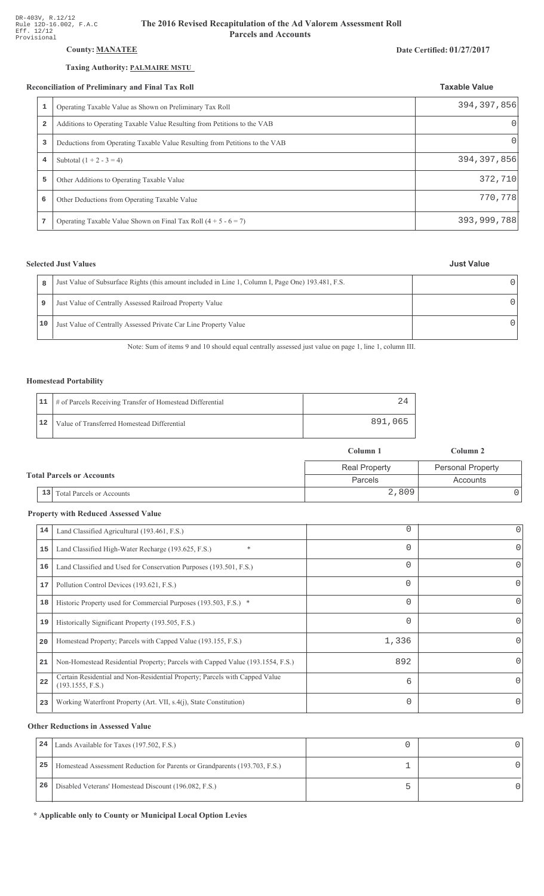DR-403V, R.12/12
Rule 12D-16.002, F.A.C
Eff. 12/12
Provisional

# The 2016 Revised Recapitulation of the Ad Valorem Assessment Roll
## Parcels and Accounts

**County: MANATEE**

**Date Certified: 01/27/2017**

**Taxing Authority: PALMAIRE MSTU**

### Reconciliation of Preliminary and Final Tax Roll

| | | Taxable Value |
|---|---|---|
| 1 | Operating Taxable Value as Shown on Preliminary Tax Roll | 394,397,856 |
| 2 | Additions to Operating Taxable Value Resulting from Petitions to the VAB | 0 |
| 3 | Deductions from Operating Taxable Value Resulting from Petitions to the VAB | 0 |
| 4 | Subtotal (1 + 2 - 3 = 4) | 394,397,856 |
| 5 | Other Additions to Operating Taxable Value | 372,710 |
| 6 | Other Deductions from Operating Taxable Value | 770,778 |
| 7 | Operating Taxable Value Shown on Final Tax Roll (4 + 5 - 6 = 7) | 393,999,788 |

### Selected Just Values

| | | Just Value |
|---|---|---|
| 8 | Just Value of Subsurface Rights (this amount included in Line 1, Column I, Page One) 193.481, F.S. | 0 |
| 9 | Just Value of Centrally Assessed Railroad Property Value | 0 |
| 10 | Just Value of Centrally Assessed Private Car Line Property Value | 0 |

Note: Sum of items 9 and 10 should equal centrally assessed just value on page 1, line 1, column III.

### Homestead Portability

| | | |
|---|---|---|
| 11 | # of Parcels Receiving Transfer of Homestead Differential | 24 |
| 12 | Value of Transferred Homestead Differential | 891,065 |

### Total Parcels or Accounts

| | | Column 1 | Column 2 |
|---|---|---|---|
| | | Real Property | Personal Property |
| | | Parcels | Accounts |
| 13 | Total Parcels or Accounts | 2,809 | 0 |

### Property with Reduced Assessed Value

| | | Column 1 | Column 2 |
|---|---|---|---|
| 14 | Land Classified Agricultural (193.461, F.S.) | 0 | 0 |
| 15 | Land Classified High-Water Recharge (193.625, F.S.) * | 0 | 0 |
| 16 | Land Classified and Used for Conservation Purposes (193.501, F.S.) | 0 | 0 |
| 17 | Pollution Control Devices (193.621, F.S.) | 0 | 0 |
| 18 | Historic Property used for Commercial Purposes (193.503, F.S.) * | 0 | 0 |
| 19 | Historically Significant Property (193.505, F.S.) | 0 | 0 |
| 20 | Homestead Property; Parcels with Capped Value (193.155, F.S.) | 1,336 | 0 |
| 21 | Non-Homestead Residential Property; Parcels with Capped Value (193.1554, F.S.) | 892 | 0 |
| 22 | Certain Residential and Non-Residential Property; Parcels with Capped Value (193.1555, F.S.) | 6 | 0 |
| 23 | Working Waterfront Property (Art. VII, s.4(j), State Constitution) | 0 | 0 |

### Other Reductions in Assessed Value

| | | Column 1 | Column 2 |
|---|---|---|---|
| 24 | Lands Available for Taxes (197.502, F.S.) | 0 | 0 |
| 25 | Homestead Assessment Reduction for Parents or Grandparents (193.703, F.S.) | 1 | 0 |
| 26 | Disabled Veterans' Homestead Discount (196.082, F.S.) | 5 | 0 |

**\* Applicable only to County or Municipal Local Option Levies**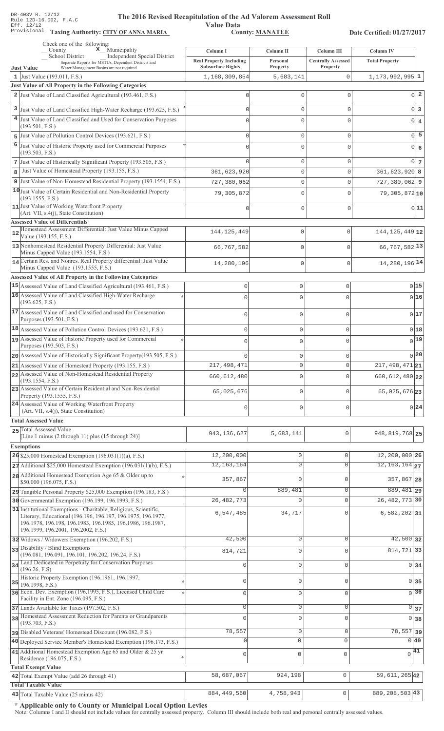DR-403V R. 12/12
Rule 12D-16.002, F.A.C
Eff. 12/12
Provisional

# The 2016 Revised Recapitulation of the Ad Valorem Assessment Roll Value Data

**Taxing Authority: CITY OF ANNA MARIA** **County: MANATEE** **Date Certified: 01/27/2017**

Check one of the following:
_ County   x Municipality
_ School District   _ Independent Special District
Separate Reports for MSTUs, Dependent Districts and Water Management Basins are not required

| | Just Value | Column I Real Property Including Subsurface Rights | Column II Personal Property | Column III Centrally Assessed Property | Column IV Total Property | |
|---|---|---|---|---|---|---|
| 1 | Just Value (193.011, F.S.) | 1,168,309,854 | 5,683,141 | 0 | 1,173,992,995 | 1 |
| | **Just Value of All Property in the Following Categories** | | | | | |
| 2 | Just Value of Land Classified Agricultural (193.461, F.S.) | 0 | 0 | 0 | 0 | 2 |
| 3 | Just Value of Land Classified High-Water Recharge (193.625, F.S.) * | 0 | 0 | 0 | 0 | 3 |
| 4 | Just Value of Land Classified and Used for Conservation Purposes (193.501, F.S.) | 0 | 0 | 0 | 0 | 4 |
| 5 | Just Value of Pollution Control Devices (193.621, F.S.) | 0 | 0 | 0 | 0 | 5 |
| 6 | Just Value of Historic Property used for Commercial Purposes (193.503, F.S.) * | 0 | 0 | 0 | 0 | 6 |
| 7 | Just Value of Historically Significant Property (193.505, F.S.) | 0 | 0 | 0 | 0 | 7 |
| 8 | Just Value of Homestead Property (193.155, F.S.) | 361,623,920 | 0 | 0 | 361,623,920 | 8 |
| 9 | Just Value of Non-Homestead Residential Property (193.1554, F.S.) | 727,380,062 | 0 | 0 | 727,380,062 | 9 |
| 10 | Just Value of Certain Residential and Non-Residential Property (193.1555, F.S.) | 79,305,872 | 0 | 0 | 79,305,872 | 10 |
| 11 | Just Value of Working Waterfront Property (Art. VII, s.4(j), State Constitution) | 0 | 0 | 0 | 0 | 11 |
| | **Assessed Value of Differentials** | | | | | |
| 12 | Homestead Assessment Differential: Just Value Minus Capped Value (193.155, F.S.) | 144,125,449 | 0 | 0 | 144,125,449 | 12 |
| 13 | Nonhomestead Residential Property Differential: Just Value Minus Capped Value (193.1554, F.S.) | 66,767,582 | 0 | 0 | 66,767,582 | 13 |
| 14 | Certain Res. and Nonres. Real Property differential: Just Value Minus Capped Value (193.1555, F.S.) | 14,280,196 | 0 | 0 | 14,280,196 | 14 |
| | **Assessed Value of All Property in the Following Categories** | | | | | |
| 15 | Assessed Value of Land Classified Agricultural (193.461, F.S.) | 0 | 0 | 0 | 0 | 15 |
| 16 | Assessed Value of Land Classified High-Water Recharge (193.625, F.S.) * | 0 | 0 | 0 | 0 | 16 |
| 17 | Assessed Value of Land Classified and used for Conservation Purposes (193.501, F.S.) | 0 | 0 | 0 | 0 | 17 |
| 18 | Assessed Value of Pollution Control Devices (193.621, F.S.) | 0 | 0 | 0 | 0 | 18 |
| 19 | Assessed Value of Historic Property used for Commercial Purposes (193.503, F.S.) * | 0 | 0 | 0 | 0 | 19 |
| 20 | Assessed Value of Historically Significant Property(193.505, F.S.) | 0 | 0 | 0 | 0 | 20 |
| 21 | Assessed Value of Homestead Property (193.155, F.S.) | 217,498,471 | 0 | 0 | 217,498,471 | 21 |
| 22 | Assessed Value of Non-Homestead Residential Property (193.1554, F.S.) | 660,612,480 | 0 | 0 | 660,612,480 | 22 |
| 23 | Assessed Value of Certain Residential and Non-Residential Property (193.1555, F.S.) | 65,025,676 | 0 | 0 | 65,025,676 | 23 |
| 24 | Assessed Value of Working Waterfront Property (Art. VII, s.4(j), State Constitution) | 0 | 0 | 0 | 0 | 24 |
| | **Total Assessed Value** | | | | | |
| 25 | Total Assessed Value [Line 1 minus (2 through 11) plus (15 through 24)] | 943,136,627 | 5,683,141 | 0 | 948,819,768 | 25 |
| | **Exemptions** | | | | | |
| 26 | $25,000 Homestead Exemption (196.031(1)(a), F.S.) | 12,200,000 | 0 | 0 | 12,200,000 | 26 |
| 27 | Additional $25,000 Homestead Exemption (196.031(1)(b), F.S.) | 12,163,164 | 0 | 0 | 12,163,164 | 27 |
| 28 | Additional Homestead Exemption Age 65 & Older up to $50,000 (196.075, F.S.) * | 357,867 | 0 | 0 | 357,867 | 28 |
| 29 | Tangible Personal Property $25,000 Exemption (196.183, F.S.) | 0 | 889,481 | 0 | 889,481 | 29 |
| 30 | Governmental Exemption (196.199, 196.1993, F.S.) | 26,482,773 | 0 | 0 | 26,482,773 | 30 |
| 31 | Institutional Exemptions - Charitable, Religious, Scientific, Literary, Educational (196.196, 196.197, 196.1975, 196.1977, 196.1978, 196.198, 196.1983, 196.1985, 196.1986, 196.1987, 196.1999, 196.2001, 196.2002, F.S.) | 6,547,485 | 34,717 | 0 | 6,582,202 | 31 |
| 32 | Widows / Widowers Exemption (196.202, F.S.) | 42,500 | 0 | 0 | 42,500 | 32 |
| 33 | Disability / Blind Exemptions (196.081, 196.091, 196.101, 196.202, 196.24, F.S.) | 814,721 | 0 | 0 | 814,721 | 33 |
| 34 | Land Dedicated in Perpetuity for Conservation Purposes (196.26, F.S) | 0 | 0 | 0 | 0 | 34 |
| 35 | Historic Property Exemption (196.1961, 196.1997, 196.1998, F.S.) * | 0 | 0 | 0 | 0 | 35 |
| 36 | Econ. Dev. Exemption (196.1995, F.S.), Licensed Child Care Facility in Ent. Zone (196.095, F.S.) * | 0 | 0 | 0 | 0 | 36 |
| 37 | Lands Available for Taxes (197.502, F.S.) | 0 | 0 | 0 | 0 | 37 |
| 38 | Homestead Assessment Reduction for Parents or Grandparents (193.703, F.S.) | 0 | 0 | 0 | 0 | 38 |
| 39 | Disabled Veterans' Homestead Discount (196.082, F.S.) | 78,557 | 0 | 0 | 78,557 | 39 |
| 40 | Deployed Service Member's Homestead Exemption (196.173, F.S.) | 0 | 0 | 0 | 0 | 40 |
| 41 | Additional Homestead Exemption Age 65 and Older & 25 yr Residence (196.075, F.S.) * | 0 | 0 | 0 | 0 | 41 |
| | **Total Exempt Value** | | | | | |
| 42 | Total Exempt Value (add 26 through 41) | 58,687,067 | 924,198 | 0 | 59,611,265 | 42 |
| | **Total Taxable Value** | | | | | |
| 43 | Total Taxable Value (25 minus 42) | 884,449,560 | 4,758,943 | 0 | 889,208,503 | 43 |

**\* Applicable only to County or Municipal Local Option Levies**

Note: Columns I and II should not include values for centrally assessed property. Column III should include both real and personal centrally assessed values.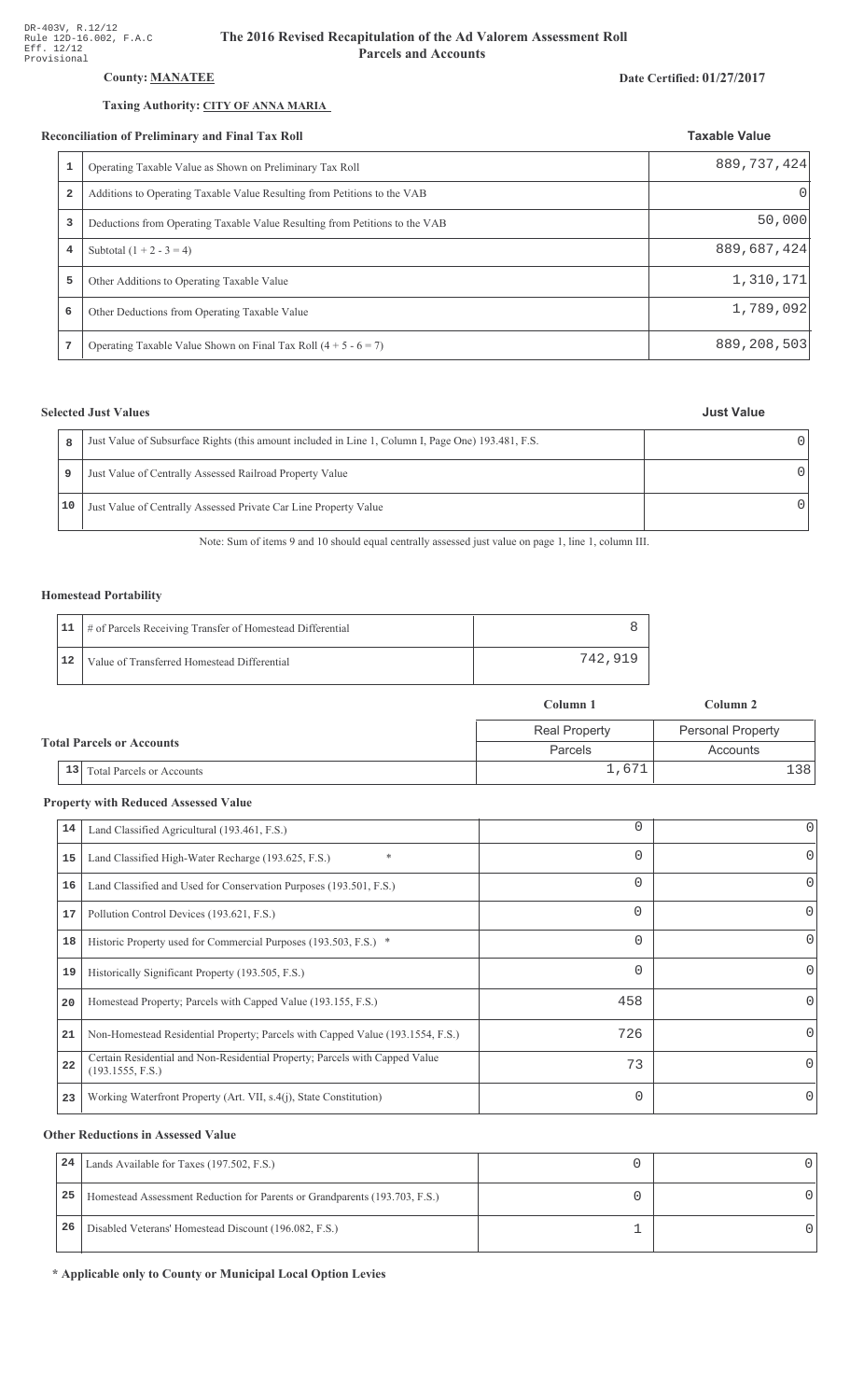DR-403V, R.12/12
Rule 12D-16.002, F.A.C
Eff. 12/12
Provisional

# The 2016 Revised Recapitulation of the Ad Valorem Assessment Roll
## Parcels and Accounts

**County: MANATEE**

**Date Certified: 01/27/2017**

**Taxing Authority: CITY OF ANNA MARIA**

### Reconciliation of Preliminary and Final Tax Roll

| | | Taxable Value |
|---|---|---|
| 1 | Operating Taxable Value as Shown on Preliminary Tax Roll | 889,737,424 |
| 2 | Additions to Operating Taxable Value Resulting from Petitions to the VAB | 0 |
| 3 | Deductions from Operating Taxable Value Resulting from Petitions to the VAB | 50,000 |
| 4 | Subtotal (1 + 2 - 3 = 4) | 889,687,424 |
| 5 | Other Additions to Operating Taxable Value | 1,310,171 |
| 6 | Other Deductions from Operating Taxable Value | 1,789,092 |
| 7 | Operating Taxable Value Shown on Final Tax Roll (4 + 5 - 6 = 7) | 889,208,503 |

### Selected Just Values

| | | Just Value |
|---|---|---|
| 8 | Just Value of Subsurface Rights (this amount included in Line 1, Column I, Page One) 193.481, F.S. | 0 |
| 9 | Just Value of Centrally Assessed Railroad Property Value | 0 |
| 10 | Just Value of Centrally Assessed Private Car Line Property Value | 0 |

Note: Sum of items 9 and 10 should equal centrally assessed just value on page 1, line 1, column III.

### Homestead Portability

| | | |
|---|---|---|
| 11 | # of Parcels Receiving Transfer of Homestead Differential | 8 |
| 12 | Value of Transferred Homestead Differential | 742,919 |

### Total Parcels or Accounts

| | | Column 1 | Column 2 |
|---|---|---|---|
| | | Real Property | Personal Property |
| | | Parcels | Accounts |
| 13 | Total Parcels or Accounts | 1,671 | 138 |

### Property with Reduced Assessed Value

| | | Column 1 | Column 2 |
|---|---|---|---|
| 14 | Land Classified Agricultural (193.461, F.S.) | 0 | 0 |
| 15 | Land Classified High-Water Recharge (193.625, F.S.) * | 0 | 0 |
| 16 | Land Classified and Used for Conservation Purposes (193.501, F.S.) | 0 | 0 |
| 17 | Pollution Control Devices (193.621, F.S.) | 0 | 0 |
| 18 | Historic Property used for Commercial Purposes (193.503, F.S.) * | 0 | 0 |
| 19 | Historically Significant Property (193.505, F.S.) | 0 | 0 |
| 20 | Homestead Property; Parcels with Capped Value (193.155, F.S.) | 458 | 0 |
| 21 | Non-Homestead Residential Property; Parcels with Capped Value (193.1554, F.S.) | 726 | 0 |
| 22 | Certain Residential and Non-Residential Property; Parcels with Capped Value (193.1555, F.S.) | 73 | 0 |
| 23 | Working Waterfront Property (Art. VII, s.4(j), State Constitution) | 0 | 0 |

### Other Reductions in Assessed Value

| | | Column 1 | Column 2 |
|---|---|---|---|
| 24 | Lands Available for Taxes (197.502, F.S.) | 0 | 0 |
| 25 | Homestead Assessment Reduction for Parents or Grandparents (193.703, F.S.) | 0 | 0 |
| 26 | Disabled Veterans' Homestead Discount (196.082, F.S.) | 1 | 0 |

**\* Applicable only to County or Municipal Local Option Levies**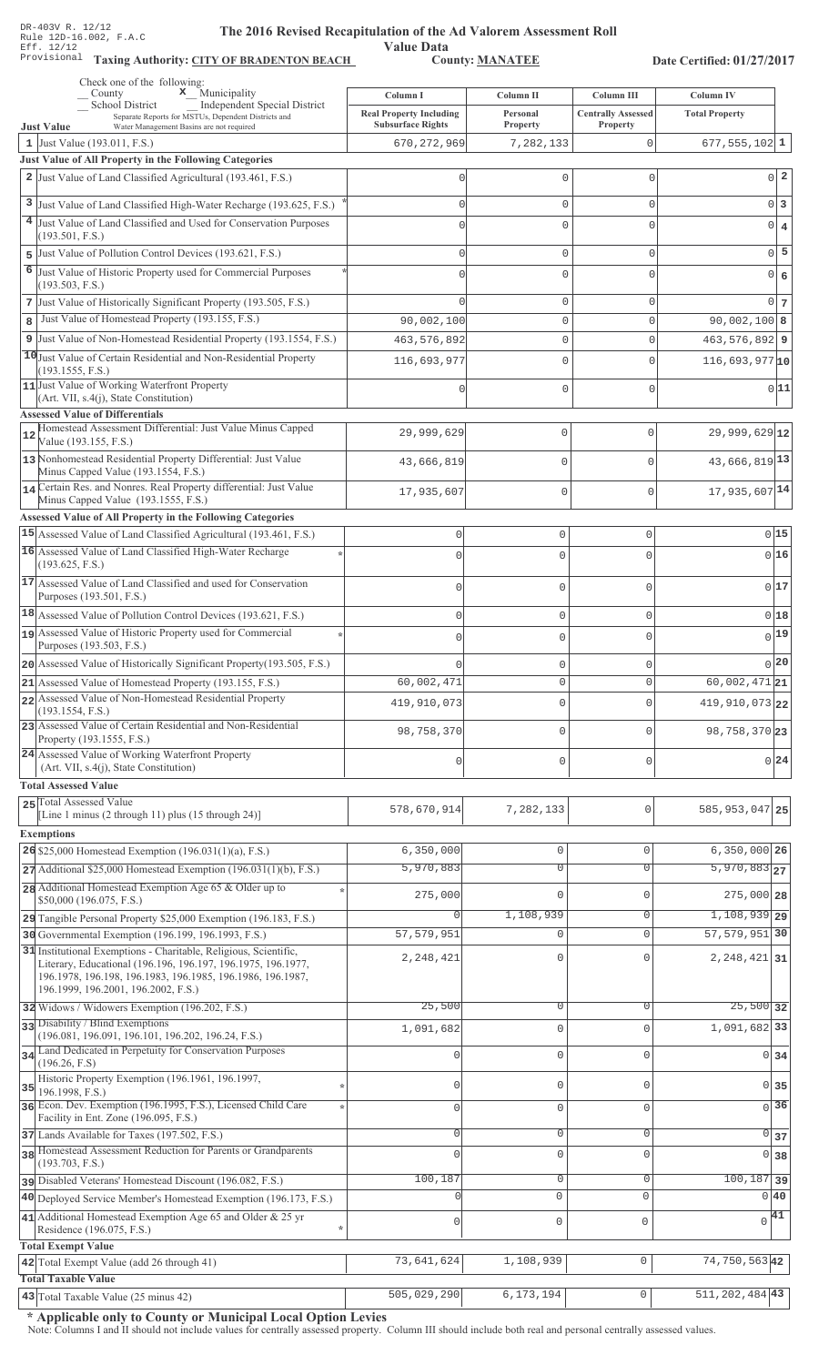DR-403V R. 12/12
Rule 12D-16.002, F.A.C
Eff. 12/12
Provisional

# The 2016 Revised Recapitulation of the Ad Valorem Assessment Roll

## Value Data

**Taxing Authority: CITY OF BRADENTON BEACH** **County: MANATEE** **Date Certified: 01/27/2017**

Check one of the following:
_ County  x Municipality
_ School District  _ Independent Special District
Separate Reports for MSTUs, Dependent Districts and Water Management Basins are not required

| Just Value | Column I Real Property Including Subsurface Rights | Column II Personal Property | Column III Centrally Assessed Property | Column IV Total Property | |
|---|---|---|---|---|---|
| 1 Just Value (193.011, F.S.) | 670,272,969 | 7,282,133 | 0 | 677,555,102 | 1 |
| **Just Value of All Property in the Following Categories** | | | | | |
| 2 Just Value of Land Classified Agricultural (193.461, F.S.) | 0 | 0 | 0 | 0 | 2 |
| 3 Just Value of Land Classified High-Water Recharge (193.625, F.S.) * | 0 | 0 | 0 | 0 | 3 |
| 4 Just Value of Land Classified and Used for Conservation Purposes (193.501, F.S.) | 0 | 0 | 0 | 0 | 4 |
| 5 Just Value of Pollution Control Devices (193.621, F.S.) | 0 | 0 | 0 | 0 | 5 |
| 6 Just Value of Historic Property used for Commercial Purposes (193.503, F.S.) * | 0 | 0 | 0 | 0 | 6 |
| 7 Just Value of Historically Significant Property (193.505, F.S.) | 0 | 0 | 0 | 0 | 7 |
| 8 Just Value of Homestead Property (193.155, F.S.) | 90,002,100 | 0 | 0 | 90,002,100 | 8 |
| 9 Just Value of Non-Homestead Residential Property (193.1554, F.S.) | 463,576,892 | 0 | 0 | 463,576,892 | 9 |
| 10 Just Value of Certain Residential and Non-Residential Property (193.1555, F.S.) | 116,693,977 | 0 | 0 | 116,693,977 | 10 |
| 11 Just Value of Working Waterfront Property (Art. VII, s.4(j), State Constitution) | 0 | 0 | 0 | 0 | 11 |
| **Assessed Value of Differentials** | | | | | |
| 12 Homestead Assessment Differential: Just Value Minus Capped Value (193.155, F.S.) | 29,999,629 | 0 | 0 | 29,999,629 | 12 |
| 13 Nonhomestead Residential Property Differential: Just Value Minus Capped Value (193.1554, F.S.) | 43,666,819 | 0 | 0 | 43,666,819 | 13 |
| 14 Certain Res. and Nonres. Real Property differential: Just Value Minus Capped Value (193.1555, F.S.) | 17,935,607 | 0 | 0 | 17,935,607 | 14 |
| **Assessed Value of All Property in the Following Categories** | | | | | |
| 15 Assessed Value of Land Classified Agricultural (193.461, F.S.) | 0 | 0 | 0 | 0 | 15 |
| 16 Assessed Value of Land Classified High-Water Recharge (193.625, F.S.) * | 0 | 0 | 0 | 0 | 16 |
| 17 Assessed Value of Land Classified and used for Conservation Purposes (193.501, F.S.) | 0 | 0 | 0 | 0 | 17 |
| 18 Assessed Value of Pollution Control Devices (193.621, F.S.) | 0 | 0 | 0 | 0 | 18 |
| 19 Assessed Value of Historic Property used for Commercial Purposes (193.503, F.S.) * | 0 | 0 | 0 | 0 | 19 |
| 20 Assessed Value of Historically Significant Property(193.505, F.S.) | 0 | 0 | 0 | 0 | 20 |
| 21 Assessed Value of Homestead Property (193.155, F.S.) | 60,002,471 | 0 | 0 | 60,002,471 | 21 |
| 22 Assessed Value of Non-Homestead Residential Property (193.1554, F.S.) | 419,910,073 | 0 | 0 | 419,910,073 | 22 |
| 23 Assessed Value of Certain Residential and Non-Residential Property (193.1555, F.S.) | 98,758,370 | 0 | 0 | 98,758,370 | 23 |
| 24 Assessed Value of Working Waterfront Property (Art. VII, s.4(j), State Constitution) | 0 | 0 | 0 | 0 | 24 |
| **Total Assessed Value** | | | | | |
| 25 Total Assessed Value [Line 1 minus (2 through 11) plus (15 through 24)] | 578,670,914 | 7,282,133 | 0 | 585,953,047 | 25 |
| **Exemptions** | | | | | |
| 26 $25,000 Homestead Exemption (196.031(1)(a), F.S.) | 6,350,000 | 0 | 0 | 6,350,000 | 26 |
| 27 Additional $25,000 Homestead Exemption (196.031(1)(b), F.S.) | 5,970,883 | 0 | 0 | 5,970,883 | 27 |
| 28 Additional Homestead Exemption Age 65 & Older up to $50,000 (196.075, F.S.) * | 275,000 | 0 | 0 | 275,000 | 28 |
| 29 Tangible Personal Property $25,000 Exemption (196.183, F.S.) | 0 | 1,108,939 | 0 | 1,108,939 | 29 |
| 30 Governmental Exemption (196.199, 196.1993, F.S.) | 57,579,951 | 0 | 0 | 57,579,951 | 30 |
| 31 Institutional Exemptions - Charitable, Religious, Scientific, Literary, Educational (196.196, 196.197, 196.1975, 196.1977, 196.1978, 196.198, 196.1983, 196.1985, 196.1986, 196.1987, 196.1999, 196.2001, 196.2002, F.S.) | 2,248,421 | 0 | 0 | 2,248,421 | 31 |
| 32 Widows / Widowers Exemption (196.202, F.S.) | 25,500 | 0 | 0 | 25,500 | 32 |
| 33 Disability / Blind Exemptions (196.081, 196.091, 196.101, 196.202, 196.24, F.S.) | 1,091,682 | 0 | 0 | 1,091,682 | 33 |
| 34 Land Dedicated in Perpetuity for Conservation Purposes (196.26, F.S) | 0 | 0 | 0 | 0 | 34 |
| 35 Historic Property Exemption (196.1961, 196.1997, 196.1998, F.S.) * | 0 | 0 | 0 | 0 | 35 |
| 36 Econ. Dev. Exemption (196.1995, F.S.), Licensed Child Care Facility in Ent. Zone (196.095, F.S.) * | 0 | 0 | 0 | 0 | 36 |
| 37 Lands Available for Taxes (197.502, F.S.) | 0 | 0 | 0 | 0 | 37 |
| 38 Homestead Assessment Reduction for Parents or Grandparents (193.703, F.S.) | 0 | 0 | 0 | 0 | 38 |
| 39 Disabled Veterans' Homestead Discount (196.082, F.S.) | 100,187 | 0 | 0 | 100,187 | 39 |
| 40 Deployed Service Member's Homestead Exemption (196.173, F.S.) | 0 | 0 | 0 | 0 | 40 |
| 41 Additional Homestead Exemption Age 65 and Older & 25 yr Residence (196.075, F.S.) * | 0 | 0 | 0 | 0 | 41 |
| **Total Exempt Value** | | | | | |
| 42 Total Exempt Value (add 26 through 41) | 73,641,624 | 1,108,939 | 0 | 74,750,563 | 42 |
| **Total Taxable Value** | | | | | |
| 43 Total Taxable Value (25 minus 42) | 505,029,290 | 6,173,194 | 0 | 511,202,484 | 43 |

**\* Applicable only to County or Municipal Local Option Levies**

Note: Columns I and II should not include values for centrally assessed property. Column III should include both real and personal centrally assessed values.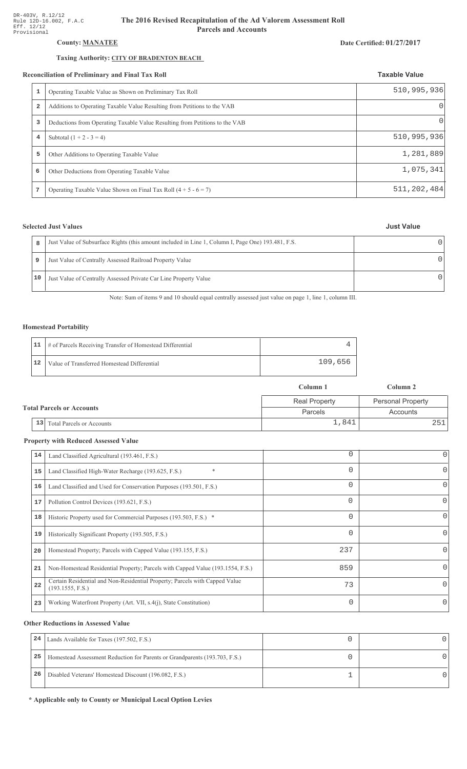DR-403V, R.12/12
Rule 12D-16.002, F.A.C
Eff. 12/12
Provisional

# The 2016 Revised Recapitulation of the Ad Valorem Assessment Roll
## Parcels and Accounts

**County: MANATEE**

**Date Certified: 01/27/2017**

**Taxing Authority: CITY OF BRADENTON BEACH**

### Reconciliation of Preliminary and Final Tax Roll

| | | Taxable Value |
|---|---|---|
| 1 | Operating Taxable Value as Shown on Preliminary Tax Roll | 510,995,936 |
| 2 | Additions to Operating Taxable Value Resulting from Petitions to the VAB | 0 |
| 3 | Deductions from Operating Taxable Value Resulting from Petitions to the VAB | 0 |
| 4 | Subtotal (1 + 2 - 3 = 4) | 510,995,936 |
| 5 | Other Additions to Operating Taxable Value | 1,281,889 |
| 6 | Other Deductions from Operating Taxable Value | 1,075,341 |
| 7 | Operating Taxable Value Shown on Final Tax Roll (4 + 5 - 6 = 7) | 511,202,484 |

### Selected Just Values

| | | Just Value |
|---|---|---|
| 8 | Just Value of Subsurface Rights (this amount included in Line 1, Column I, Page One) 193.481, F.S. | 0 |
| 9 | Just Value of Centrally Assessed Railroad Property Value | 0 |
| 10 | Just Value of Centrally Assessed Private Car Line Property Value | 0 |

Note: Sum of items 9 and 10 should equal centrally assessed just value on page 1, line 1, column III.

### Homestead Portability

| | | |
|---|---|---|
| 11 | # of Parcels Receiving Transfer of Homestead Differential | 4 |
| 12 | Value of Transferred Homestead Differential | 109,656 |

### Total Parcels or Accounts

| | | Column 1 | Column 2 |
|---|---|---|---|
| | | Real Property Parcels | Personal Property Accounts |
| 13 | Total Parcels or Accounts | 1,841 | 251 |

### Property with Reduced Assessed Value

| | | Column 1 | Column 2 |
|---|---|---|---|
| 14 | Land Classified Agricultural (193.461, F.S.) | 0 | 0 |
| 15 | Land Classified High-Water Recharge (193.625, F.S.) * | 0 | 0 |
| 16 | Land Classified and Used for Conservation Purposes (193.501, F.S.) | 0 | 0 |
| 17 | Pollution Control Devices (193.621, F.S.) | 0 | 0 |
| 18 | Historic Property used for Commercial Purposes (193.503, F.S.) * | 0 | 0 |
| 19 | Historically Significant Property (193.505, F.S.) | 0 | 0 |
| 20 | Homestead Property; Parcels with Capped Value (193.155, F.S.) | 237 | 0 |
| 21 | Non-Homestead Residential Property; Parcels with Capped Value (193.1554, F.S.) | 859 | 0 |
| 22 | Certain Residential and Non-Residential Property; Parcels with Capped Value (193.1555, F.S.) | 73 | 0 |
| 23 | Working Waterfront Property (Art. VII, s.4(j), State Constitution) | 0 | 0 |

### Other Reductions in Assessed Value

| | | Column 1 | Column 2 |
|---|---|---|---|
| 24 | Lands Available for Taxes (197.502, F.S.) | 0 | 0 |
| 25 | Homestead Assessment Reduction for Parents or Grandparents (193.703, F.S.) | 0 | 0 |
| 26 | Disabled Veterans' Homestead Discount (196.082, F.S.) | 1 | 0 |

**\* Applicable only to County or Municipal Local Option Levies**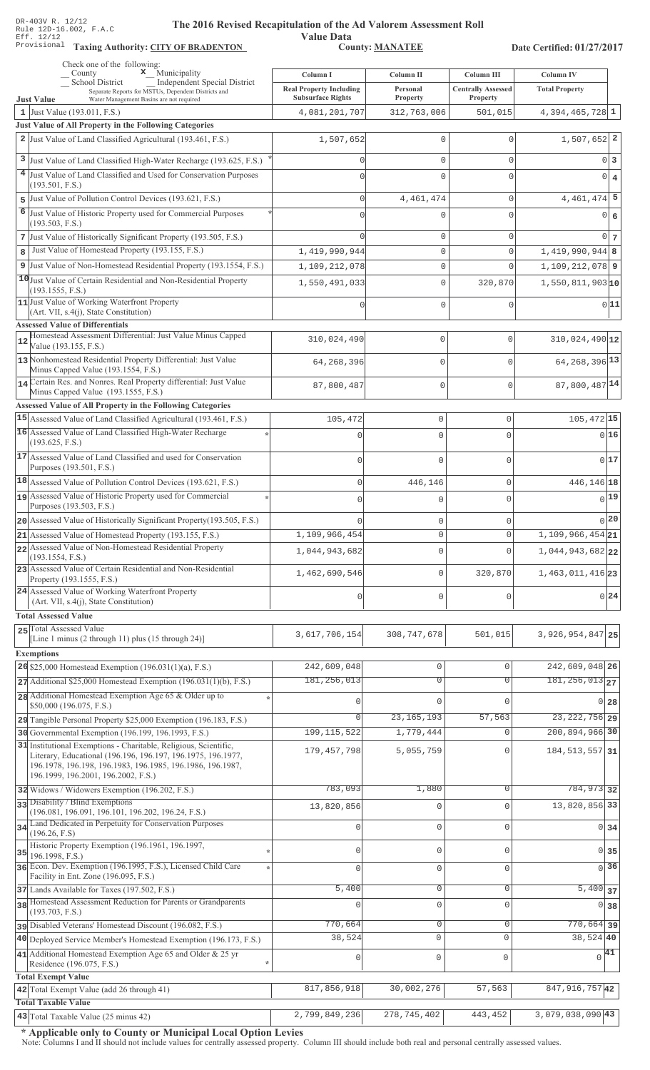DR-403V R. 12/12
Rule 12D-16.002, F.A.C
Eff. 12/12
Provisional

# The 2016 Revised Recapitulation of the Ad Valorem Assessment Roll Value Data

**Taxing Authority: CITY OF BRADENTON** **County: MANATEE** **Date Certified: 01/27/2017**

Check one of the following:
_ County
x Municipality
_ School District
_ Independent Special District
Separate Reports for MSTUs, Dependent Districts and Water Management Basins are not required

| Just Value | Column I Real Property Including Subsurface Rights | Column II Personal Property | Column III Centrally Assessed Property | Column IV Total Property | |
|---|---|---|---|---|---|
| 1 Just Value (193.011, F.S.) | 4,081,201,707 | 312,763,006 | 501,015 | 4,394,465,728 | 1 |
| **Just Value of All Property in the Following Categories** | | | | | |
| 2 Just Value of Land Classified Agricultural (193.461, F.S.) | 1,507,652 | 0 | 0 | 1,507,652 | 2 |
| 3 Just Value of Land Classified High-Water Recharge (193.625, F.S.) * | 0 | 0 | 0 | 0 | 3 |
| 4 Just Value of Land Classified and Used for Conservation Purposes (193.501, F.S.) | 0 | 0 | 0 | 0 | 4 |
| 5 Just Value of Pollution Control Devices (193.621, F.S.) | 0 | 4,461,474 | 0 | 4,461,474 | 5 |
| 6 Just Value of Historic Property used for Commercial Purposes (193.503, F.S.) * | 0 | 0 | 0 | 0 | 6 |
| 7 Just Value of Historically Significant Property (193.505, F.S.) | 0 | 0 | 0 | 0 | 7 |
| 8 Just Value of Homestead Property (193.155, F.S.) | 1,419,990,944 | 0 | 0 | 1,419,990,944 | 8 |
| 9 Just Value of Non-Homestead Residential Property (193.1554, F.S.) | 1,109,212,078 | 0 | 0 | 1,109,212,078 | 9 |
| 10 Just Value of Certain Residential and Non-Residential Property (193.1555, F.S.) | 1,550,491,033 | 0 | 320,870 | 1,550,811,903 | 10 |
| 11 Just Value of Working Waterfront Property (Art. VII, s.4(j), State Constitution) | 0 | 0 | 0 | 0 | 11 |
| **Assessed Value of Differentials** | | | | | |
| 12 Homestead Assessment Differential: Just Value Minus Capped Value (193.155, F.S.) | 310,024,490 | 0 | 0 | 310,024,490 | 12 |
| 13 Nonhomestead Residential Property Differential: Just Value Minus Capped Value (193.1554, F.S.) | 64,268,396 | 0 | 0 | 64,268,396 | 13 |
| 14 Certain Res. and Nonres. Real Property differential: Just Value Minus Capped Value (193.1555, F.S.) | 87,800,487 | 0 | 0 | 87,800,487 | 14 |
| **Assessed Value of All Property in the Following Categories** | | | | | |
| 15 Assessed Value of Land Classified Agricultural (193.461, F.S.) | 105,472 | 0 | 0 | 105,472 | 15 |
| 16 Assessed Value of Land Classified High-Water Recharge (193.625, F.S.) * | 0 | 0 | 0 | 0 | 16 |
| 17 Assessed Value of Land Classified and used for Conservation Purposes (193.501, F.S.) | 0 | 0 | 0 | 0 | 17 |
| 18 Assessed Value of Pollution Control Devices (193.621, F.S.) | 0 | 446,146 | 0 | 446,146 | 18 |
| 19 Assessed Value of Historic Property used for Commercial Purposes (193.503, F.S.) * | 0 | 0 | 0 | 0 | 19 |
| 20 Assessed Value of Historically Significant Property (193.505, F.S.) | 0 | 0 | 0 | 0 | 20 |
| 21 Assessed Value of Homestead Property (193.155, F.S.) | 1,109,966,454 | 0 | 0 | 1,109,966,454 | 21 |
| 22 Assessed Value of Non-Homestead Residential Property (193.1554, F.S.) | 1,044,943,682 | 0 | 0 | 1,044,943,682 | 22 |
| 23 Assessed Value of Certain Residential and Non-Residential Property (193.1555, F.S.) | 1,462,690,546 | 0 | 320,870 | 1,463,011,416 | 23 |
| 24 Assessed Value of Working Waterfront Property (Art. VII, s.4(j), State Constitution) | 0 | 0 | 0 | 0 | 24 |
| **Total Assessed Value** | | | | | |
| 25 Total Assessed Value [Line 1 minus (2 through 11) plus (15 through 24)] | 3,617,706,154 | 308,747,678 | 501,015 | 3,926,954,847 | 25 |
| **Exemptions** | | | | | |
| 26 $25,000 Homestead Exemption (196.031(1)(a), F.S.) | 242,609,048 | 0 | 0 | 242,609,048 | 26 |
| 27 Additional $25,000 Homestead Exemption (196.031(1)(b), F.S.) | 181,256,013 | 0 | 0 | 181,256,013 | 27 |
| 28 Additional Homestead Exemption Age 65 & Older up to $50,000 (196.075, F.S.) * | 0 | 0 | 0 | 0 | 28 |
| 29 Tangible Personal Property $25,000 Exemption (196.183, F.S.) | 0 | 23,165,193 | 57,563 | 23,222,756 | 29 |
| 30 Governmental Exemption (196.199, 196.1993, F.S.) | 199,115,522 | 1,779,444 | 0 | 200,894,966 | 30 |
| 31 Institutional Exemptions - Charitable, Religious, Scientific, Literary, Educational (196.196, 196.197, 196.1975, 196.1977, 196.1978, 196.198, 196.1983, 196.1985, 196.1986, 196.1987, 196.1999, 196.2001, 196.2002, F.S.) | 179,457,798 | 5,055,759 | 0 | 184,513,557 | 31 |
| 32 Widows / Widowers Exemption (196.202, F.S.) | 783,093 | 1,880 | 0 | 784,973 | 32 |
| 33 Disability / Blind Exemptions (196.081, 196.091, 196.101, 196.202, 196.24, F.S.) | 13,820,856 | 0 | 0 | 13,820,856 | 33 |
| 34 Land Dedicated in Perpetuity for Conservation Purposes (196.26, F.S) | 0 | 0 | 0 | 0 | 34 |
| 35 Historic Property Exemption (196.1961, 196.1997, 196.1998, F.S.) * | 0 | 0 | 0 | 0 | 35 |
| 36 Econ. Dev. Exemption (196.1995, F.S.), Licensed Child Care Facility in Ent. Zone (196.095, F.S.) * | 0 | 0 | 0 | 0 | 36 |
| 37 Lands Available for Taxes (197.502, F.S.) | 5,400 | 0 | 0 | 5,400 | 37 |
| 38 Homestead Assessment Reduction for Parents or Grandparents (193.703, F.S.) | 0 | 0 | 0 | 0 | 38 |
| 39 Disabled Veterans' Homestead Discount (196.082, F.S.) | 770,664 | 0 | 0 | 770,664 | 39 |
| 40 Deployed Service Member's Homestead Exemption (196.173, F.S.) | 38,524 | 0 | 0 | 38,524 | 40 |
| 41 Additional Homestead Exemption Age 65 and Older & 25 yr Residence (196.075, F.S.) * | 0 | 0 | 0 | 0 | 41 |
| **Total Exempt Value** | | | | | |
| 42 Total Exempt Value (add 26 through 41) | 817,856,918 | 30,002,276 | 57,563 | 847,916,757 | 42 |
| **Total Taxable Value** | | | | | |
| 43 Total Taxable Value (25 minus 42) | 2,799,849,236 | 278,745,402 | 443,452 | 3,079,038,090 | 43 |

**\* Applicable only to County or Municipal Local Option Levies**

Note: Columns I and II should not include values for centrally assessed property. Column III should include both real and personal centrally assessed values.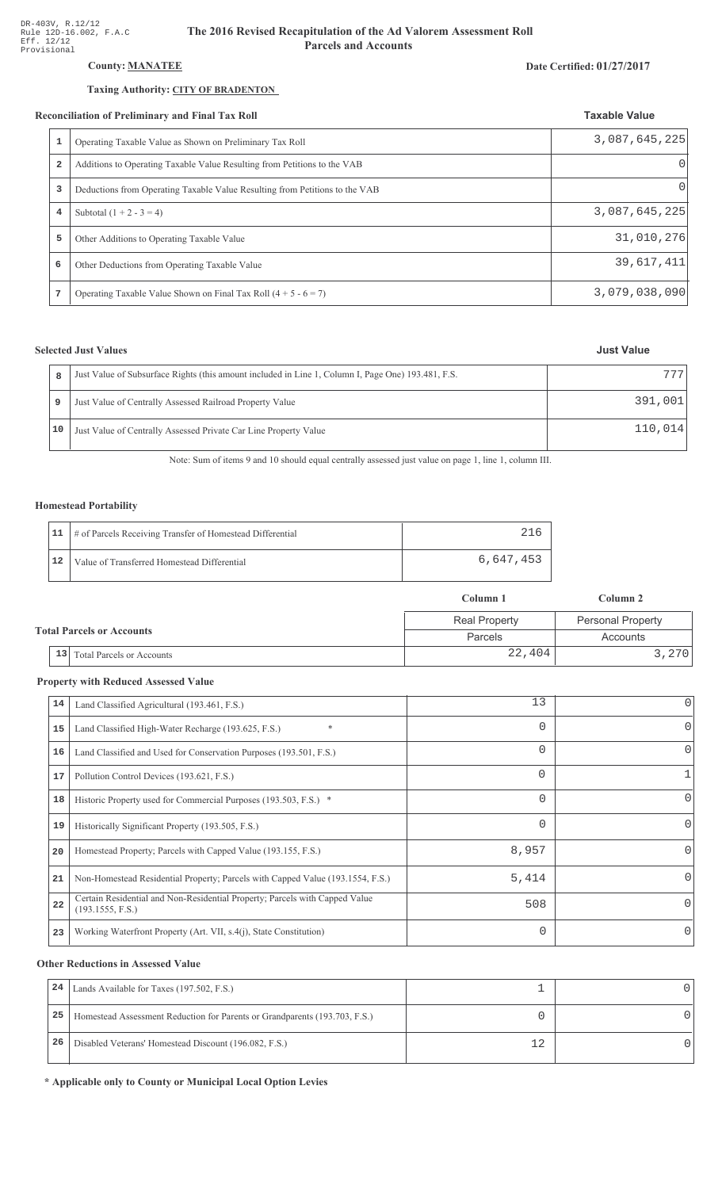DR-403V, R.12/12
Rule 12D-16.002, F.A.C
Eff. 12/12
Provisional

# The 2016 Revised Recapitulation of the Ad Valorem Assessment Roll
## Parcels and Accounts

**County:** **MANATEE**

**Date Certified: 01/27/2017**

**Taxing Authority:** **CITY OF BRADENTON**

### Reconciliation of Preliminary and Final Tax Roll

| | | Taxable Value |
|---|---|---|
| 1 | Operating Taxable Value as Shown on Preliminary Tax Roll | 3,087,645,225 |
| 2 | Additions to Operating Taxable Value Resulting from Petitions to the VAB | 0 |
| 3 | Deductions from Operating Taxable Value Resulting from Petitions to the VAB | 0 |
| 4 | Subtotal (1 + 2 - 3 = 4) | 3,087,645,225 |
| 5 | Other Additions to Operating Taxable Value | 31,010,276 |
| 6 | Other Deductions from Operating Taxable Value | 39,617,411 |
| 7 | Operating Taxable Value Shown on Final Tax Roll (4 + 5 - 6 = 7) | 3,079,038,090 |

### Selected Just Values

| | | Just Value |
|---|---|---|
| 8 | Just Value of Subsurface Rights (this amount included in Line 1, Column I, Page One) 193.481, F.S. | 777 |
| 9 | Just Value of Centrally Assessed Railroad Property Value | 391,001 |
| 10 | Just Value of Centrally Assessed Private Car Line Property Value | 110,014 |

Note: Sum of items 9 and 10 should equal centrally assessed just value on page 1, line 1, column III.

### Homestead Portability

| | | |
|---|---|---|
| 11 | # of Parcels Receiving Transfer of Homestead Differential | 216 |
| 12 | Value of Transferred Homestead Differential | 6,647,453 |

### Total Parcels or Accounts

| | | Column 1 | Column 2 |
|---|---|---|---|
| | | Real Property | Personal Property |
| | | Parcels | Accounts |
| 13 | Total Parcels or Accounts | 22,404 | 3,270 |

### Property with Reduced Assessed Value

| | | Column 1 | Column 2 |
|---|---|---|---|
| 14 | Land Classified Agricultural (193.461, F.S.) | 13 | 0 |
| 15 | Land Classified High-Water Recharge (193.625, F.S.) * | 0 | 0 |
| 16 | Land Classified and Used for Conservation Purposes (193.501, F.S.) | 0 | 0 |
| 17 | Pollution Control Devices (193.621, F.S.) | 0 | 1 |
| 18 | Historic Property used for Commercial Purposes (193.503, F.S.) * | 0 | 0 |
| 19 | Historically Significant Property (193.505, F.S.) | 0 | 0 |
| 20 | Homestead Property; Parcels with Capped Value (193.155, F.S.) | 8,957 | 0 |
| 21 | Non-Homestead Residential Property; Parcels with Capped Value (193.1554, F.S.) | 5,414 | 0 |
| 22 | Certain Residential and Non-Residential Property; Parcels with Capped Value (193.1555, F.S.) | 508 | 0 |
| 23 | Working Waterfront Property (Art. VII, s.4(j), State Constitution) | 0 | 0 |

### Other Reductions in Assessed Value

| | | Column 1 | Column 2 |
|---|---|---|---|
| 24 | Lands Available for Taxes (197.502, F.S.) | 1 | 0 |
| 25 | Homestead Assessment Reduction for Parents or Grandparents (193.703, F.S.) | 0 | 0 |
| 26 | Disabled Veterans' Homestead Discount (196.082, F.S.) | 12 | 0 |

**\* Applicable only to County or Municipal Local Option Levies**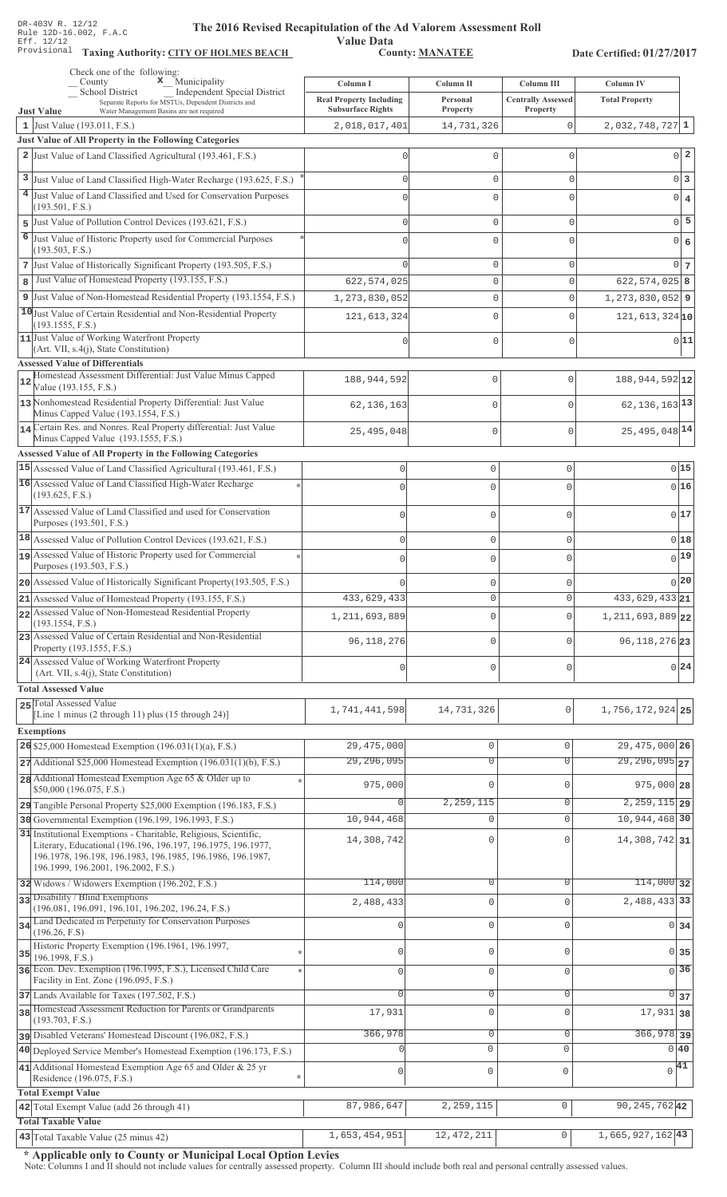DR-403V R. 12/12
Rule 12D-16.002, F.A.C
Eff. 12/12
Provisional

# The 2016 Revised Recapitulation of the Ad Valorem Assessment Roll
## Value Data

**Taxing Authority: CITY OF HOLMES BEACH** **County: MANATEE** **Date Certified: 01/27/2017**

Check one of the following:
_ County  x Municipality
_ School District  _ Independent Special District
Separate Reports for MSTUs, Dependent Districts and Water Management Basins are not required

| | Column I Real Property Including Subsurface Rights | Column II Personal Property | Column III Centrally Assessed Property | Column IV Total Property | |
|---|---|---|---|---|---|
| **Just Value** | | | | | |
| 1 Just Value (193.011, F.S.) | 2,018,017,401 | 14,731,326 | 0 | 2,032,748,727 | 1 |
| **Just Value of All Property in the Following Categories** | | | | | |
| 2 Just Value of Land Classified Agricultural (193.461, F.S.) | 0 | 0 | 0 | 0 | 2 |
| 3 Just Value of Land Classified High-Water Recharge (193.625, F.S.) * | 0 | 0 | 0 | 0 | 3 |
| 4 Just Value of Land Classified and Used for Conservation Purposes (193.501, F.S.) | 0 | 0 | 0 | 0 | 4 |
| 5 Just Value of Pollution Control Devices (193.621, F.S.) | 0 | 0 | 0 | 0 | 5 |
| 6 Just Value of Historic Property used for Commercial Purposes (193.503, F.S.) * | 0 | 0 | 0 | 0 | 6 |
| 7 Just Value of Historically Significant Property (193.505, F.S.) | 0 | 0 | 0 | 0 | 7 |
| 8 Just Value of Homestead Property (193.155, F.S.) | 622,574,025 | 0 | 0 | 622,574,025 | 8 |
| 9 Just Value of Non-Homestead Residential Property (193.1554, F.S.) | 1,273,830,052 | 0 | 0 | 1,273,830,052 | 9 |
| 10 Just Value of Certain Residential and Non-Residential Property (193.1555, F.S.) | 121,613,324 | 0 | 0 | 121,613,324 | 10 |
| 11 Just Value of Working Waterfront Property (Art. VII, s.4(j), State Constitution) | 0 | 0 | 0 | 0 | 11 |
| **Assessed Value of Differentials** | | | | | |
| 12 Homestead Assessment Differential: Just Value Minus Capped Value (193.155, F.S.) | 188,944,592 | 0 | 0 | 188,944,592 | 12 |
| 13 Nonhomestead Residential Property Differential: Just Value Minus Capped Value (193.1554, F.S.) | 62,136,163 | 0 | 0 | 62,136,163 | 13 |
| 14 Certain Res. and Nonres. Real Property differential: Just Value Minus Capped Value (193.1555, F.S.) | 25,495,048 | 0 | 0 | 25,495,048 | 14 |
| **Assessed Value of All Property in the Following Categories** | | | | | |
| 15 Assessed Value of Land Classified Agricultural (193.461, F.S.) | 0 | 0 | 0 | 0 | 15 |
| 16 Assessed Value of Land Classified High-Water Recharge (193.625, F.S.) * | 0 | 0 | 0 | 0 | 16 |
| 17 Assessed Value of Land Classified and used for Conservation Purposes (193.501, F.S.) | 0 | 0 | 0 | 0 | 17 |
| 18 Assessed Value of Pollution Control Devices (193.621, F.S.) | 0 | 0 | 0 | 0 | 18 |
| 19 Assessed Value of Historic Property used for Commercial Purposes (193.503, F.S.) * | 0 | 0 | 0 | 0 | 19 |
| 20 Assessed Value of Historically Significant Property(193.505, F.S.) | 0 | 0 | 0 | 0 | 20 |
| 21 Assessed Value of Homestead Property (193.155, F.S.) | 433,629,433 | 0 | 0 | 433,629,433 | 21 |
| 22 Assessed Value of Non-Homestead Residential Property (193.1554, F.S.) | 1,211,693,889 | 0 | 0 | 1,211,693,889 | 22 |
| 23 Assessed Value of Certain Residential and Non-Residential Property (193.1555, F.S.) | 96,118,276 | 0 | 0 | 96,118,276 | 23 |
| 24 Assessed Value of Working Waterfront Property (Art. VII, s.4(j), State Constitution) | 0 | 0 | 0 | 0 | 24 |
| **Total Assessed Value** | | | | | |
| 25 Total Assessed Value [Line 1 minus (2 through 11) plus (15 through 24)] | 1,741,441,598 | 14,731,326 | 0 | 1,756,172,924 | 25 |
| **Exemptions** | | | | | |
| 26 $25,000 Homestead Exemption (196.031(1)(a), F.S.) | 29,475,000 | 0 | 0 | 29,475,000 | 26 |
| 27 Additional $25,000 Homestead Exemption (196.031(1)(b), F.S.) | 29,296,095 | 0 | 0 | 29,296,095 | 27 |
| 28 Additional Homestead Exemption Age 65 & Older up to $50,000 (196.075, F.S.) * | 975,000 | 0 | 0 | 975,000 | 28 |
| 29 Tangible Personal Property $25,000 Exemption (196.183, F.S.) | 0 | 2,259,115 | 0 | 2,259,115 | 29 |
| 30 Governmental Exemption (196.199, 196.1993, F.S.) | 10,944,468 | 0 | 0 | 10,944,468 | 30 |
| 31 Institutional Exemptions - Charitable, Religious, Scientific, Literary, Educational (196.196, 196.197, 196.1975, 196.1977, 196.1978, 196.198, 196.1983, 196.1985, 196.1986, 196.1987, 196.1999, 196.2001, 196.2002, F.S.) | 14,308,742 | 0 | 0 | 14,308,742 | 31 |
| 32 Widows / Widowers Exemption (196.202, F.S.) | 114,000 | 0 | 0 | 114,000 | 32 |
| 33 Disability / Blind Exemptions (196.081, 196.091, 196.101, 196.202, 196.24, F.S.) | 2,488,433 | 0 | 0 | 2,488,433 | 33 |
| 34 Land Dedicated in Perpetuity for Conservation Purposes (196.26, F.S) | 0 | 0 | 0 | 0 | 34 |
| 35 Historic Property Exemption (196.1961, 196.1997, 196.1998, F.S.) * | 0 | 0 | 0 | 0 | 35 |
| 36 Econ. Dev. Exemption (196.1995, F.S.), Licensed Child Care Facility in Ent. Zone (196.095, F.S.) * | 0 | 0 | 0 | 0 | 36 |
| 37 Lands Available for Taxes (197.502, F.S.) | 0 | 0 | 0 | 0 | 37 |
| 38 Homestead Assessment Reduction for Parents or Grandparents (193.703, F.S.) | 17,931 | 0 | 0 | 17,931 | 38 |
| 39 Disabled Veterans' Homestead Discount (196.082, F.S.) | 366,978 | 0 | 0 | 366,978 | 39 |
| 40 Deployed Service Member's Homestead Exemption (196.173, F.S.) | 0 | 0 | 0 | 0 | 40 |
| 41 Additional Homestead Exemption Age 65 and Older & 25 yr Residence (196.075, F.S.) * | 0 | 0 | 0 | 0 | 41 |
| **Total Exempt Value** | | | | | |
| 42 Total Exempt Value (add 26 through 41) | 87,986,647 | 2,259,115 | 0 | 90,245,762 | 42 |
| **Total Taxable Value** | | | | | |
| 43 Total Taxable Value (25 minus 42) | 1,653,454,951 | 12,472,211 | 0 | 1,665,927,162 | 43 |

**\* Applicable only to County or Municipal Local Option Levies**

Note: Columns I and II should not include values for centrally assessed property. Column III should include both real and personal centrally assessed values.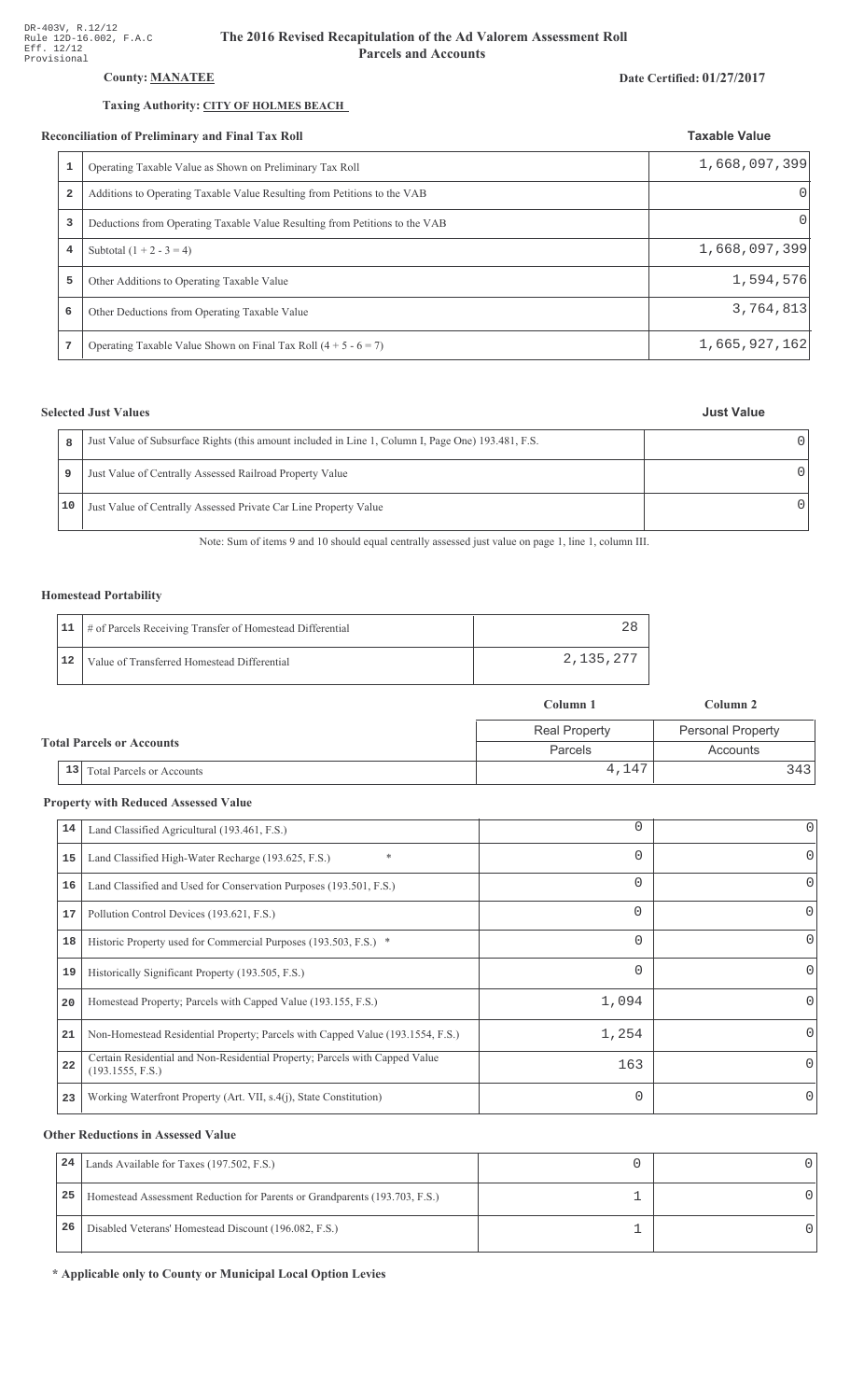DR-403V, R.12/12
Rule 12D-16.002, F.A.C
Eff. 12/12
Provisional

# The 2016 Revised Recapitulation of the Ad Valorem Assessment Roll
## Parcels and Accounts

**County:** **MANATEE**

**Date Certified: 01/27/2017**

**Taxing Authority:** **CITY OF HOLMES BEACH**

### Reconciliation of Preliminary and Final Tax Roll

| | | Taxable Value |
|---|---|---|
| 1 | Operating Taxable Value as Shown on Preliminary Tax Roll | 1,668,097,399 |
| 2 | Additions to Operating Taxable Value Resulting from Petitions to the VAB | 0 |
| 3 | Deductions from Operating Taxable Value Resulting from Petitions to the VAB | 0 |
| 4 | Subtotal (1 + 2 - 3 = 4) | 1,668,097,399 |
| 5 | Other Additions to Operating Taxable Value | 1,594,576 |
| 6 | Other Deductions from Operating Taxable Value | 3,764,813 |
| 7 | Operating Taxable Value Shown on Final Tax Roll (4 + 5 - 6 = 7) | 1,665,927,162 |

### Selected Just Values

| | | Just Value |
|---|---|---|
| 8 | Just Value of Subsurface Rights (this amount included in Line 1, Column I, Page One) 193.481, F.S. | 0 |
| 9 | Just Value of Centrally Assessed Railroad Property Value | 0 |
| 10 | Just Value of Centrally Assessed Private Car Line Property Value | 0 |

Note: Sum of items 9 and 10 should equal centrally assessed just value on page 1, line 1, column III.

### Homestead Portability

| | | |
|---|---|---|
| 11 | # of Parcels Receiving Transfer of Homestead Differential | 28 |
| 12 | Value of Transferred Homestead Differential | 2,135,277 |

### Total Parcels or Accounts

| | | Column 1 | Column 2 |
|---|---|---|---|
| | | Real Property | Personal Property |
| | | Parcels | Accounts |
| 13 | Total Parcels or Accounts | 4,147 | 343 |

### Property with Reduced Assessed Value

| | | Column 1 | Column 2 |
|---|---|---|---|
| 14 | Land Classified Agricultural (193.461, F.S.) | 0 | 0 |
| 15 | Land Classified High-Water Recharge (193.625, F.S.) * | 0 | 0 |
| 16 | Land Classified and Used for Conservation Purposes (193.501, F.S.) | 0 | 0 |
| 17 | Pollution Control Devices (193.621, F.S.) | 0 | 0 |
| 18 | Historic Property used for Commercial Purposes (193.503, F.S.) * | 0 | 0 |
| 19 | Historically Significant Property (193.505, F.S.) | 0 | 0 |
| 20 | Homestead Property; Parcels with Capped Value (193.155, F.S.) | 1,094 | 0 |
| 21 | Non-Homestead Residential Property; Parcels with Capped Value (193.1554, F.S.) | 1,254 | 0 |
| 22 | Certain Residential and Non-Residential Property; Parcels with Capped Value (193.1555, F.S.) | 163 | 0 |
| 23 | Working Waterfront Property (Art. VII, s.4(j), State Constitution) | 0 | 0 |

### Other Reductions in Assessed Value

| | | Column 1 | Column 2 |
|---|---|---|---|
| 24 | Lands Available for Taxes (197.502, F.S.) | 0 | 0 |
| 25 | Homestead Assessment Reduction for Parents or Grandparents (193.703, F.S.) | 1 | 0 |
| 26 | Disabled Veterans' Homestead Discount (196.082, F.S.) | 1 | 0 |

**\* Applicable only to County or Municipal Local Option Levies**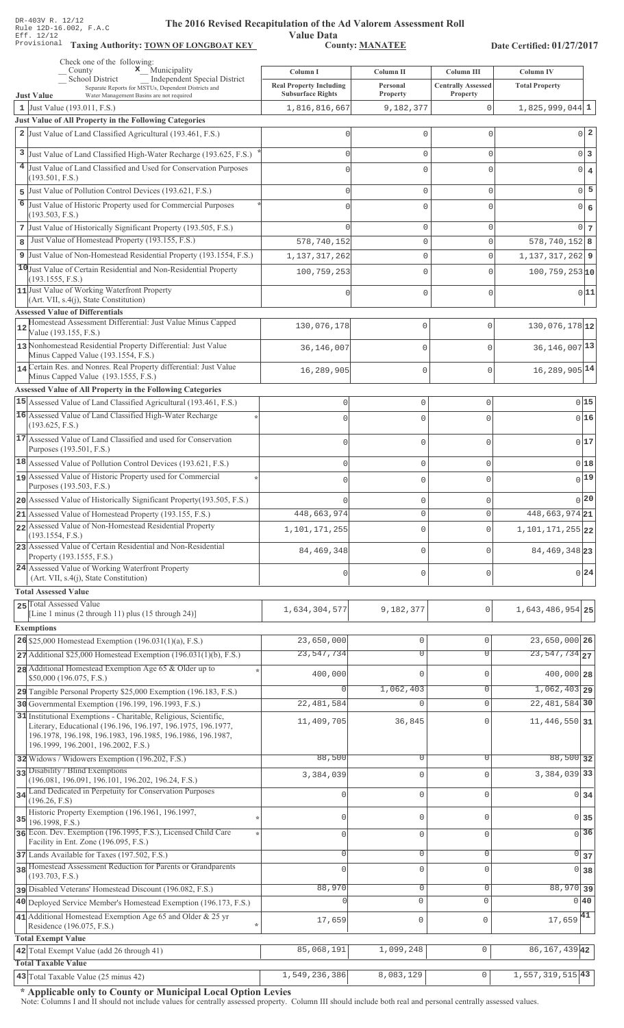DR-403V R. 12/12
Rule 12D-16.002, F.A.C
Eff. 12/12
Provisional

# The 2016 Revised Recapitulation of the Ad Valorem Assessment Roll

## Value Data

**Taxing Authority: TOWN OF LONGBOAT KEY** | **County: MANATEE** | **Date Certified: 01/27/2017**

Check one of the following:
_ County
x Municipality
_ School District
_ Independent Special District
Separate Reports for MSTUs, Dependent Districts and Water Management Basins are not required

| Just Value | Column I Real Property Including Subsurface Rights | Column II Personal Property | Column III Centrally Assessed Property | Column IV Total Property | |
|---|---|---|---|---|---|
| 1 Just Value (193.011, F.S.) | 1,816,816,667 | 9,182,377 | 0 | 1,825,999,044 | 1 |
| **Just Value of All Property in the Following Categories** | | | | | |
| 2 Just Value of Land Classified Agricultural (193.461, F.S.) | 0 | 0 | 0 | 0 | 2 |
| 3 Just Value of Land Classified High-Water Recharge (193.625, F.S.) * | 0 | 0 | 0 | 0 | 3 |
| 4 Just Value of Land Classified and Used for Conservation Purposes (193.501, F.S.) | 0 | 0 | 0 | 0 | 4 |
| 5 Just Value of Pollution Control Devices (193.621, F.S.) | 0 | 0 | 0 | 0 | 5 |
| 6 Just Value of Historic Property used for Commercial Purposes (193.503, F.S.) * | 0 | 0 | 0 | 0 | 6 |
| 7 Just Value of Historically Significant Property (193.505, F.S.) | 0 | 0 | 0 | 0 | 7 |
| 8 Just Value of Homestead Property (193.155, F.S.) | 578,740,152 | 0 | 0 | 578,740,152 | 8 |
| 9 Just Value of Non-Homestead Residential Property (193.1554, F.S.) | 1,137,317,262 | 0 | 0 | 1,137,317,262 | 9 |
| 10 Just Value of Certain Residential and Non-Residential Property (193.1555, F.S.) | 100,759,253 | 0 | 0 | 100,759,253 | 10 |
| 11 Just Value of Working Waterfront Property (Art. VII, s.4(j), State Constitution) | 0 | 0 | 0 | 0 | 11 |
| **Assessed Value of Differentials** | | | | | |
| 12 Homestead Assessment Differential: Just Value Minus Capped Value (193.155, F.S.) | 130,076,178 | 0 | 0 | 130,076,178 | 12 |
| 13 Nonhomestead Residential Property Differential: Just Value Minus Capped Value (193.1554, F.S.) | 36,146,007 | 0 | 0 | 36,146,007 | 13 |
| 14 Certain Res. and Nonres. Real Property differential: Just Value Minus Capped Value (193.1555, F.S.) | 16,289,905 | 0 | 0 | 16,289,905 | 14 |
| **Assessed Value of All Property in the Following Categories** | | | | | |
| 15 Assessed Value of Land Classified Agricultural (193.461, F.S.) | 0 | 0 | 0 | 0 | 15 |
| 16 Assessed Value of Land Classified High-Water Recharge (193.625, F.S.) * | 0 | 0 | 0 | 0 | 16 |
| 17 Assessed Value of Land Classified and used for Conservation Purposes (193.501, F.S.) | 0 | 0 | 0 | 0 | 17 |
| 18 Assessed Value of Pollution Control Devices (193.621, F.S.) | 0 | 0 | 0 | 0 | 18 |
| 19 Assessed Value of Historic Property used for Commercial Purposes (193.503, F.S.) * | 0 | 0 | 0 | 0 | 19 |
| 20 Assessed Value of Historically Significant Property(193.505, F.S.) | 0 | 0 | 0 | 0 | 20 |
| 21 Assessed Value of Homestead Property (193.155, F.S.) | 448,663,974 | 0 | 0 | 448,663,974 | 21 |
| 22 Assessed Value of Non-Homestead Residential Property (193.1554, F.S.) | 1,101,171,255 | 0 | 0 | 1,101,171,255 | 22 |
| 23 Assessed Value of Certain Residential and Non-Residential Property (193.1555, F.S.) | 84,469,348 | 0 | 0 | 84,469,348 | 23 |
| 24 Assessed Value of Working Waterfront Property (Art. VII, s.4(j), State Constitution) | 0 | 0 | 0 | 0 | 24 |
| **Total Assessed Value** | | | | | |
| 25 Total Assessed Value [Line 1 minus (2 through 11) plus (15 through 24)] | 1,634,304,577 | 9,182,377 | 0 | 1,643,486,954 | 25 |
| **Exemptions** | | | | | |
| 26 $25,000 Homestead Exemption (196.031(1)(a), F.S.) | 23,650,000 | 0 | 0 | 23,650,000 | 26 |
| 27 Additional $25,000 Homestead Exemption (196.031(1)(b), F.S.) | 23,547,734 | 0 | 0 | 23,547,734 | 27 |
| 28 Additional Homestead Exemption Age 65 & Older up to $50,000 (196.075, F.S.) * | 400,000 | 0 | 0 | 400,000 | 28 |
| 29 Tangible Personal Property $25,000 Exemption (196.183, F.S.) | 0 | 1,062,403 | 0 | 1,062,403 | 29 |
| 30 Governmental Exemption (196.199, 196.1993, F.S.) | 22,481,584 | 0 | 0 | 22,481,584 | 30 |
| 31 Institutional Exemptions - Charitable, Religious, Scientific, Literary, Educational (196.196, 196.197, 196.1975, 196.1977, 196.1978, 196.198, 196.1983, 196.1985, 196.1986, 196.1987, 196.1999, 196.2001, 196.2002, F.S.) | 11,409,705 | 36,845 | 0 | 11,446,550 | 31 |
| 32 Widows / Widowers Exemption (196.202, F.S.) | 88,500 | 0 | 0 | 88,500 | 32 |
| 33 Disability / Blind Exemptions (196.081, 196.091, 196.101, 196.202, 196.24, F.S.) | 3,384,039 | 0 | 0 | 3,384,039 | 33 |
| 34 Land Dedicated in Perpetuity for Conservation Purposes (196.26, F.S) | 0 | 0 | 0 | 0 | 34 |
| 35 Historic Property Exemption (196.1961, 196.1997, 196.1998, F.S.) * | 0 | 0 | 0 | 0 | 35 |
| 36 Econ. Dev. Exemption (196.1995, F.S.), Licensed Child Care Facility in Ent. Zone (196.095, F.S.) * | 0 | 0 | 0 | 0 | 36 |
| 37 Lands Available for Taxes (197.502, F.S.) | 0 | 0 | 0 | 0 | 37 |
| 38 Homestead Assessment Reduction for Parents or Grandparents (193.703, F.S.) | 0 | 0 | 0 | 0 | 38 |
| 39 Disabled Veterans' Homestead Discount (196.082, F.S.) | 88,970 | 0 | 0 | 88,970 | 39 |
| 40 Deployed Service Member's Homestead Exemption (196.173, F.S.) | 0 | 0 | 0 | 0 | 40 |
| 41 Additional Homestead Exemption Age 65 and Older & 25 yr Residence (196.075, F.S.) * | 17,659 | 0 | 0 | 17,659 | 41 |
| **Total Exempt Value** | | | | | |
| 42 Total Exempt Value (add 26 through 41) | 85,068,191 | 1,099,248 | 0 | 86,167,439 | 42 |
| **Total Taxable Value** | | | | | |
| 43 Total Taxable Value (25 minus 42) | 1,549,236,386 | 8,083,129 | 0 | 1,557,319,515 | 43 |

**\* Applicable only to County or Municipal Local Option Levies**

Note: Columns I and II should not include values for centrally assessed property. Column III should include both real and personal centrally assessed values.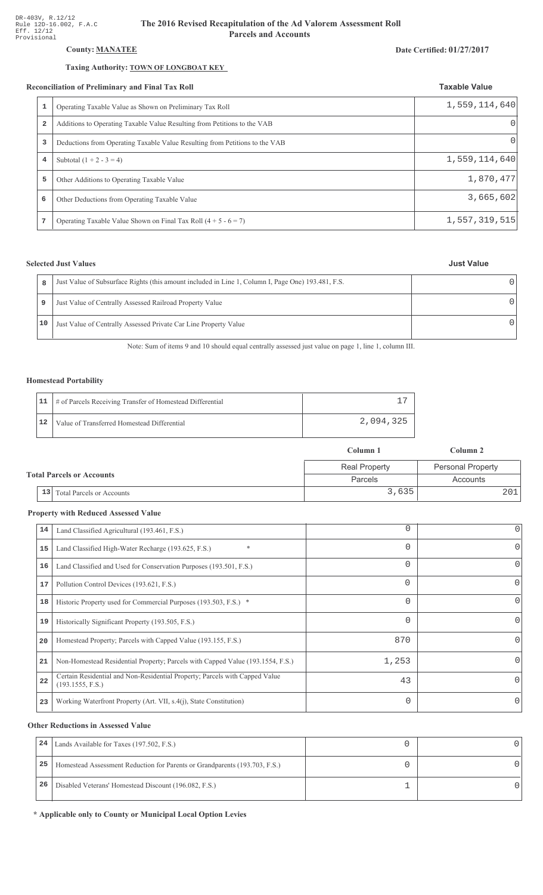DR-403V, R.12/12
Rule 12D-16.002, F.A.C
Eff. 12/12
Provisional

# The 2016 Revised Recapitulation of the Ad Valorem Assessment Roll
## Parcels and Accounts

**County: MANATEE**

**Date Certified: 01/27/2017**

**Taxing Authority: TOWN OF LONGBOAT KEY**

### Reconciliation of Preliminary and Final Tax Roll

| | | Taxable Value |
|---|---|---|
| 1 | Operating Taxable Value as Shown on Preliminary Tax Roll | 1,559,114,640 |
| 2 | Additions to Operating Taxable Value Resulting from Petitions to the VAB | 0 |
| 3 | Deductions from Operating Taxable Value Resulting from Petitions to the VAB | 0 |
| 4 | Subtotal (1 + 2 - 3 = 4) | 1,559,114,640 |
| 5 | Other Additions to Operating Taxable Value | 1,870,477 |
| 6 | Other Deductions from Operating Taxable Value | 3,665,602 |
| 7 | Operating Taxable Value Shown on Final Tax Roll (4 + 5 - 6 = 7) | 1,557,319,515 |

### Selected Just Values

| | | Just Value |
|---|---|---|
| 8 | Just Value of Subsurface Rights (this amount included in Line 1, Column I, Page One) 193.481, F.S. | 0 |
| 9 | Just Value of Centrally Assessed Railroad Property Value | 0 |
| 10 | Just Value of Centrally Assessed Private Car Line Property Value | 0 |

Note: Sum of items 9 and 10 should equal centrally assessed just value on page 1, line 1, column III.

### Homestead Portability

| | | |
|---|---|---|
| 11 | # of Parcels Receiving Transfer of Homestead Differential | 17 |
| 12 | Value of Transferred Homestead Differential | 2,094,325 |

### Total Parcels or Accounts

| | | Column 1 | Column 2 |
|---|---|---|---|
| | | Real Property Parcels | Personal Property Accounts |
| 13 | Total Parcels or Accounts | 3,635 | 201 |

### Property with Reduced Assessed Value

| | | Column 1 | Column 2 |
|---|---|---|---|
| 14 | Land Classified Agricultural (193.461, F.S.) | 0 | 0 |
| 15 | Land Classified High-Water Recharge (193.625, F.S.) * | 0 | 0 |
| 16 | Land Classified and Used for Conservation Purposes (193.501, F.S.) | 0 | 0 |
| 17 | Pollution Control Devices (193.621, F.S.) | 0 | 0 |
| 18 | Historic Property used for Commercial Purposes (193.503, F.S.) * | 0 | 0 |
| 19 | Historically Significant Property (193.505, F.S.) | 0 | 0 |
| 20 | Homestead Property; Parcels with Capped Value (193.155, F.S.) | 870 | 0 |
| 21 | Non-Homestead Residential Property; Parcels with Capped Value (193.1554, F.S.) | 1,253 | 0 |
| 22 | Certain Residential and Non-Residential Property; Parcels with Capped Value (193.1555, F.S.) | 43 | 0 |
| 23 | Working Waterfront Property (Art. VII, s.4(j), State Constitution) | 0 | 0 |

### Other Reductions in Assessed Value

| | | Column 1 | Column 2 |
|---|---|---|---|
| 24 | Lands Available for Taxes (197.502, F.S.) | 0 | 0 |
| 25 | Homestead Assessment Reduction for Parents or Grandparents (193.703, F.S.) | 0 | 0 |
| 26 | Disabled Veterans' Homestead Discount (196.082, F.S.) | 1 | 0 |

**\* Applicable only to County or Municipal Local Option Levies**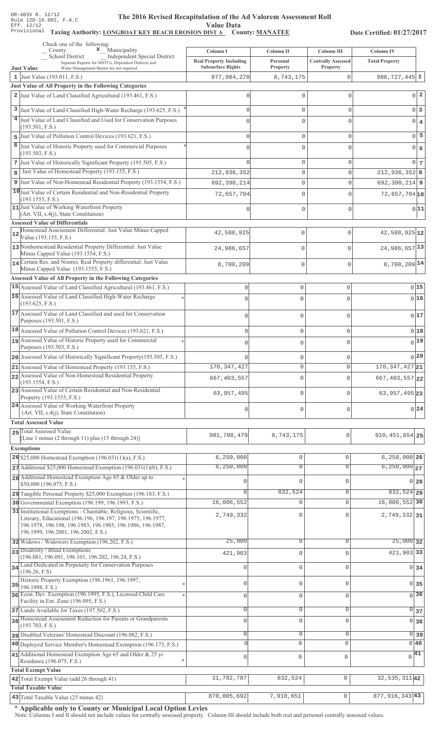DR-403V R. 12/12
Rule 12D-16.002, F.A.C
Eff. 12/12
Provisional

# The 2016 Revised Recapitulation of the Ad Valorem Assessment Roll

## Value Data

**Taxing Authority: LONGBOAT KEY BEACH EROSION DIST A County: MANATEE**

**Date Certified: 01/27/2017**

Check one of the following:
_ County  x Municipality
_ School District  _ Independent Special District
Separate Reports for MSTUs, Dependent Districts and Water Management Basins are not required

| | Column I Real Property Including Subsurface Rights | Column II Personal Property | Column III Centrally Assessed Property | Column IV Total Property | |
|---|---|---|---|---|---|
| **Just Value** | | | | | |
| 1 Just Value (193.011, F.S.) | 977,984,270 | 8,743,175 | 0 | 986,727,445 | 1 |
| **Just Value of All Property in the Following Categories** | | | | | |
| 2 Just Value of Land Classified Agricultural (193.461, F.S.) | 0 | 0 | 0 | 0 | 2 |
| 3 Just Value of Land Classified High-Water Recharge (193.625, F.S.) * | 0 | 0 | 0 | 0 | 3 |
| 4 Just Value of Land Classified and Used for Conservation Purposes (193.501, F.S.) | 0 | 0 | 0 | 0 | 4 |
| 5 Just Value of Pollution Control Devices (193.621, F.S.) | 0 | 0 | 0 | 0 | 5 |
| 6 Just Value of Historic Property used for Commercial Purposes (193.503, F.S.) * | 0 | 0 | 0 | 0 | 6 |
| 7 Just Value of Historically Significant Property (193.505, F.S.) | 0 | 0 | 0 | 0 | 7 |
| 8 Just Value of Homestead Property (193.155, F.S.) | 212,936,352 | 0 | 0 | 212,936,352 | 8 |
| 9 Just Value of Non-Homestead Residential Property (193.1554, F.S.) | 692,390,214 | 0 | 0 | 692,390,214 | 9 |
| 10 Just Value of Certain Residential and Non-Residential Property (193.1555, F.S.) | 72,657,704 | 0 | 0 | 72,657,704 | 10 |
| 11 Just Value of Working Waterfront Property (Art. VII, s.4(j), State Constitution) | 0 | 0 | 0 | 0 | 11 |
| **Assessed Value of Differentials** | | | | | |
| 12 Homestead Assessment Differential: Just Value Minus Capped Value (193.155, F.S.) | 42,588,925 | 0 | 0 | 42,588,925 | 12 |
| 13 Nonhomestead Residential Property Differential: Just Value Minus Capped Value (193.1554, F.S.) | 24,986,657 | 0 | 0 | 24,986,657 | 13 |
| 14 Certain Res. and Nonres. Real Property differential: Just Value Minus Capped Value (193.1555, F.S.) | 8,700,209 | 0 | 0 | 8,700,209 | 14 |
| **Assessed Value of All Property in the Following Categories** | | | | | |
| 15 Assessed Value of Land Classified Agricultural (193.461, F.S.) | 0 | 0 | 0 | 0 | 15 |
| 16 Assessed Value of Land Classified High-Water Recharge (193.625, F.S.) * | 0 | 0 | 0 | 0 | 16 |
| 17 Assessed Value of Land Classified and used for Conservation Purposes (193.501, F.S.) | 0 | 0 | 0 | 0 | 17 |
| 18 Assessed Value of Pollution Control Devices (193.621, F.S.) | 0 | 0 | 0 | 0 | 18 |
| 19 Assessed Value of Historic Property used for Commercial Purposes (193.503, F.S.) * | 0 | 0 | 0 | 0 | 19 |
| 20 Assessed Value of Historically Significant Property(193.505, F.S.) | 0 | 0 | 0 | 0 | 20 |
| 21 Assessed Value of Homestead Property (193.155, F.S.) | 170,347,427 | 0 | 0 | 170,347,427 | 21 |
| 22 Assessed Value of Non-Homestead Residential Property (193.1554, F.S.) | 667,403,557 | 0 | 0 | 667,403,557 | 22 |
| 23 Assessed Value of Certain Residential and Non-Residential Property (193.1555, F.S.) | 63,957,495 | 0 | 0 | 63,957,495 | 23 |
| 24 Assessed Value of Working Waterfront Property (Art. VII, s.4(j), State Constitution) | 0 | 0 | 0 | 0 | 24 |
| **Total Assessed Value** | | | | | |
| 25 Total Assessed Value [Line 1 minus (2 through 11) plus (15 through 24)] | 901,708,479 | 8,743,175 | 0 | 910,451,654 | 25 |
| **Exemptions** | | | | | |
| 26 $25,000 Homestead Exemption (196.031(1)(a), F.S.) | 6,250,000 | 0 | 0 | 6,250,000 | 26 |
| 27 Additional $25,000 Homestead Exemption (196.031(1)(b), F.S.) | 6,250,000 | 0 | 0 | 6,250,000 | 27 |
| 28 Additional Homestead Exemption Age 65 & Older up to $50,000 (196.075, F.S.) * | 0 | 0 | 0 | 0 | 28 |
| 29 Tangible Personal Property $25,000 Exemption (196.183, F.S.) | 0 | 832,524 | 0 | 832,524 | 29 |
| 30 Governmental Exemption (196.199, 196.1993, F.S.) | 16,006,552 | 0 | 0 | 16,006,552 | 30 |
| 31 Institutional Exemptions - Charitable, Religious, Scientific, Literary, Educational (196.196, 196.197, 196.1975, 196.1977, 196.1978, 196.198, 196.1983, 196.1985, 196.1986, 196.1987, 196.1999, 196.2001, 196.2002, F.S.) | 2,749,332 | 0 | 0 | 2,749,332 | 31 |
| 32 Widows / Widowers Exemption (196.202, F.S.) | 25,000 | 0 | 0 | 25,000 | 32 |
| 33 Disability / Blind Exemptions (196.081, 196.091, 196.101, 196.202, 196.24, F.S.) | 421,903 | 0 | 0 | 421,903 | 33 |
| 34 Land Dedicated in Perpetuity for Conservation Purposes (196.26, F.S) | 0 | 0 | 0 | 0 | 34 |
| 35 Historic Property Exemption (196.1961, 196.1997, 196.1998, F.S.) * | 0 | 0 | 0 | 0 | 35 |
| 36 Econ. Dev. Exemption (196.1995, F.S.), Licensed Child Care Facility in Ent. Zone (196.095, F.S.) * | 0 | 0 | 0 | 0 | 36 |
| 37 Lands Available for Taxes (197.502, F.S.) | 0 | 0 | 0 | 0 | 37 |
| 38 Homestead Assessment Reduction for Parents or Grandparents (193.703, F.S.) | 0 | 0 | 0 | 0 | 38 |
| 39 Disabled Veterans' Homestead Discount (196.082, F.S.) | 0 | 0 | 0 | 0 | 39 |
| 40 Deployed Service Member's Homestead Exemption (196.173, F.S.) | 0 | 0 | 0 | 0 | 40 |
| 41 Additional Homestead Exemption Age 65 and Older & 25 yr Residence (196.075, F.S.) * | 0 | 0 | 0 | 0 | 41 |
| **Total Exempt Value** | | | | | |
| 42 Total Exempt Value (add 26 through 41) | 31,702,787 | 832,524 | 0 | 32,535,311 | 42 |
| **Total Taxable Value** | | | | | |
| 43 Total Taxable Value (25 minus 42) | 870,005,692 | 7,910,651 | 0 | 877,916,343 | 43 |

**\* Applicable only to County or Municipal Local Option Levies**

Note: Columns I and II should not include values for centrally assessed property. Column III should include both real and personal centrally assessed values.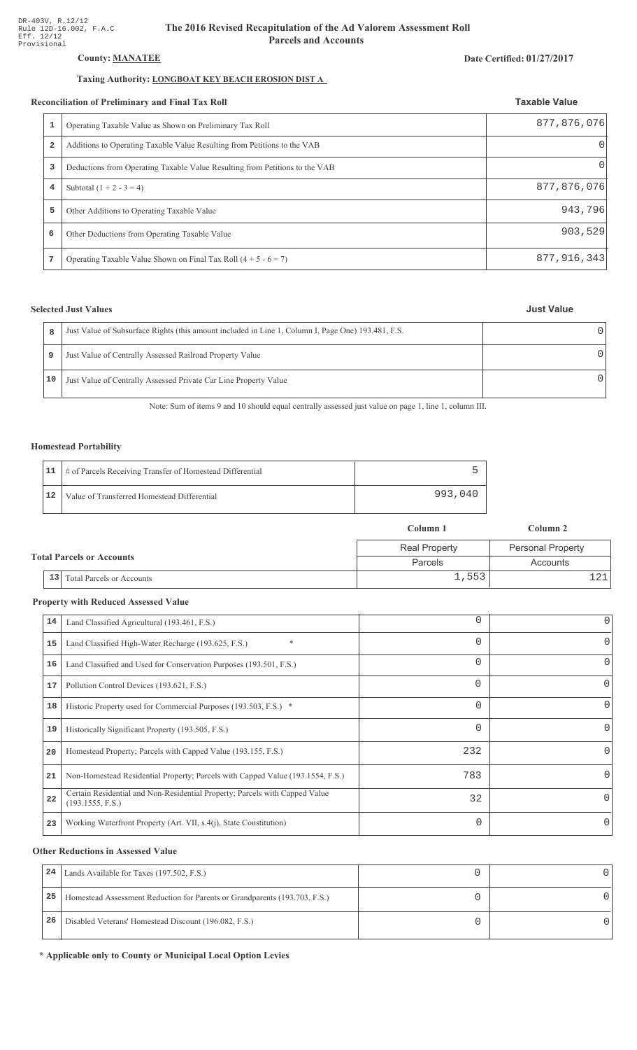DR-403V, R.12/12
Rule 12D-16.002, F.A.C
Eff. 12/12
Provisional

# The 2016 Revised Recapitulation of the Ad Valorem Assessment Roll
## Parcels and Accounts

**County: MANATEE**

**Date Certified: 01/27/2017**

**Taxing Authority: LONGBOAT KEY BEACH EROSION DIST A**

### Reconciliation of Preliminary and Final Tax Roll

| | | Taxable Value |
|---|---|---|
| 1 | Operating Taxable Value as Shown on Preliminary Tax Roll | 877,876,076 |
| 2 | Additions to Operating Taxable Value Resulting from Petitions to the VAB | 0 |
| 3 | Deductions from Operating Taxable Value Resulting from Petitions to the VAB | 0 |
| 4 | Subtotal (1 + 2 - 3 = 4) | 877,876,076 |
| 5 | Other Additions to Operating Taxable Value | 943,796 |
| 6 | Other Deductions from Operating Taxable Value | 903,529 |
| 7 | Operating Taxable Value Shown on Final Tax Roll (4 + 5 - 6 = 7) | 877,916,343 |

### Selected Just Values

| | | Just Value |
|---|---|---|
| 8 | Just Value of Subsurface Rights (this amount included in Line 1, Column I, Page One) 193.481, F.S. | 0 |
| 9 | Just Value of Centrally Assessed Railroad Property Value | 0 |
| 10 | Just Value of Centrally Assessed Private Car Line Property Value | 0 |

Note: Sum of items 9 and 10 should equal centrally assessed just value on page 1, line 1, column III.

### Homestead Portability

| | | |
|---|---|---|
| 11 | # of Parcels Receiving Transfer of Homestead Differential | 5 |
| 12 | Value of Transferred Homestead Differential | 993,040 |

### Total Parcels or Accounts

| | | Column 1 | Column 2 |
|---|---|---|---|
| | | Real Property | Personal Property |
| | | Parcels | Accounts |
| 13 | Total Parcels or Accounts | 1,553 | 121 |

### Property with Reduced Assessed Value

| | | Column 1 | Column 2 |
|---|---|---|---|
| 14 | Land Classified Agricultural (193.461, F.S.) | 0 | 0 |
| 15 | Land Classified High-Water Recharge (193.625, F.S.) * | 0 | 0 |
| 16 | Land Classified and Used for Conservation Purposes (193.501, F.S.) | 0 | 0 |
| 17 | Pollution Control Devices (193.621, F.S.) | 0 | 0 |
| 18 | Historic Property used for Commercial Purposes (193.503, F.S.) * | 0 | 0 |
| 19 | Historically Significant Property (193.505, F.S.) | 0 | 0 |
| 20 | Homestead Property; Parcels with Capped Value (193.155, F.S.) | 232 | 0 |
| 21 | Non-Homestead Residential Property; Parcels with Capped Value (193.1554, F.S.) | 783 | 0 |
| 22 | Certain Residential and Non-Residential Property; Parcels with Capped Value (193.1555, F.S.) | 32 | 0 |
| 23 | Working Waterfront Property (Art. VII, s.4(j), State Constitution) | 0 | 0 |

### Other Reductions in Assessed Value

| | | Column 1 | Column 2 |
|---|---|---|---|
| 24 | Lands Available for Taxes (197.502, F.S.) | 0 | 0 |
| 25 | Homestead Assessment Reduction for Parents or Grandparents (193.703, F.S.) | 0 | 0 |
| 26 | Disabled Veterans' Homestead Discount (196.082, F.S.) | 0 | 0 |

**\* Applicable only to County or Municipal Local Option Levies**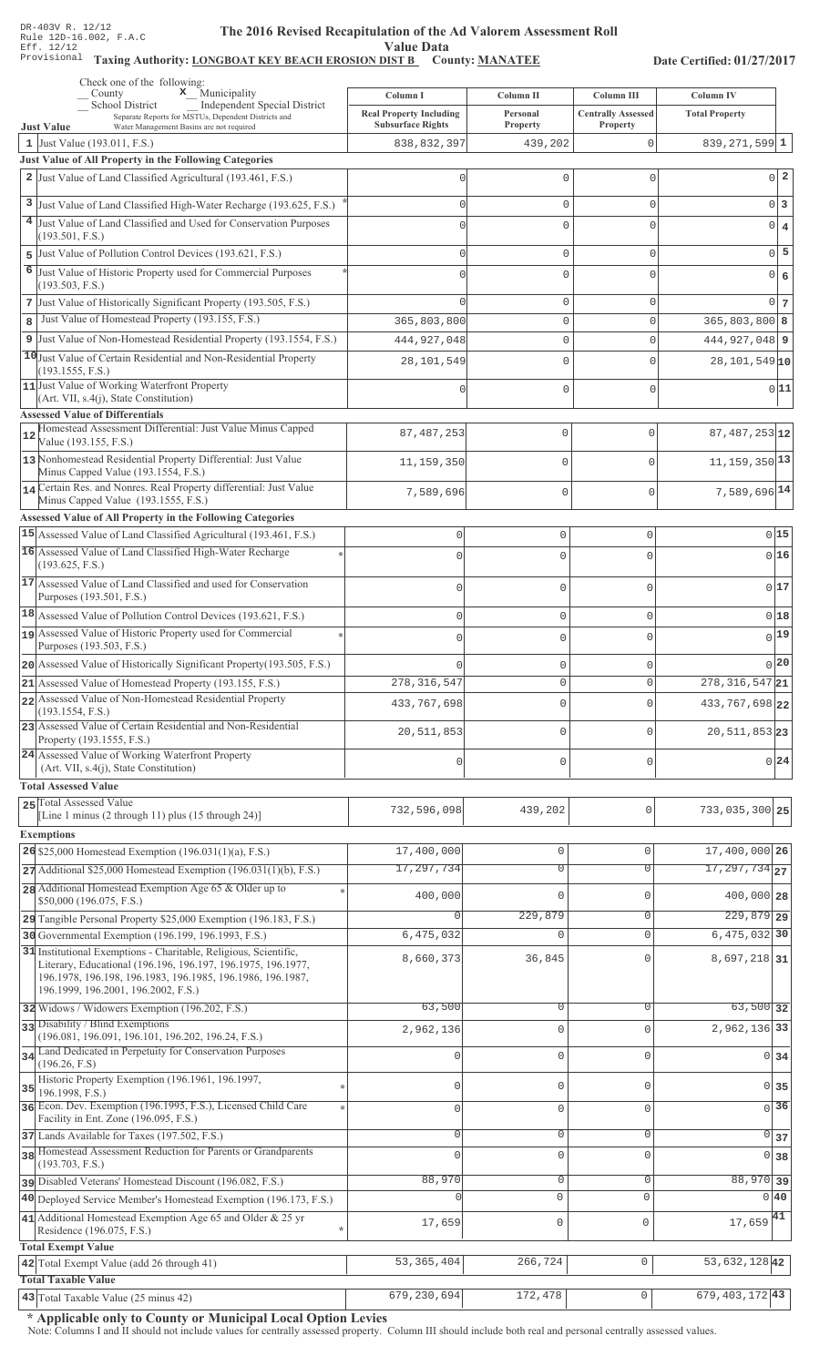DR-403V R. 12/12
Rule 12D-16.002, F.A.C
Eff. 12/12
Provisional

# The 2016 Revised Recapitulation of the Ad Valorem Assessment Roll

## Value Data

**Taxing Authority: LONGBOAT KEY BEACH EROSION DIST B County: MANATEE**

**Date Certified: 01/27/2017**

Check one of the following:
_ County  x Municipality
_ School District  _ Independent Special District
Separate Reports for MSTUs, Dependent Districts and Water Management Basins are not required

| | Column I Real Property Including Subsurface Rights | Column II Personal Property | Column III Centrally Assessed Property | Column IV Total Property | |
|---|---|---|---|---|---|
| **Just Value** | | | | | |
| 1 Just Value (193.011, F.S.) | 838,832,397 | 439,202 | 0 | 839,271,599 | 1 |
| **Just Value of All Property in the Following Categories** | | | | | |
| 2 Just Value of Land Classified Agricultural (193.461, F.S.) | 0 | 0 | 0 | 0 | 2 |
| 3 Just Value of Land Classified High-Water Recharge (193.625, F.S.) * | 0 | 0 | 0 | 0 | 3 |
| 4 Just Value of Land Classified and Used for Conservation Purposes (193.501, F.S.) | 0 | 0 | 0 | 0 | 4 |
| 5 Just Value of Pollution Control Devices (193.621, F.S.) | 0 | 0 | 0 | 0 | 5 |
| 6 Just Value of Historic Property used for Commercial Purposes (193.503, F.S.) * | 0 | 0 | 0 | 0 | 6 |
| 7 Just Value of Historically Significant Property (193.505, F.S.) | 0 | 0 | 0 | 0 | 7 |
| 8 Just Value of Homestead Property (193.155, F.S.) | 365,803,800 | 0 | 0 | 365,803,800 | 8 |
| 9 Just Value of Non-Homestead Residential Property (193.1554, F.S.) | 444,927,048 | 0 | 0 | 444,927,048 | 9 |
| 10 Just Value of Certain Residential and Non-Residential Property (193.1555, F.S.) | 28,101,549 | 0 | 0 | 28,101,549 | 10 |
| 11 Just Value of Working Waterfront Property (Art. VII, s.4(j), State Constitution) | 0 | 0 | 0 | 0 | 11 |
| **Assessed Value of Differentials** | | | | | |
| 12 Homestead Assessment Differential: Just Value Minus Capped Value (193.155, F.S.) | 87,487,253 | 0 | 0 | 87,487,253 | 12 |
| 13 Nonhomestead Residential Property Differential: Just Value Minus Capped Value (193.1554, F.S.) | 11,159,350 | 0 | 0 | 11,159,350 | 13 |
| 14 Certain Res. and Nonres. Real Property differential: Just Value Minus Capped Value (193.1555, F.S.) | 7,589,696 | 0 | 0 | 7,589,696 | 14 |
| **Assessed Value of All Property in the Following Categories** | | | | | |
| 15 Assessed Value of Land Classified Agricultural (193.461, F.S.) | 0 | 0 | 0 | 0 | 15 |
| 16 Assessed Value of Land Classified High-Water Recharge (193.625, F.S.) * | 0 | 0 | 0 | 0 | 16 |
| 17 Assessed Value of Land Classified and used for Conservation Purposes (193.501, F.S.) | 0 | 0 | 0 | 0 | 17 |
| 18 Assessed Value of Pollution Control Devices (193.621, F.S.) | 0 | 0 | 0 | 0 | 18 |
| 19 Assessed Value of Historic Property used for Commercial Purposes (193.503, F.S.) * | 0 | 0 | 0 | 0 | 19 |
| 20 Assessed Value of Historically Significant Property(193.505, F.S.) | 0 | 0 | 0 | 0 | 20 |
| 21 Assessed Value of Homestead Property (193.155, F.S.) | 278,316,547 | 0 | 0 | 278,316,547 | 21 |
| 22 Assessed Value of Non-Homestead Residential Property (193.1554, F.S.) | 433,767,698 | 0 | 0 | 433,767,698 | 22 |
| 23 Assessed Value of Certain Residential and Non-Residential Property (193.1555, F.S.) | 20,511,853 | 0 | 0 | 20,511,853 | 23 |
| 24 Assessed Value of Working Waterfront Property (Art. VII, s.4(j), State Constitution) | 0 | 0 | 0 | 0 | 24 |
| **Total Assessed Value** | | | | | |
| 25 Total Assessed Value [Line 1 minus (2 through 11) plus (15 through 24)] | 732,596,098 | 439,202 | 0 | 733,035,300 | 25 |
| **Exemptions** | | | | | |
| 26 $25,000 Homestead Exemption (196.031(1)(a), F.S.) | 17,400,000 | 0 | 0 | 17,400,000 | 26 |
| 27 Additional $25,000 Homestead Exemption (196.031(1)(b), F.S.) | 17,297,734 | 0 | 0 | 17,297,734 | 27 |
| 28 Additional Homestead Exemption Age 65 & Older up to $50,000 (196.075, F.S.) * | 400,000 | 0 | 0 | 400,000 | 28 |
| 29 Tangible Personal Property $25,000 Exemption (196.183, F.S.) | 0 | 229,879 | 0 | 229,879 | 29 |
| 30 Governmental Exemption (196.199, 196.1993, F.S.) | 6,475,032 | 0 | 0 | 6,475,032 | 30 |
| 31 Institutional Exemptions - Charitable, Religious, Scientific, Literary, Educational (196.196, 196.197, 196.1975, 196.1977, 196.1978, 196.198, 196.1983, 196.1985, 196.1986, 196.1987, 196.1999, 196.2001, 196.2002, F.S.) | 8,660,373 | 36,845 | 0 | 8,697,218 | 31 |
| 32 Widows / Widowers Exemption (196.202, F.S.) | 63,500 | 0 | 0 | 63,500 | 32 |
| 33 Disability / Blind Exemptions (196.081, 196.091, 196.101, 196.202, 196.24, F.S.) | 2,962,136 | 0 | 0 | 2,962,136 | 33 |
| 34 Land Dedicated in Perpetuity for Conservation Purposes (196.26, F.S) | 0 | 0 | 0 | 0 | 34 |
| 35 Historic Property Exemption (196.1961, 196.1997, 196.1998, F.S.) * | 0 | 0 | 0 | 0 | 35 |
| 36 Econ. Dev. Exemption (196.1995, F.S.), Licensed Child Care Facility in Ent. Zone (196.095, F.S.) * | 0 | 0 | 0 | 0 | 36 |
| 37 Lands Available for Taxes (197.502, F.S.) | 0 | 0 | 0 | 0 | 37 |
| 38 Homestead Assessment Reduction for Parents or Grandparents (193.703, F.S.) | 0 | 0 | 0 | 0 | 38 |
| 39 Disabled Veterans' Homestead Discount (196.082, F.S.) | 88,970 | 0 | 0 | 88,970 | 39 |
| 40 Deployed Service Member's Homestead Exemption (196.173, F.S.) | 0 | 0 | 0 | 0 | 40 |
| 41 Additional Homestead Exemption Age 65 and Older & 25 yr Residence (196.075, F.S.) * | 17,659 | 0 | 0 | 17,659 | 41 |
| **Total Exempt Value** | | | | | |
| 42 Total Exempt Value (add 26 through 41) | 53,365,404 | 266,724 | 0 | 53,632,128 | 42 |
| **Total Taxable Value** | | | | | |
| 43 Total Taxable Value (25 minus 42) | 679,230,694 | 172,478 | 0 | 679,403,172 | 43 |

**\* Applicable only to County or Municipal Local Option Levies**

Note: Columns I and II should not include values for centrally assessed property. Column III should include both real and personal centrally assessed values.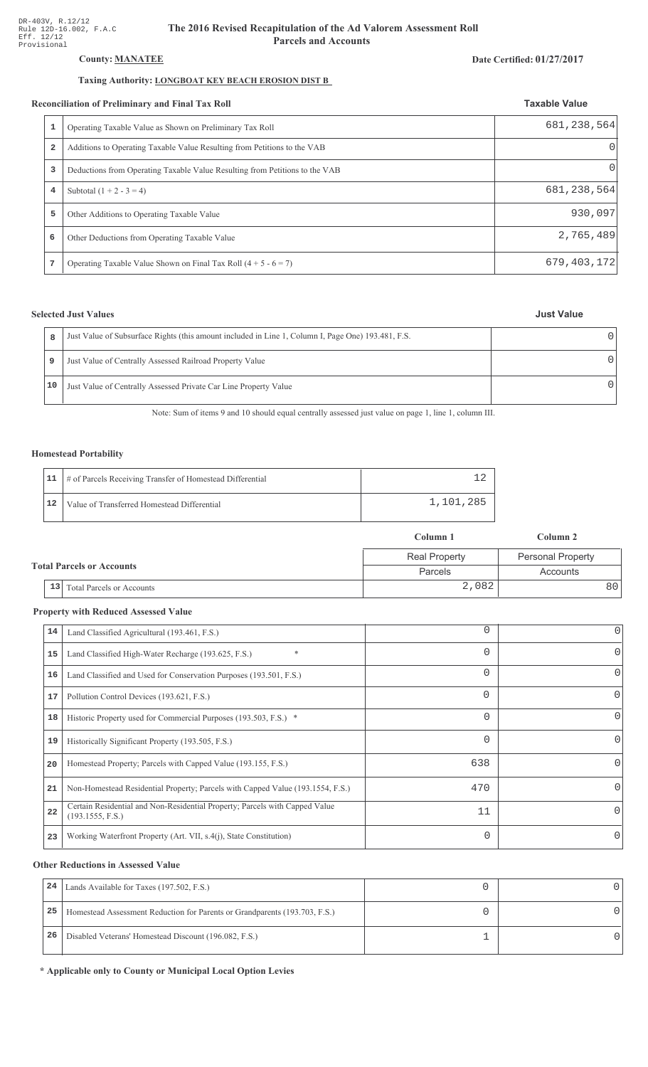DR-403V, R.12/12
Rule 12D-16.002, F.A.C
Eff. 12/12
Provisional

# The 2016 Revised Recapitulation of the Ad Valorem Assessment Roll
## Parcels and Accounts

**County: MANATEE**

**Date Certified: 01/27/2017**

**Taxing Authority: LONGBOAT KEY BEACH EROSION DIST B**

### Reconciliation of Preliminary and Final Tax Roll

| | | Taxable Value |
|---|---|---|
| 1 | Operating Taxable Value as Shown on Preliminary Tax Roll | 681,238,564 |
| 2 | Additions to Operating Taxable Value Resulting from Petitions to the VAB | 0 |
| 3 | Deductions from Operating Taxable Value Resulting from Petitions to the VAB | 0 |
| 4 | Subtotal (1 + 2 - 3 = 4) | 681,238,564 |
| 5 | Other Additions to Operating Taxable Value | 930,097 |
| 6 | Other Deductions from Operating Taxable Value | 2,765,489 |
| 7 | Operating Taxable Value Shown on Final Tax Roll (4 + 5 - 6 = 7) | 679,403,172 |

### Selected Just Values

| | | Just Value |
|---|---|---|
| 8 | Just Value of Subsurface Rights (this amount included in Line 1, Column I, Page One) 193.481, F.S. | 0 |
| 9 | Just Value of Centrally Assessed Railroad Property Value | 0 |
| 10 | Just Value of Centrally Assessed Private Car Line Property Value | 0 |

Note: Sum of items 9 and 10 should equal centrally assessed just value on page 1, line 1, column III.

### Homestead Portability

| | | |
|---|---|---|
| 11 | # of Parcels Receiving Transfer of Homestead Differential | 12 |
| 12 | Value of Transferred Homestead Differential | 1,101,285 |

### Total Parcels or Accounts

| | | Column 1 | Column 2 |
|---|---|---|---|
| | | Real Property | Personal Property |
| | | Parcels | Accounts |
| 13 | Total Parcels or Accounts | 2,082 | 80 |

### Property with Reduced Assessed Value

| | | Column 1 | Column 2 |
|---|---|---|---|
| 14 | Land Classified Agricultural (193.461, F.S.) | 0 | 0 |
| 15 | Land Classified High-Water Recharge (193.625, F.S.) * | 0 | 0 |
| 16 | Land Classified and Used for Conservation Purposes (193.501, F.S.) | 0 | 0 |
| 17 | Pollution Control Devices (193.621, F.S.) | 0 | 0 |
| 18 | Historic Property used for Commercial Purposes (193.503, F.S.) * | 0 | 0 |
| 19 | Historically Significant Property (193.505, F.S.) | 0 | 0 |
| 20 | Homestead Property; Parcels with Capped Value (193.155, F.S.) | 638 | 0 |
| 21 | Non-Homestead Residential Property; Parcels with Capped Value (193.1554, F.S.) | 470 | 0 |
| 22 | Certain Residential and Non-Residential Property; Parcels with Capped Value (193.1555, F.S.) | 11 | 0 |
| 23 | Working Waterfront Property (Art. VII, s.4(j), State Constitution) | 0 | 0 |

### Other Reductions in Assessed Value

| | | Column 1 | Column 2 |
|---|---|---|---|
| 24 | Lands Available for Taxes (197.502, F.S.) | 0 | 0 |
| 25 | Homestead Assessment Reduction for Parents or Grandparents (193.703, F.S.) | 0 | 0 |
| 26 | Disabled Veterans' Homestead Discount (196.082, F.S.) | 1 | 0 |

**\* Applicable only to County or Municipal Local Option Levies**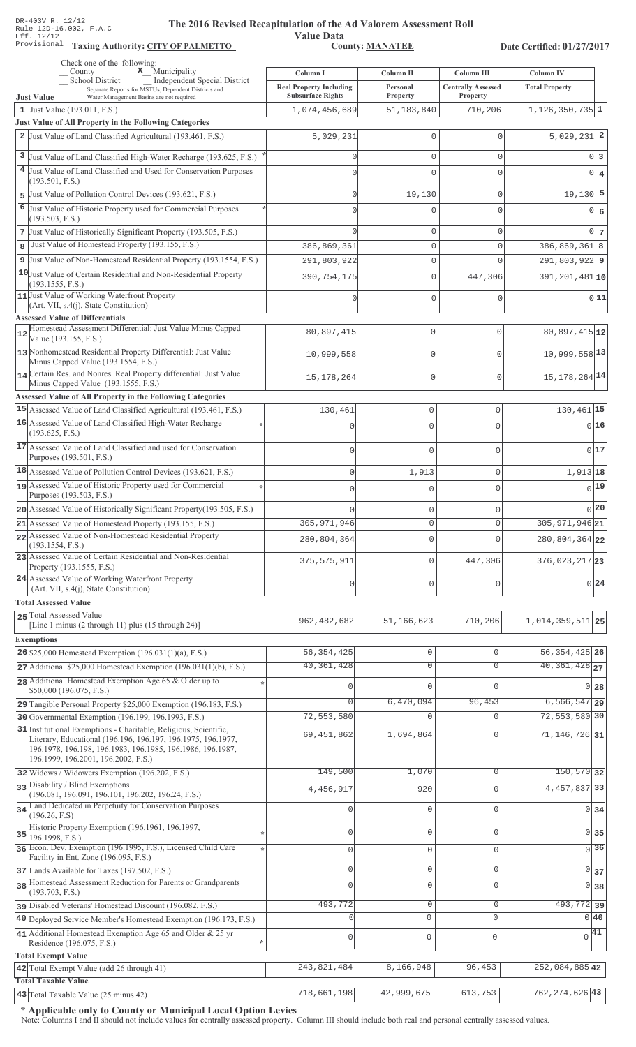DR-403V R. 12/12
Rule 12D-16.002, F.A.C
Eff. 12/12
Provisional

# The 2016 Revised Recapitulation of the Ad Valorem Assessment Roll Value Data

**Taxing Authority: CITY OF PALMETTO** **County: MANATEE** **Date Certified: 01/27/2017**

Check one of the following:
__ County **x** Municipality
__ School District __ Independent Special District
Separate Reports for MSTUs, Dependent Districts and Water Management Basins are not required

| Just Value | Column I Real Property Including Subsurface Rights | Column II Personal Property | Column III Centrally Assessed Property | Column IV Total Property | |
|---|---|---|---|---|---|
| 1 Just Value (193.011, F.S.) | 1,074,456,689 | 51,183,840 | 710,206 | 1,126,350,735 | 1 |
| **Just Value of All Property in the Following Categories** | | | | | |
| 2 Just Value of Land Classified Agricultural (193.461, F.S.) | 5,029,231 | 0 | 0 | 5,029,231 | 2 |
| 3 Just Value of Land Classified High-Water Recharge (193.625, F.S.) * | 0 | 0 | 0 | 0 | 3 |
| 4 Just Value of Land Classified and Used for Conservation Purposes (193.501, F.S.) | 0 | 0 | 0 | 0 | 4 |
| 5 Just Value of Pollution Control Devices (193.621, F.S.) | 0 | 19,130 | 0 | 19,130 | 5 |
| 6 Just Value of Historic Property used for Commercial Purposes (193.503, F.S.) * | 0 | 0 | 0 | 0 | 6 |
| 7 Just Value of Historically Significant Property (193.505, F.S.) | 0 | 0 | 0 | 0 | 7 |
| 8 Just Value of Homestead Property (193.155, F.S.) | 386,869,361 | 0 | 0 | 386,869,361 | 8 |
| 9 Just Value of Non-Homestead Residential Property (193.1554, F.S.) | 291,803,922 | 0 | 0 | 291,803,922 | 9 |
| 10 Just Value of Certain Residential and Non-Residential Property (193.1555, F.S.) | 390,754,175 | 0 | 447,306 | 391,201,481 | 10 |
| 11 Just Value of Working Waterfront Property (Art. VII, s.4(j), State Constitution) | 0 | 0 | 0 | 0 | 11 |
| **Assessed Value of Differentials** | | | | | |
| 12 Homestead Assessment Differential: Just Value Minus Capped Value (193.155, F.S.) | 80,897,415 | 0 | 0 | 80,897,415 | 12 |
| 13 Nonhomestead Residential Property Differential: Just Value Minus Capped Value (193.1554, F.S.) | 10,999,558 | 0 | 0 | 10,999,558 | 13 |
| 14 Certain Res. and Nonres. Real Property differential: Just Value Minus Capped Value (193.1555, F.S.) | 15,178,264 | 0 | 0 | 15,178,264 | 14 |
| **Assessed Value of All Property in the Following Categories** | | | | | |
| 15 Assessed Value of Land Classified Agricultural (193.461, F.S.) | 130,461 | 0 | 0 | 130,461 | 15 |
| 16 Assessed Value of Land Classified High-Water Recharge (193.625, F.S.) * | 0 | 0 | 0 | 0 | 16 |
| 17 Assessed Value of Land Classified and used for Conservation Purposes (193.501, F.S.) | 0 | 0 | 0 | 0 | 17 |
| 18 Assessed Value of Pollution Control Devices (193.621, F.S.) | 0 | 1,913 | 0 | 1,913 | 18 |
| 19 Assessed Value of Historic Property used for Commercial Purposes (193.503, F.S.) * | 0 | 0 | 0 | 0 | 19 |
| 20 Assessed Value of Historically Significant Property(193.505, F.S.) | 0 | 0 | 0 | 0 | 20 |
| 21 Assessed Value of Homestead Property (193.155, F.S.) | 305,971,946 | 0 | 0 | 305,971,946 | 21 |
| 22 Assessed Value of Non-Homestead Residential Property (193.1554, F.S.) | 280,804,364 | 0 | 0 | 280,804,364 | 22 |
| 23 Assessed Value of Certain Residential and Non-Residential Property (193.1555, F.S.) | 375,575,911 | 0 | 447,306 | 376,023,217 | 23 |
| 24 Assessed Value of Working Waterfront Property (Art. VII, s.4(j), State Constitution) | 0 | 0 | 0 | 0 | 24 |
| **Total Assessed Value** | | | | | |
| 25 Total Assessed Value [Line 1 minus (2 through 11) plus (15 through 24)] | 962,482,682 | 51,166,623 | 710,206 | 1,014,359,511 | 25 |
| **Exemptions** | | | | | |
| 26 $25,000 Homestead Exemption (196.031(1)(a), F.S.) | 56,354,425 | 0 | 0 | 56,354,425 | 26 |
| 27 Additional $25,000 Homestead Exemption (196.031(1)(b), F.S.) | 40,361,428 | 0 | 0 | 40,361,428 | 27 |
| 28 Additional Homestead Exemption Age 65 & Older up to $50,000 (196.075, F.S.) * | 0 | 0 | 0 | 0 | 28 |
| 29 Tangible Personal Property $25,000 Exemption (196.183, F.S.) | 0 | 6,470,094 | 96,453 | 6,566,547 | 29 |
| 30 Governmental Exemption (196.199, 196.1993, F.S.) | 72,553,580 | 0 | 0 | 72,553,580 | 30 |
| 31 Institutional Exemptions - Charitable, Religious, Scientific, Literary, Educational (196.196, 196.197, 196.1975, 196.1977, 196.1978, 196.198, 196.1983, 196.1985, 196.1986, 196.1987, 196.1999, 196.2001, 196.2002, F.S.) | 69,451,862 | 1,694,864 | 0 | 71,146,726 | 31 |
| 32 Widows / Widowers Exemption (196.202, F.S.) | 149,500 | 1,070 | 0 | 150,570 | 32 |
| 33 Disability / Blind Exemptions (196.081, 196.091, 196.101, 196.202, 196.24, F.S.) | 4,456,917 | 920 | 0 | 4,457,837 | 33 |
| 34 Land Dedicated in Perpetuity for Conservation Purposes (196.26, F.S) | 0 | 0 | 0 | 0 | 34 |
| 35 Historic Property Exemption (196.1961, 196.1997, 196.1998, F.S.) * | 0 | 0 | 0 | 0 | 35 |
| 36 Econ. Dev. Exemption (196.1995, F.S.), Licensed Child Care Facility in Ent. Zone (196.095, F.S.) * | 0 | 0 | 0 | 0 | 36 |
| 37 Lands Available for Taxes (197.502, F.S.) | 0 | 0 | 0 | 0 | 37 |
| 38 Homestead Assessment Reduction for Parents or Grandparents (193.703, F.S.) | 0 | 0 | 0 | 0 | 38 |
| 39 Disabled Veterans' Homestead Discount (196.082, F.S.) | 493,772 | 0 | 0 | 493,772 | 39 |
| 40 Deployed Service Member's Homestead Exemption (196.173, F.S.) | 0 | 0 | 0 | 0 | 40 |
| 41 Additional Homestead Exemption Age 65 and Older & 25 yr Residence (196.075, F.S.) * | 0 | 0 | 0 | 0 | 41 |
| **Total Exempt Value** | | | | | |
| 42 Total Exempt Value (add 26 through 41) | 243,821,484 | 8,166,948 | 96,453 | 252,084,885 | 42 |
| **Total Taxable Value** | | | | | |
| 43 Total Taxable Value (25 minus 42) | 718,661,198 | 42,999,675 | 613,753 | 762,274,626 | 43 |

**\* Applicable only to County or Municipal Local Option Levies**

Note: Columns I and II should not include values for centrally assessed property. Column III should include both real and personal centrally assessed values.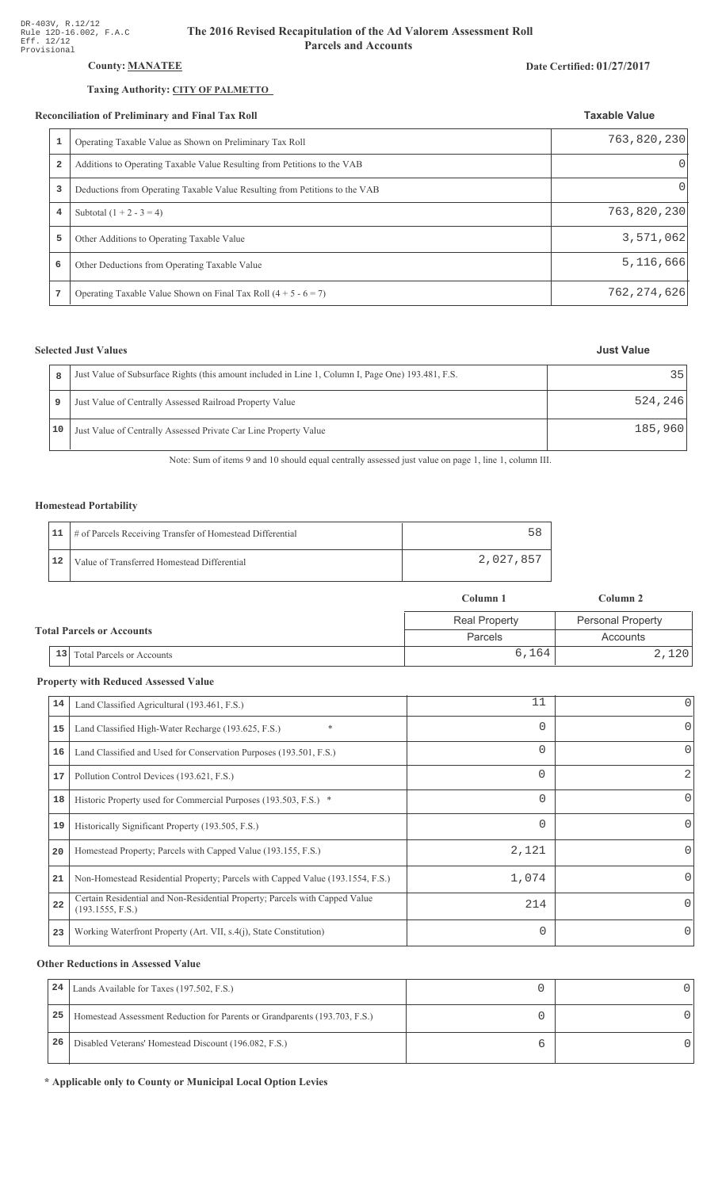DR-403V, R.12/12
Rule 12D-16.002, F.A.C
Eff. 12/12
Provisional

# The 2016 Revised Recapitulation of the Ad Valorem Assessment Roll
## Parcels and Accounts

**County: MANATEE**

**Date Certified: 01/27/2017**

**Taxing Authority: CITY OF PALMETTO**

### Reconciliation of Preliminary and Final Tax Roll

| | | Taxable Value |
|---|---|---|
| 1 | Operating Taxable Value as Shown on Preliminary Tax Roll | 763,820,230 |
| 2 | Additions to Operating Taxable Value Resulting from Petitions to the VAB | 0 |
| 3 | Deductions from Operating Taxable Value Resulting from Petitions to the VAB | 0 |
| 4 | Subtotal (1 + 2 - 3 = 4) | 763,820,230 |
| 5 | Other Additions to Operating Taxable Value | 3,571,062 |
| 6 | Other Deductions from Operating Taxable Value | 5,116,666 |
| 7 | Operating Taxable Value Shown on Final Tax Roll (4 + 5 - 6 = 7) | 762,274,626 |

### Selected Just Values

| | | Just Value |
|---|---|---|
| 8 | Just Value of Subsurface Rights (this amount included in Line 1, Column I, Page One) 193.481, F.S. | 35 |
| 9 | Just Value of Centrally Assessed Railroad Property Value | 524,246 |
| 10 | Just Value of Centrally Assessed Private Car Line Property Value | 185,960 |

Note: Sum of items 9 and 10 should equal centrally assessed just value on page 1, line 1, column III.

### Homestead Portability

| | | |
|---|---|---|
| 11 | # of Parcels Receiving Transfer of Homestead Differential | 58 |
| 12 | Value of Transferred Homestead Differential | 2,027,857 |

### Total Parcels or Accounts

| | | Column 1 | Column 2 |
|---|---|---|---|
| | | Real Property | Personal Property |
| | | Parcels | Accounts |
| 13 | Total Parcels or Accounts | 6,164 | 2,120 |

### Property with Reduced Assessed Value

| | | Column 1 | Column 2 |
|---|---|---|---|
| 14 | Land Classified Agricultural (193.461, F.S.) | 11 | 0 |
| 15 | Land Classified High-Water Recharge (193.625, F.S.) * | 0 | 0 |
| 16 | Land Classified and Used for Conservation Purposes (193.501, F.S.) | 0 | 0 |
| 17 | Pollution Control Devices (193.621, F.S.) | 0 | 2 |
| 18 | Historic Property used for Commercial Purposes (193.503, F.S.) * | 0 | 0 |
| 19 | Historically Significant Property (193.505, F.S.) | 0 | 0 |
| 20 | Homestead Property; Parcels with Capped Value (193.155, F.S.) | 2,121 | 0 |
| 21 | Non-Homestead Residential Property; Parcels with Capped Value (193.1554, F.S.) | 1,074 | 0 |
| 22 | Certain Residential and Non-Residential Property; Parcels with Capped Value (193.1555, F.S.) | 214 | 0 |
| 23 | Working Waterfront Property (Art. VII, s.4(j), State Constitution) | 0 | 0 |

### Other Reductions in Assessed Value

| | | Column 1 | Column 2 |
|---|---|---|---|
| 24 | Lands Available for Taxes (197.502, F.S.) | 0 | 0 |
| 25 | Homestead Assessment Reduction for Parents or Grandparents (193.703, F.S.) | 0 | 0 |
| 26 | Disabled Veterans' Homestead Discount (196.082, F.S.) | 6 | 0 |

**\* Applicable only to County or Municipal Local Option Levies**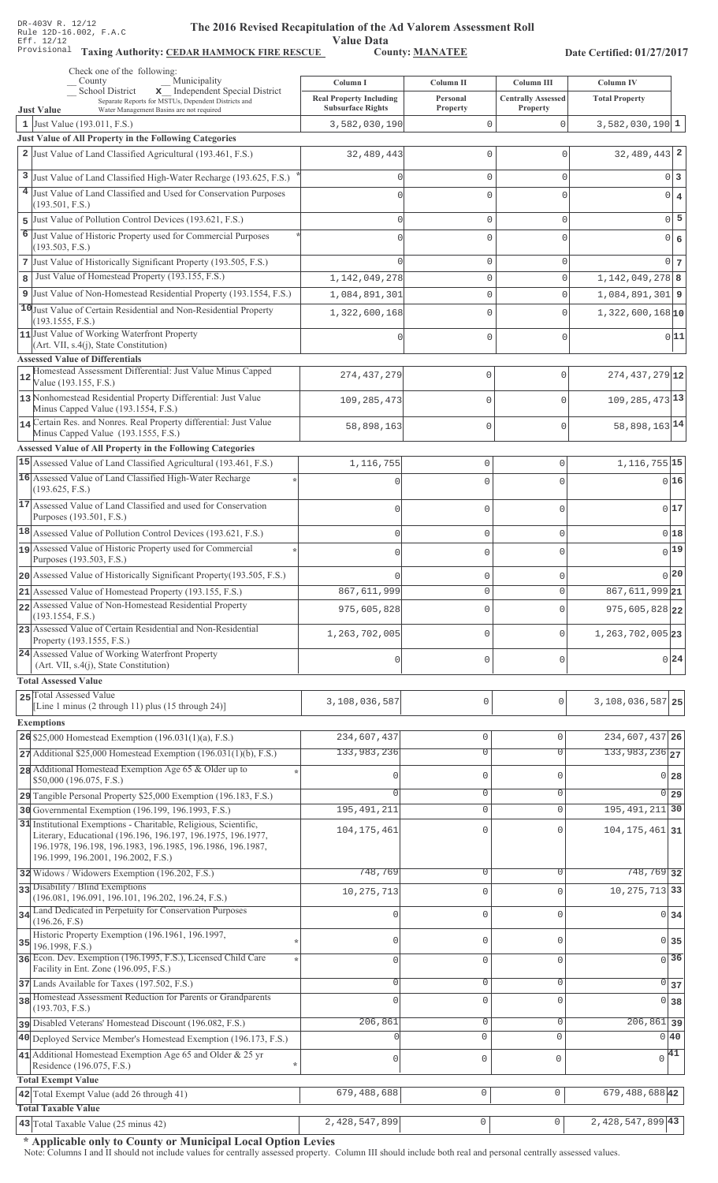DR-403V R. 12/12
Rule 12D-16.002, F.A.C
Eff. 12/12
Provisional

# The 2016 Revised Recapitulation of the Ad Valorem Assessment Roll Value Data

**Taxing Authority: CEDAR HAMMOCK FIRE RESCUE** **County: MANATEE** **Date Certified: 01/27/2017**

Check one of the following:
_ County _ Municipality
_ School District **x** Independent Special District
Separate Reports for MSTUs, Dependent Districts and Water Management Basins are not required

| | Just Value | Column I Real Property Including Subsurface Rights | Column II Personal Property | Column III Centrally Assessed Property | Column IV Total Property | |
|---|---|---|---|---|---|---|
| 1 | Just Value (193.011, F.S.) | 3,582,030,190 | 0 | 0 | 3,582,030,190 | 1 |
| | **Just Value of All Property in the Following Categories** | | | | | |
| 2 | Just Value of Land Classified Agricultural (193.461, F.S.) | 32,489,443 | 0 | 0 | 32,489,443 | 2 |
| 3 | Just Value of Land Classified High-Water Recharge (193.625, F.S.) * | 0 | 0 | 0 | 0 | 3 |
| 4 | Just Value of Land Classified and Used for Conservation Purposes (193.501, F.S.) | 0 | 0 | 0 | 0 | 4 |
| 5 | Just Value of Pollution Control Devices (193.621, F.S.) | 0 | 0 | 0 | 0 | 5 |
| 6 | Just Value of Historic Property used for Commercial Purposes (193.503, F.S.) * | 0 | 0 | 0 | 0 | 6 |
| 7 | Just Value of Historically Significant Property (193.505, F.S.) | 0 | 0 | 0 | 0 | 7 |
| 8 | Just Value of Homestead Property (193.155, F.S.) | 1,142,049,278 | 0 | 0 | 1,142,049,278 | 8 |
| 9 | Just Value of Non-Homestead Residential Property (193.1554, F.S.) | 1,084,891,301 | 0 | 0 | 1,084,891,301 | 9 |
| 10 | Just Value of Certain Residential and Non-Residential Property (193.1555, F.S.) | 1,322,600,168 | 0 | 0 | 1,322,600,168 | 10 |
| 11 | Just Value of Working Waterfront Property (Art. VII, s.4(j), State Constitution) | 0 | 0 | 0 | 0 | 11 |
| | **Assessed Value of Differentials** | | | | | |
| 12 | Homestead Assessment Differential: Just Value Minus Capped Value (193.155, F.S.) | 274,437,279 | 0 | 0 | 274,437,279 | 12 |
| 13 | Nonhomestead Residential Property Differential: Just Value Minus Capped Value (193.1554, F.S.) | 109,285,473 | 0 | 0 | 109,285,473 | 13 |
| 14 | Certain Res. and Nonres. Real Property differential: Just Value Minus Capped Value (193.1555, F.S.) | 58,898,163 | 0 | 0 | 58,898,163 | 14 |
| | **Assessed Value of All Property in the Following Categories** | | | | | |
| 15 | Assessed Value of Land Classified Agricultural (193.461, F.S.) | 1,116,755 | 0 | 0 | 1,116,755 | 15 |
| 16 | Assessed Value of Land Classified High-Water Recharge (193.625, F.S.) * | 0 | 0 | 0 | 0 | 16 |
| 17 | Assessed Value of Land Classified and used for Conservation Purposes (193.501, F.S.) | 0 | 0 | 0 | 0 | 17 |
| 18 | Assessed Value of Pollution Control Devices (193.621, F.S.) | 0 | 0 | 0 | 0 | 18 |
| 19 | Assessed Value of Historic Property used for Commercial Purposes (193.503, F.S.) * | 0 | 0 | 0 | 0 | 19 |
| 20 | Assessed Value of Historically Significant Property(193.505, F.S.) | 0 | 0 | 0 | 0 | 20 |
| 21 | Assessed Value of Homestead Property (193.155, F.S.) | 867,611,999 | 0 | 0 | 867,611,999 | 21 |
| 22 | Assessed Value of Non-Homestead Residential Property (193.1554, F.S.) | 975,605,828 | 0 | 0 | 975,605,828 | 22 |
| 23 | Assessed Value of Certain Residential and Non-Residential Property (193.1555, F.S.) | 1,263,702,005 | 0 | 0 | 1,263,702,005 | 23 |
| 24 | Assessed Value of Working Waterfront Property (Art. VII, s.4(j), State Constitution) | 0 | 0 | 0 | 0 | 24 |
| | **Total Assessed Value** | | | | | |
| 25 | Total Assessed Value [Line 1 minus (2 through 11) plus (15 through 24)] | 3,108,036,587 | 0 | 0 | 3,108,036,587 | 25 |
| | **Exemptions** | | | | | |
| 26 | $25,000 Homestead Exemption (196.031(1)(a), F.S.) | 234,607,437 | 0 | 0 | 234,607,437 | 26 |
| 27 | Additional $25,000 Homestead Exemption (196.031(1)(b), F.S.) | 133,983,236 | 0 | 0 | 133,983,236 | 27 |
| 28 | Additional Homestead Exemption Age 65 & Older up to $50,000 (196.075, F.S.) * | 0 | 0 | 0 | 0 | 28 |
| 29 | Tangible Personal Property $25,000 Exemption (196.183, F.S.) | 0 | 0 | 0 | 0 | 29 |
| 30 | Governmental Exemption (196.199, 196.1993, F.S.) | 195,491,211 | 0 | 0 | 195,491,211 | 30 |
| 31 | Institutional Exemptions - Charitable, Religious, Scientific, Literary, Educational (196.196, 196.197, 196.1975, 196.1977, 196.1978, 196.198, 196.1983, 196.1985, 196.1986, 196.1987, 196.1999, 196.2001, 196.2002, F.S.) | 104,175,461 | 0 | 0 | 104,175,461 | 31 |
| 32 | Widows / Widowers Exemption (196.202, F.S.) | 748,769 | 0 | 0 | 748,769 | 32 |
| 33 | Disability / Blind Exemptions (196.081, 196.091, 196.101, 196.202, 196.24, F.S.) | 10,275,713 | 0 | 0 | 10,275,713 | 33 |
| 34 | Land Dedicated in Perpetuity for Conservation Purposes (196.26, F.S) | 0 | 0 | 0 | 0 | 34 |
| 35 | Historic Property Exemption (196.1961, 196.1997, 196.1998, F.S.) * | 0 | 0 | 0 | 0 | 35 |
| 36 | Econ. Dev. Exemption (196.1995, F.S.), Licensed Child Care Facility in Ent. Zone (196.095, F.S.) * | 0 | 0 | 0 | 0 | 36 |
| 37 | Lands Available for Taxes (197.502, F.S.) | 0 | 0 | 0 | 0 | 37 |
| 38 | Homestead Assessment Reduction for Parents or Grandparents (193.703, F.S.) | 0 | 0 | 0 | 0 | 38 |
| 39 | Disabled Veterans' Homestead Discount (196.082, F.S.) | 206,861 | 0 | 0 | 206,861 | 39 |
| 40 | Deployed Service Member's Homestead Exemption (196.173, F.S.) | 0 | 0 | 0 | 0 | 40 |
| 41 | Additional Homestead Exemption Age 65 and Older & 25 yr Residence (196.075, F.S.) * | 0 | 0 | 0 | 0 | 41 |
| | **Total Exempt Value** | | | | | |
| 42 | Total Exempt Value (add 26 through 41) | 679,488,688 | 0 | 0 | 679,488,688 | 42 |
| | **Total Taxable Value** | | | | | |
| 43 | Total Taxable Value (25 minus 42) | 2,428,547,899 | 0 | 0 | 2,428,547,899 | 43 |

**\* Applicable only to County or Municipal Local Option Levies**

Note: Columns I and II should not include values for centrally assessed property. Column III should include both real and personal centrally assessed values.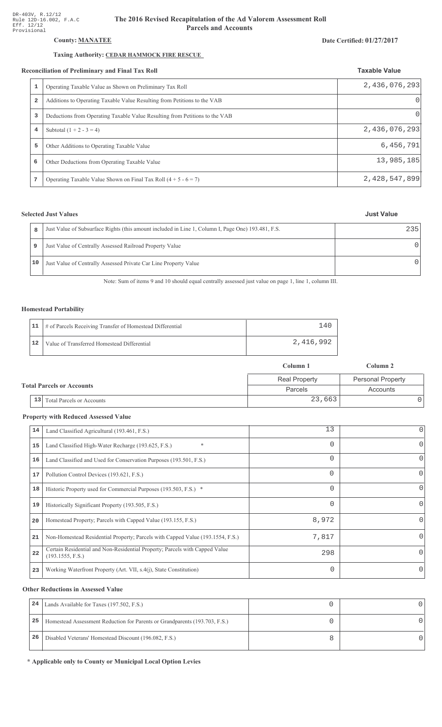DR-403V, R.12/12
Rule 12D-16.002, F.A.C
Eff. 12/12
Provisional

# The 2016 Revised Recapitulation of the Ad Valorem Assessment Roll
## Parcels and Accounts

**County: MANATEE**

**Date Certified: 01/27/2017**

**Taxing Authority: CEDAR HAMMOCK FIRE RESCUE**

### Reconciliation of Preliminary and Final Tax Roll

| | | Taxable Value |
|---|---|---|
| 1 | Operating Taxable Value as Shown on Preliminary Tax Roll | 2,436,076,293 |
| 2 | Additions to Operating Taxable Value Resulting from Petitions to the VAB | 0 |
| 3 | Deductions from Operating Taxable Value Resulting from Petitions to the VAB | 0 |
| 4 | Subtotal (1 + 2 - 3 = 4) | 2,436,076,293 |
| 5 | Other Additions to Operating Taxable Value | 6,456,791 |
| 6 | Other Deductions from Operating Taxable Value | 13,985,185 |
| 7 | Operating Taxable Value Shown on Final Tax Roll (4 + 5 - 6 = 7) | 2,428,547,899 |

### Selected Just Values

| | | Just Value |
|---|---|---|
| 8 | Just Value of Subsurface Rights (this amount included in Line 1, Column I, Page One) 193.481, F.S. | 235 |
| 9 | Just Value of Centrally Assessed Railroad Property Value | 0 |
| 10 | Just Value of Centrally Assessed Private Car Line Property Value | 0 |

Note: Sum of items 9 and 10 should equal centrally assessed just value on page 1, line 1, column III.

### Homestead Portability

| | | |
|---|---|---|
| 11 | # of Parcels Receiving Transfer of Homestead Differential | 140 |
| 12 | Value of Transferred Homestead Differential | 2,416,992 |

### Total Parcels or Accounts

| | | Column 1 | Column 2 |
|---|---|---|---|
| | | Real Property | Personal Property |
| | | Parcels | Accounts |
| 13 | Total Parcels or Accounts | 23,663 | 0 |

### Property with Reduced Assessed Value

| | | Column 1 | Column 2 |
|---|---|---|---|
| 14 | Land Classified Agricultural (193.461, F.S.) | 13 | 0 |
| 15 | Land Classified High-Water Recharge (193.625, F.S.) * | 0 | 0 |
| 16 | Land Classified and Used for Conservation Purposes (193.501, F.S.) | 0 | 0 |
| 17 | Pollution Control Devices (193.621, F.S.) | 0 | 0 |
| 18 | Historic Property used for Commercial Purposes (193.503, F.S.) * | 0 | 0 |
| 19 | Historically Significant Property (193.505, F.S.) | 0 | 0 |
| 20 | Homestead Property; Parcels with Capped Value (193.155, F.S.) | 8,972 | 0 |
| 21 | Non-Homestead Residential Property; Parcels with Capped Value (193.1554, F.S.) | 7,817 | 0 |
| 22 | Certain Residential and Non-Residential Property; Parcels with Capped Value (193.1555, F.S.) | 298 | 0 |
| 23 | Working Waterfront Property (Art. VII, s.4(j), State Constitution) | 0 | 0 |

### Other Reductions in Assessed Value

| | | Column 1 | Column 2 |
|---|---|---|---|
| 24 | Lands Available for Taxes (197.502, F.S.) | 0 | 0 |
| 25 | Homestead Assessment Reduction for Parents or Grandparents (193.703, F.S.) | 0 | 0 |
| 26 | Disabled Veterans' Homestead Discount (196.082, F.S.) | 8 | 0 |

**\* Applicable only to County or Municipal Local Option Levies**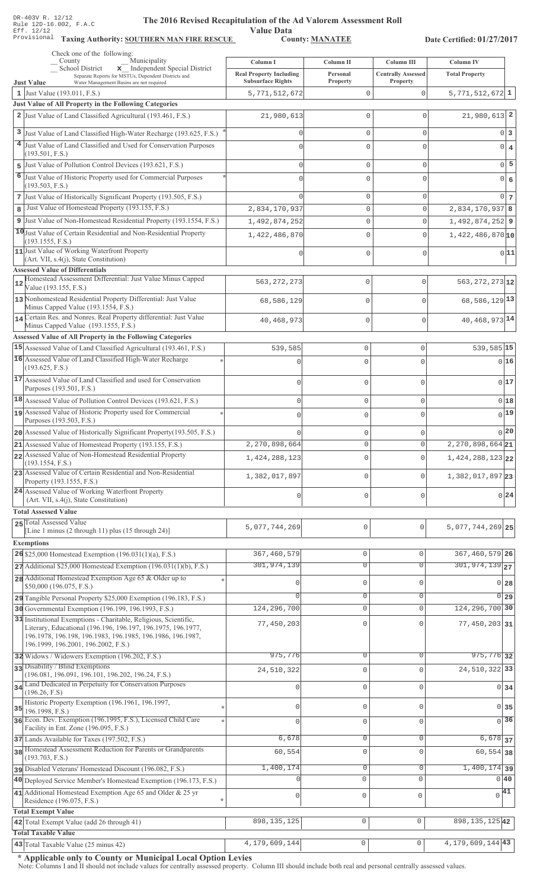DR-403V R. 12/12
Rule 12D-16.002, F.A.C
Eff. 12/12
Provisional

# The 2016 Revised Recapitulation of the Ad Valorem Assessment Roll Value Data

**Taxing Authority: SOUTHERN MAN FIRE RESCUE** **County: MANATEE** **Date Certified: 01/27/2017**

Check one of the following:
_ County _ Municipality
_ School District **x** Independent Special District
Separate Reports for MSTUs, Dependent Districts and Water Management Basins are not required

| Just Value | Column I Real Property Including Subsurface Rights | Column II Personal Property | Column III Centrally Assessed Property | Column IV Total Property | |
|---|---|---|---|---|---|
| 1 Just Value (193.011, F.S.) | 5,771,512,672 | 0 | 0 | 5,771,512,672 | 1 |
| **Just Value of All Property in the Following Categories** | | | | | |
| 2 Just Value of Land Classified Agricultural (193.461, F.S.) | 21,980,613 | 0 | 0 | 21,980,613 | 2 |
| 3 Just Value of Land Classified High-Water Recharge (193.625, F.S.) * | 0 | 0 | 0 | 0 | 3 |
| 4 Just Value of Land Classified and Used for Conservation Purposes (193.501, F.S.) | 0 | 0 | 0 | 0 | 4 |
| 5 Just Value of Pollution Control Devices (193.621, F.S.) | 0 | 0 | 0 | 0 | 5 |
| 6 Just Value of Historic Property used for Commercial Purposes (193.503, F.S.) * | 0 | 0 | 0 | 0 | 6 |
| 7 Just Value of Historically Significant Property (193.505, F.S.) | 0 | 0 | 0 | 0 | 7 |
| 8 Just Value of Homestead Property (193.155, F.S.) | 2,834,170,937 | 0 | 0 | 2,834,170,937 | 8 |
| 9 Just Value of Non-Homestead Residential Property (193.1554, F.S.) | 1,492,874,252 | 0 | 0 | 1,492,874,252 | 9 |
| 10 Just Value of Certain Residential and Non-Residential Property (193.1555, F.S.) | 1,422,486,870 | 0 | 0 | 1,422,486,870 | 10 |
| 11 Just Value of Working Waterfront Property (Art. VII, s.4(j), State Constitution) | 0 | 0 | 0 | 0 | 11 |
| **Assessed Value of Differentials** | | | | | |
| 12 Homestead Assessment Differential: Just Value Minus Capped Value (193.155, F.S.) | 563,272,273 | 0 | 0 | 563,272,273 | 12 |
| 13 Nonhomestead Residential Property Differential: Just Value Minus Capped Value (193.1554, F.S.) | 68,586,129 | 0 | 0 | 68,586,129 | 13 |
| 14 Certain Res. and Nonres. Real Property differential: Just Value Minus Capped Value (193.1555, F.S.) | 40,468,973 | 0 | 0 | 40,468,973 | 14 |
| **Assessed Value of All Property in the Following Categories** | | | | | |
| 15 Assessed Value of Land Classified Agricultural (193.461, F.S.) | 539,585 | 0 | 0 | 539,585 | 15 |
| 16 Assessed Value of Land Classified High-Water Recharge (193.625, F.S.) * | 0 | 0 | 0 | 0 | 16 |
| 17 Assessed Value of Land Classified and used for Conservation Purposes (193.501, F.S.) | 0 | 0 | 0 | 0 | 17 |
| 18 Assessed Value of Pollution Control Devices (193.621, F.S.) | 0 | 0 | 0 | 0 | 18 |
| 19 Assessed Value of Historic Property used for Commercial Purposes (193.503, F.S.) * | 0 | 0 | 0 | 0 | 19 |
| 20 Assessed Value of Historically Significant Property(193.505, F.S.) | 0 | 0 | 0 | 0 | 20 |
| 21 Assessed Value of Homestead Property (193.155, F.S.) | 2,270,898,664 | 0 | 0 | 2,270,898,664 | 21 |
| 22 Assessed Value of Non-Homestead Residential Property (193.1554, F.S.) | 1,424,288,123 | 0 | 0 | 1,424,288,123 | 22 |
| 23 Assessed Value of Certain Residential and Non-Residential Property (193.1555, F.S.) | 1,382,017,897 | 0 | 0 | 1,382,017,897 | 23 |
| 24 Assessed Value of Working Waterfront Property (Art. VII, s.4(j), State Constitution) | 0 | 0 | 0 | 0 | 24 |
| **Total Assessed Value** | | | | | |
| 25 Total Assessed Value [Line 1 minus (2 through 11) plus (15 through 24)] | 5,077,744,269 | 0 | 0 | 5,077,744,269 | 25 |
| **Exemptions** | | | | | |
| 26 $25,000 Homestead Exemption (196.031(1)(a), F.S.) | 367,460,579 | 0 | 0 | 367,460,579 | 26 |
| 27 Additional $25,000 Homestead Exemption (196.031(1)(b), F.S.) | 301,974,139 | 0 | 0 | 301,974,139 | 27 |
| 28 Additional Homestead Exemption Age 65 & Older up to $50,000 (196.075, F.S.) * | 0 | 0 | 0 | 0 | 28 |
| 29 Tangible Personal Property $25,000 Exemption (196.183, F.S.) | 0 | 0 | 0 | 0 | 29 |
| 30 Governmental Exemption (196.199, 196.1993, F.S.) | 124,296,700 | 0 | 0 | 124,296,700 | 30 |
| 31 Institutional Exemptions - Charitable, Religious, Scientific, Literary, Educational (196.196, 196.197, 196.1975, 196.1977, 196.1978, 196.198, 196.1983, 196.1985, 196.1986, 196.1987, 196.1999, 196.2001, 196.2002, F.S.) | 77,450,203 | 0 | 0 | 77,450,203 | 31 |
| 32 Widows / Widowers Exemption (196.202, F.S.) | 975,776 | 0 | 0 | 975,776 | 32 |
| 33 Disability / Blind Exemptions (196.081, 196.091, 196.101, 196.202, 196.24, F.S.) | 24,510,322 | 0 | 0 | 24,510,322 | 33 |
| 34 Land Dedicated in Perpetuity for Conservation Purposes (196.26, F.S) | 0 | 0 | 0 | 0 | 34 |
| 35 Historic Property Exemption (196.1961, 196.1997, 196.1998, F.S.) * | 0 | 0 | 0 | 0 | 35 |
| 36 Econ. Dev. Exemption (196.1995, F.S.), Licensed Child Care Facility in Ent. Zone (196.095, F.S.) * | 0 | 0 | 0 | 0 | 36 |
| 37 Lands Available for Taxes (197.502, F.S.) | 6,678 | 0 | 0 | 6,678 | 37 |
| 38 Homestead Assessment Reduction for Parents or Grandparents (193.703, F.S.) | 60,554 | 0 | 0 | 60,554 | 38 |
| 39 Disabled Veterans' Homestead Discount (196.082, F.S.) | 1,400,174 | 0 | 0 | 1,400,174 | 39 |
| 40 Deployed Service Member's Homestead Exemption (196.173, F.S.) | 0 | 0 | 0 | 0 | 40 |
| 41 Additional Homestead Exemption Age 65 and Older & 25 yr Residence (196.075, F.S.) * | 0 | 0 | 0 | 0 | 41 |
| **Total Exempt Value** | | | | | |
| 42 Total Exempt Value (add 26 through 41) | 898,135,125 | 0 | 0 | 898,135,125 | 42 |
| **Total Taxable Value** | | | | | |
| 43 Total Taxable Value (25 minus 42) | 4,179,609,144 | 0 | 0 | 4,179,609,144 | 43 |

**\* Applicable only to County or Municipal Local Option Levies**

Note: Columns I and II should not include values for centrally assessed property. Column III should include both real and personal centrally assessed values.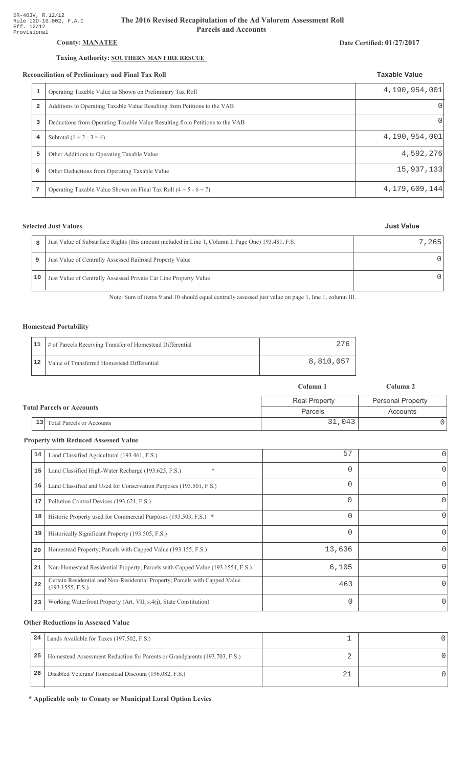DR-403V, R.12/12
Rule 12D-16.002, F.A.C
Eff. 12/12
Provisional

# The 2016 Revised Recapitulation of the Ad Valorem Assessment Roll
## Parcels and Accounts

**County:** **MANATEE**

**Date Certified: 01/27/2017**

**Taxing Authority:** **SOUTHERN MAN FIRE RESCUE**

### Reconciliation of Preliminary and Final Tax Roll

| | | Taxable Value |
|---|---|---|
| 1 | Operating Taxable Value as Shown on Preliminary Tax Roll | 4,190,954,001 |
| 2 | Additions to Operating Taxable Value Resulting from Petitions to the VAB | 0 |
| 3 | Deductions from Operating Taxable Value Resulting from Petitions to the VAB | 0 |
| 4 | Subtotal (1 + 2 - 3 = 4) | 4,190,954,001 |
| 5 | Other Additions to Operating Taxable Value | 4,592,276 |
| 6 | Other Deductions from Operating Taxable Value | 15,937,133 |
| 7 | Operating Taxable Value Shown on Final Tax Roll (4 + 5 - 6 = 7) | 4,179,609,144 |

### Selected Just Values

| | | Just Value |
|---|---|---|
| 8 | Just Value of Subsurface Rights (this amount included in Line 1, Column I, Page One) 193.481, F.S. | 7,265 |
| 9 | Just Value of Centrally Assessed Railroad Property Value | 0 |
| 10 | Just Value of Centrally Assessed Private Car Line Property Value | 0 |

Note: Sum of items 9 and 10 should equal centrally assessed just value on page 1, line 1, column III.

### Homestead Portability

| | | |
|---|---|---|
| 11 | # of Parcels Receiving Transfer of Homestead Differential | 276 |
| 12 | Value of Transferred Homestead Differential | 8,810,057 |

### Total Parcels or Accounts

| | | Column 1 | Column 2 |
|---|---|---|---|
| | | Real Property | Personal Property |
| | | Parcels | Accounts |
| 13 | Total Parcels or Accounts | 31,043 | 0 |

### Property with Reduced Assessed Value

| | | Column 1 | Column 2 |
|---|---|---|---|
| 14 | Land Classified Agricultural (193.461, F.S.) | 57 | 0 |
| 15 | Land Classified High-Water Recharge (193.625, F.S.) * | 0 | 0 |
| 16 | Land Classified and Used for Conservation Purposes (193.501, F.S.) | 0 | 0 |
| 17 | Pollution Control Devices (193.621, F.S.) | 0 | 0 |
| 18 | Historic Property used for Commercial Purposes (193.503, F.S.) * | 0 | 0 |
| 19 | Historically Significant Property (193.505, F.S.) | 0 | 0 |
| 20 | Homestead Property; Parcels with Capped Value (193.155, F.S.) | 13,636 | 0 |
| 21 | Non-Homestead Residential Property; Parcels with Capped Value (193.1554, F.S.) | 6,105 | 0 |
| 22 | Certain Residential and Non-Residential Property; Parcels with Capped Value (193.1555, F.S.) | 463 | 0 |
| 23 | Working Waterfront Property (Art. VII, s.4(j), State Constitution) | 0 | 0 |

### Other Reductions in Assessed Value

| | | Column 1 | Column 2 |
|---|---|---|---|
| 24 | Lands Available for Taxes (197.502, F.S.) | 1 | 0 |
| 25 | Homestead Assessment Reduction for Parents or Grandparents (193.703, F.S.) | 2 | 0 |
| 26 | Disabled Veterans' Homestead Discount (196.082, F.S.) | 21 | 0 |

**\* Applicable only to County or Municipal Local Option Levies**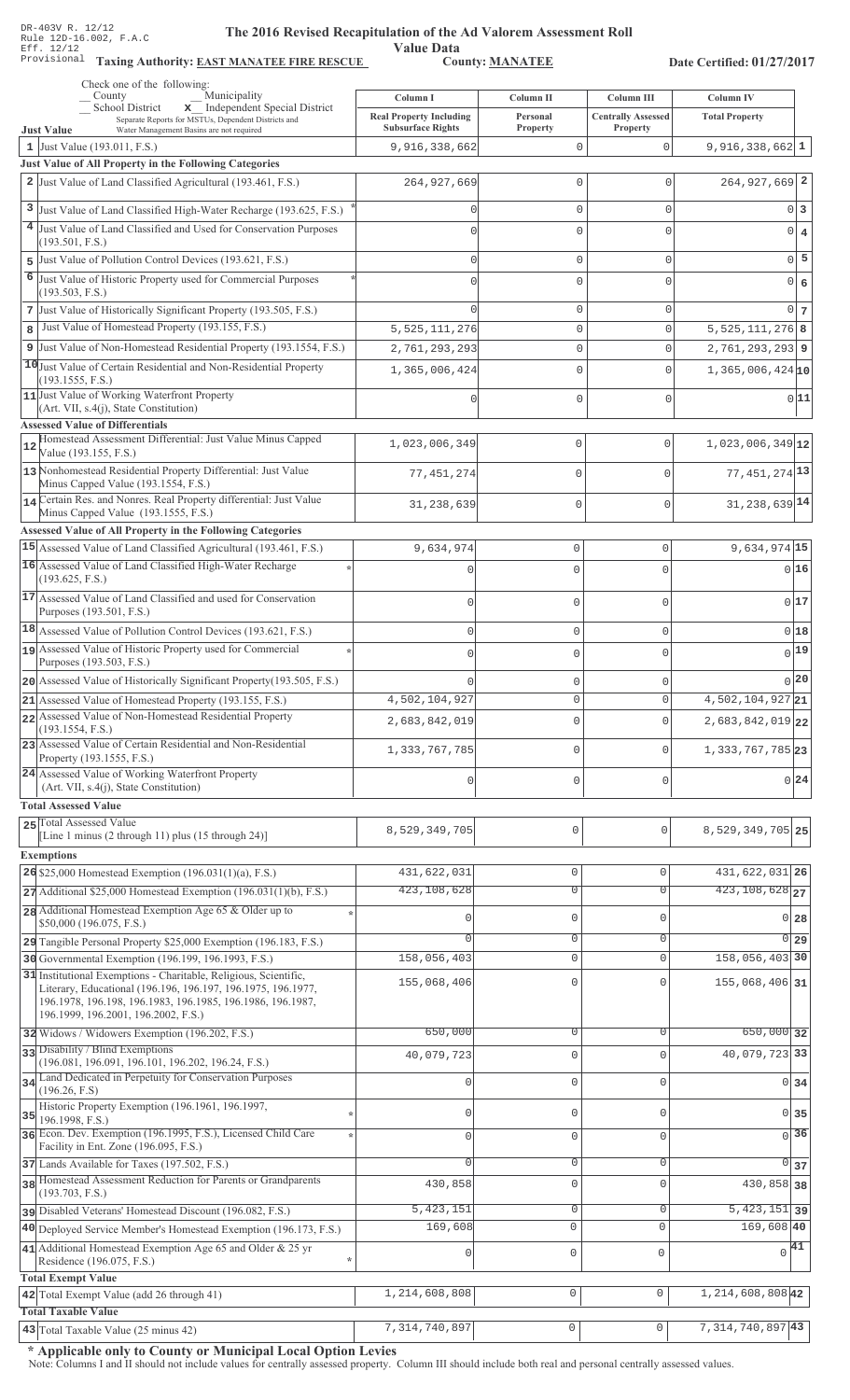DR-403V R. 12/12
Rule 12D-16.002, F.A.C
Eff. 12/12
Provisional

# The 2016 Revised Recapitulation of the Ad Valorem Assessment Roll

**Value Data**

**Taxing Authority: EAST MANATEE FIRE RESCUE** **County: MANATEE** **Date Certified: 01/27/2017**

Check one of the following:
\_ County \_ Municipality
\_ School District **x** Independent Special District
Separate Reports for MSTUs, Dependent Districts and Water Management Basins are not required

| | Just Value | Column I Real Property Including Subsurface Rights | Column II Personal Property | Column III Centrally Assessed Property | Column IV Total Property | |
|---|---|---|---|---|---|---|
| 1 | Just Value (193.011, F.S.) | 9,916,338,662 | 0 | 0 | 9,916,338,662 | 1 |
| | **Just Value of All Property in the Following Categories** | | | | | |
| 2 | Just Value of Land Classified Agricultural (193.461, F.S.) | 264,927,669 | 0 | 0 | 264,927,669 | 2 |
| 3 | Just Value of Land Classified High-Water Recharge (193.625, F.S.) * | 0 | 0 | 0 | 0 | 3 |
| 4 | Just Value of Land Classified and Used for Conservation Purposes (193.501, F.S.) | 0 | 0 | 0 | 0 | 4 |
| 5 | Just Value of Pollution Control Devices (193.621, F.S.) | 0 | 0 | 0 | 0 | 5 |
| 6 | Just Value of Historic Property used for Commercial Purposes (193.503, F.S.) * | 0 | 0 | 0 | 0 | 6 |
| 7 | Just Value of Historically Significant Property (193.505, F.S.) | 0 | 0 | 0 | 0 | 7 |
| 8 | Just Value of Homestead Property (193.155, F.S.) | 5,525,111,276 | 0 | 0 | 5,525,111,276 | 8 |
| 9 | Just Value of Non-Homestead Residential Property (193.1554, F.S.) | 2,761,293,293 | 0 | 0 | 2,761,293,293 | 9 |
| 10 | Just Value of Certain Residential and Non-Residential Property (193.1555, F.S.) | 1,365,006,424 | 0 | 0 | 1,365,006,424 | 10 |
| 11 | Just Value of Working Waterfront Property (Art. VII, s.4(j), State Constitution) | 0 | 0 | 0 | 0 | 11 |
| | **Assessed Value of Differentials** | | | | | |
| 12 | Homestead Assessment Differential: Just Value Minus Capped Value (193.155, F.S.) | 1,023,006,349 | 0 | 0 | 1,023,006,349 | 12 |
| 13 | Nonhomestead Residential Property Differential: Just Value Minus Capped Value (193.1554, F.S.) | 77,451,274 | 0 | 0 | 77,451,274 | 13 |
| 14 | Certain Res. and Nonres. Real Property differential: Just Value Minus Capped Value (193.1555, F.S.) | 31,238,639 | 0 | 0 | 31,238,639 | 14 |
| | **Assessed Value of All Property in the Following Categories** | | | | | |
| 15 | Assessed Value of Land Classified Agricultural (193.461, F.S.) | 9,634,974 | 0 | 0 | 9,634,974 | 15 |
| 16 | Assessed Value of Land Classified High-Water Recharge (193.625, F.S.) * | 0 | 0 | 0 | 0 | 16 |
| 17 | Assessed Value of Land Classified and used for Conservation Purposes (193.501, F.S.) | 0 | 0 | 0 | 0 | 17 |
| 18 | Assessed Value of Pollution Control Devices (193.621, F.S.) | 0 | 0 | 0 | 0 | 18 |
| 19 | Assessed Value of Historic Property used for Commercial Purposes (193.503, F.S.) * | 0 | 0 | 0 | 0 | 19 |
| 20 | Assessed Value of Historically Significant Property(193.505, F.S.) | 0 | 0 | 0 | 0 | 20 |
| 21 | Assessed Value of Homestead Property (193.155, F.S.) | 4,502,104,927 | 0 | 0 | 4,502,104,927 | 21 |
| 22 | Assessed Value of Non-Homestead Residential Property (193.1554, F.S.) | 2,683,842,019 | 0 | 0 | 2,683,842,019 | 22 |
| 23 | Assessed Value of Certain Residential and Non-Residential Property (193.1555, F.S.) | 1,333,767,785 | 0 | 0 | 1,333,767,785 | 23 |
| 24 | Assessed Value of Working Waterfront Property (Art. VII, s.4(j), State Constitution) | 0 | 0 | 0 | 0 | 24 |
| | **Total Assessed Value** | | | | | |
| 25 | Total Assessed Value [Line 1 minus (2 through 11) plus (15 through 24)] | 8,529,349,705 | 0 | 0 | 8,529,349,705 | 25 |
| | **Exemptions** | | | | | |
| 26 | $25,000 Homestead Exemption (196.031(1)(a), F.S.) | 431,622,031 | 0 | 0 | 431,622,031 | 26 |
| 27 | Additional $25,000 Homestead Exemption (196.031(1)(b), F.S.) | 423,108,628 | 0 | 0 | 423,108,628 | 27 |
| 28 | Additional Homestead Exemption Age 65 & Older up to $50,000 (196.075, F.S.) * | 0 | 0 | 0 | 0 | 28 |
| 29 | Tangible Personal Property $25,000 Exemption (196.183, F.S.) | 0 | 0 | 0 | 0 | 29 |
| 30 | Governmental Exemption (196.199, 196.1993, F.S.) | 158,056,403 | 0 | 0 | 158,056,403 | 30 |
| 31 | Institutional Exemptions - Charitable, Religious, Scientific, Literary, Educational (196.196, 196.197, 196.1975, 196.1977, 196.1978, 196.198, 196.1983, 196.1985, 196.1986, 196.1987, 196.1999, 196.2001, 196.2002, F.S.) | 155,068,406 | 0 | 0 | 155,068,406 | 31 |
| 32 | Widows / Widowers Exemption (196.202, F.S.) | 650,000 | 0 | 0 | 650,000 | 32 |
| 33 | Disability / Blind Exemptions (196.081, 196.091, 196.101, 196.202, 196.24, F.S.) | 40,079,723 | 0 | 0 | 40,079,723 | 33 |
| 34 | Land Dedicated in Perpetuity for Conservation Purposes (196.26, F.S) | 0 | 0 | 0 | 0 | 34 |
| 35 | Historic Property Exemption (196.1961, 196.1997, 196.1998, F.S.) * | 0 | 0 | 0 | 0 | 35 |
| 36 | Econ. Dev. Exemption (196.1995, F.S.), Licensed Child Care Facility in Ent. Zone (196.095, F.S.) * | 0 | 0 | 0 | 0 | 36 |
| 37 | Lands Available for Taxes (197.502, F.S.) | 0 | 0 | 0 | 0 | 37 |
| 38 | Homestead Assessment Reduction for Parents or Grandparents (193.703, F.S.) | 430,858 | 0 | 0 | 430,858 | 38 |
| 39 | Disabled Veterans' Homestead Discount (196.082, F.S.) | 5,423,151 | 0 | 0 | 5,423,151 | 39 |
| 40 | Deployed Service Member's Homestead Exemption (196.173, F.S.) | 169,608 | 0 | 0 | 169,608 | 40 |
| 41 | Additional Homestead Exemption Age 65 and Older & 25 yr Residence (196.075, F.S.) * | 0 | 0 | 0 | 0 | 41 |
| | **Total Exempt Value** | | | | | |
| 42 | Total Exempt Value (add 26 through 41) | 1,214,608,808 | 0 | 0 | 1,214,608,808 | 42 |
| | **Total Taxable Value** | | | | | |
| 43 | Total Taxable Value (25 minus 42) | 7,314,740,897 | 0 | 0 | 7,314,740,897 | 43 |

**\* Applicable only to County or Municipal Local Option Levies**

Note: Columns I and II should not include values for centrally assessed property. Column III should include both real and personal centrally assessed values.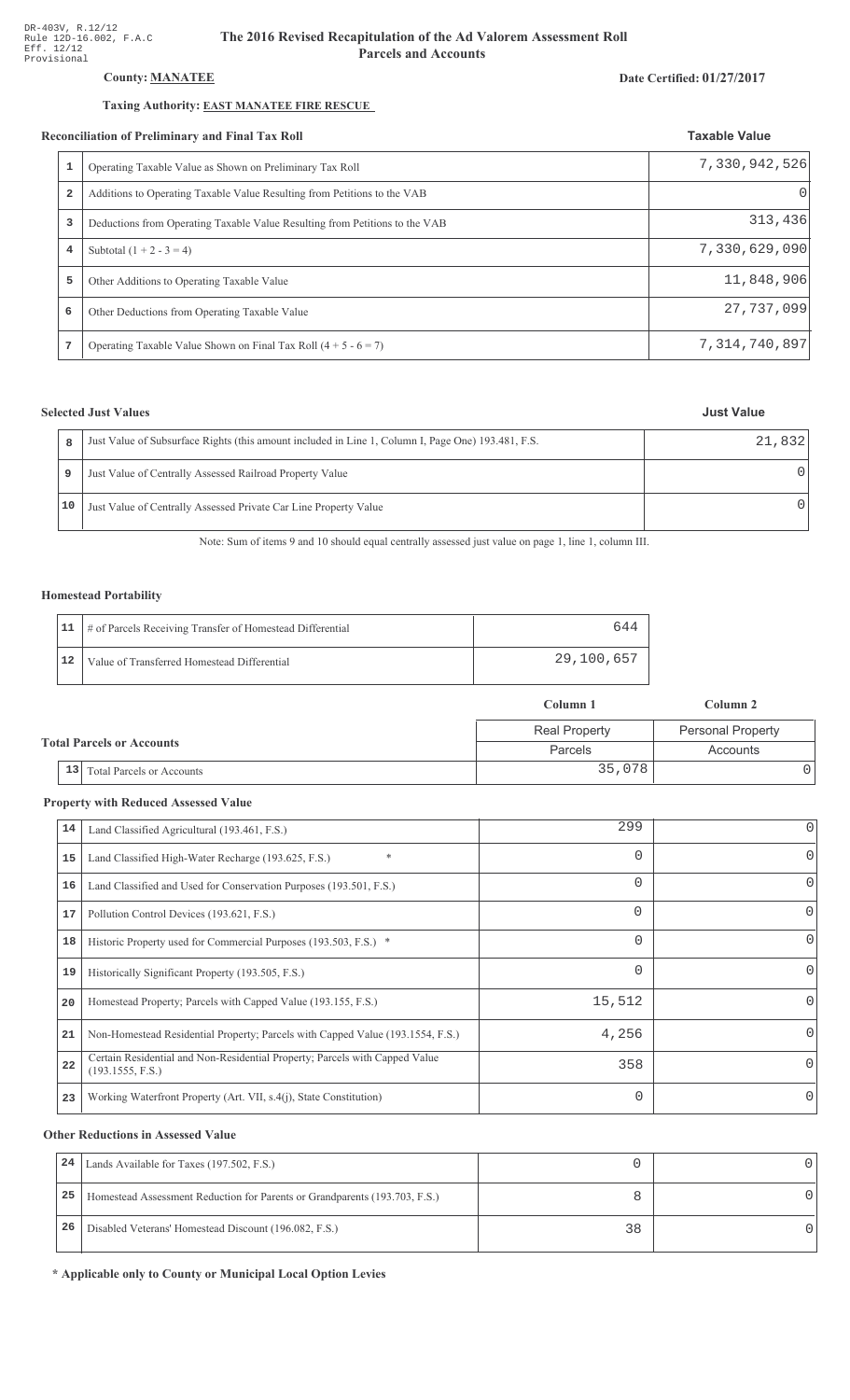DR-403V, R.12/12
Rule 12D-16.002, F.A.C
Eff. 12/12
Provisional

# The 2016 Revised Recapitulation of the Ad Valorem Assessment Roll
## Parcels and Accounts

**County:** **MANATEE**

**Date Certified: 01/27/2017**

**Taxing Authority:** **EAST MANATEE FIRE RESCUE**

### Reconciliation of Preliminary and Final Tax Roll

| | | Taxable Value |
|---|---|---|
| 1 | Operating Taxable Value as Shown on Preliminary Tax Roll | 7,330,942,526 |
| 2 | Additions to Operating Taxable Value Resulting from Petitions to the VAB | 0 |
| 3 | Deductions from Operating Taxable Value Resulting from Petitions to the VAB | 313,436 |
| 4 | Subtotal (1 + 2 - 3 = 4) | 7,330,629,090 |
| 5 | Other Additions to Operating Taxable Value | 11,848,906 |
| 6 | Other Deductions from Operating Taxable Value | 27,737,099 |
| 7 | Operating Taxable Value Shown on Final Tax Roll (4 + 5 - 6 = 7) | 7,314,740,897 |

### Selected Just Values

| | | Just Value |
|---|---|---|
| 8 | Just Value of Subsurface Rights (this amount included in Line 1, Column I, Page One) 193.481, F.S. | 21,832 |
| 9 | Just Value of Centrally Assessed Railroad Property Value | 0 |
| 10 | Just Value of Centrally Assessed Private Car Line Property Value | 0 |

Note: Sum of items 9 and 10 should equal centrally assessed just value on page 1, line 1, column III.

### Homestead Portability

| | | |
|---|---|---|
| 11 | # of Parcels Receiving Transfer of Homestead Differential | 644 |
| 12 | Value of Transferred Homestead Differential | 29,100,657 |

### Total Parcels or Accounts

| | | Column 1 | Column 2 |
|---|---|---|---|
| | | Real Property | Personal Property |
| | | Parcels | Accounts |
| 13 | Total Parcels or Accounts | 35,078 | 0 |

### Property with Reduced Assessed Value

| | | Column 1 | Column 2 |
|---|---|---|---|
| 14 | Land Classified Agricultural (193.461, F.S.) | 299 | 0 |
| 15 | Land Classified High-Water Recharge (193.625, F.S.) * | 0 | 0 |
| 16 | Land Classified and Used for Conservation Purposes (193.501, F.S.) | 0 | 0 |
| 17 | Pollution Control Devices (193.621, F.S.) | 0 | 0 |
| 18 | Historic Property used for Commercial Purposes (193.503, F.S.) * | 0 | 0 |
| 19 | Historically Significant Property (193.505, F.S.) | 0 | 0 |
| 20 | Homestead Property; Parcels with Capped Value (193.155, F.S.) | 15,512 | 0 |
| 21 | Non-Homestead Residential Property; Parcels with Capped Value (193.1554, F.S.) | 4,256 | 0 |
| 22 | Certain Residential and Non-Residential Property; Parcels with Capped Value (193.1555, F.S.) | 358 | 0 |
| 23 | Working Waterfront Property (Art. VII, s.4(j), State Constitution) | 0 | 0 |

### Other Reductions in Assessed Value

| | | Column 1 | Column 2 |
|---|---|---|---|
| 24 | Lands Available for Taxes (197.502, F.S.) | 0 | 0 |
| 25 | Homestead Assessment Reduction for Parents or Grandparents (193.703, F.S.) | 8 | 0 |
| 26 | Disabled Veterans' Homestead Discount (196.082, F.S.) | 38 | 0 |

**\* Applicable only to County or Municipal Local Option Levies**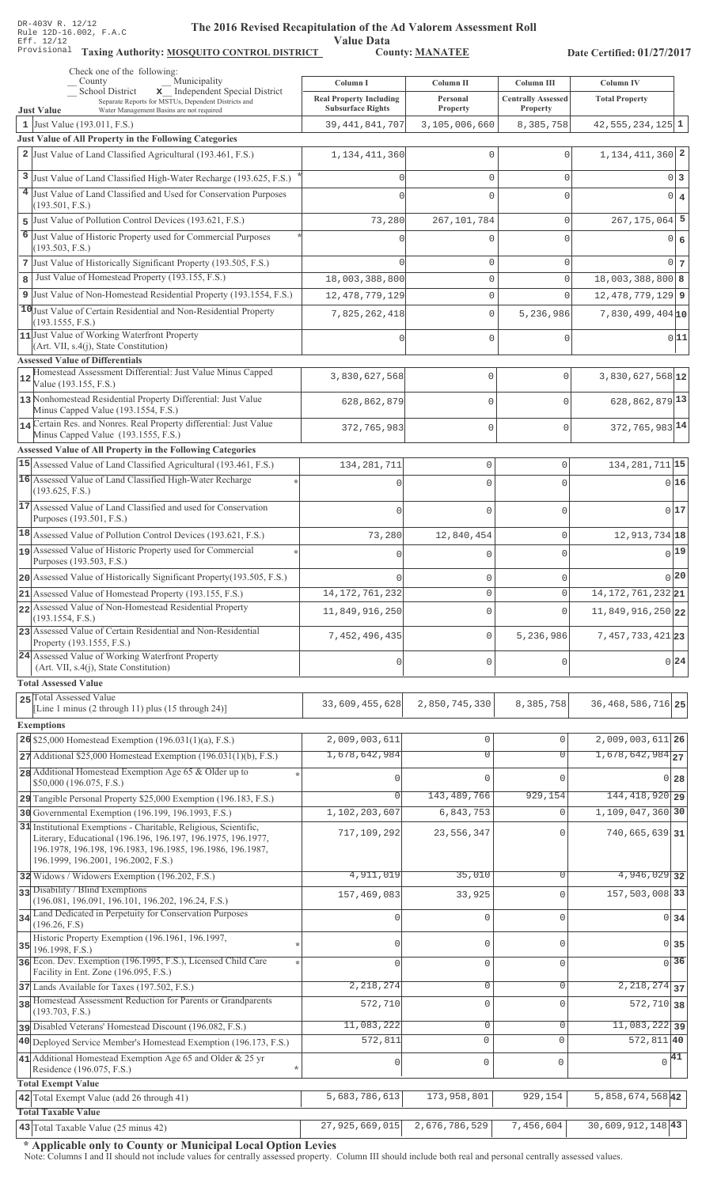DR-403V R. 12/12
Rule 12D-16.002, F.A.C
Eff. 12/12
Provisional

# The 2016 Revised Recapitulation of the Ad Valorem Assessment Roll

## Value Data

**Taxing Authority: MOSQUITO CONTROL DISTRICT** **County: MANATEE** **Date Certified: 01/27/2017**

Check one of the following:
_ County _ Municipality
_ School District **x** Independent Special District
Separate Reports for MSTUs, Dependent Districts and Water Management Basins are not required

| | Column I<br>Real Property Including Subsurface Rights | Column II<br>Personal Property | Column III<br>Centrally Assessed Property | Column IV<br>Total Property | |
|---|---|---|---|---|---|
| **Just Value** | | | | | |
| 1 Just Value (193.011, F.S.) | 39,441,841,707 | 3,105,006,660 | 8,385,758 | 42,555,234,125 | 1 |
| **Just Value of All Property in the Following Categories** | | | | | |
| 2 Just Value of Land Classified Agricultural (193.461, F.S.) | 1,134,411,360 | 0 | 0 | 1,134,411,360 | 2 |
| 3 Just Value of Land Classified High-Water Recharge (193.625, F.S.) * | 0 | 0 | 0 | 0 | 3 |
| 4 Just Value of Land Classified and Used for Conservation Purposes (193.501, F.S.) | 0 | 0 | 0 | 0 | 4 |
| 5 Just Value of Pollution Control Devices (193.621, F.S.) | 73,280 | 267,101,784 | 0 | 267,175,064 | 5 |
| 6 Just Value of Historic Property used for Commercial Purposes (193.503, F.S.) * | 0 | 0 | 0 | 0 | 6 |
| 7 Just Value of Historically Significant Property (193.505, F.S.) | 0 | 0 | 0 | 0 | 7 |
| 8 Just Value of Homestead Property (193.155, F.S.) | 18,003,388,800 | 0 | 0 | 18,003,388,800 | 8 |
| 9 Just Value of Non-Homestead Residential Property (193.1554, F.S.) | 12,478,779,129 | 0 | 0 | 12,478,779,129 | 9 |
| 10 Just Value of Certain Residential and Non-Residential Property (193.1555, F.S.) | 7,825,262,418 | 0 | 5,236,986 | 7,830,499,404 | 10 |
| 11 Just Value of Working Waterfront Property (Art. VII, s.4(j), State Constitution) | 0 | 0 | 0 | 0 | 11 |
| **Assessed Value of Differentials** | | | | | |
| 12 Homestead Assessment Differential: Just Value Minus Capped Value (193.155, F.S.) | 3,830,627,568 | 0 | 0 | 3,830,627,568 | 12 |
| 13 Nonhomestead Residential Property Differential: Just Value Minus Capped Value (193.1554, F.S.) | 628,862,879 | 0 | 0 | 628,862,879 | 13 |
| 14 Certain Res. and Nonres. Real Property differential: Just Value Minus Capped Value (193.1555, F.S.) | 372,765,983 | 0 | 0 | 372,765,983 | 14 |
| **Assessed Value of All Property in the Following Categories** | | | | | |
| 15 Assessed Value of Land Classified Agricultural (193.461, F.S.) | 134,281,711 | 0 | 0 | 134,281,711 | 15 |
| 16 Assessed Value of Land Classified High-Water Recharge (193.625, F.S.) * | 0 | 0 | 0 | 0 | 16 |
| 17 Assessed Value of Land Classified and used for Conservation Purposes (193.501, F.S.) | 0 | 0 | 0 | 0 | 17 |
| 18 Assessed Value of Pollution Control Devices (193.621, F.S.) | 73,280 | 12,840,454 | 0 | 12,913,734 | 18 |
| 19 Assessed Value of Historic Property used for Commercial Purposes (193.503, F.S.) * | 0 | 0 | 0 | 0 | 19 |
| 20 Assessed Value of Historically Significant Property(193.505, F.S.) | 0 | 0 | 0 | 0 | 20 |
| 21 Assessed Value of Homestead Property (193.155, F.S.) | 14,172,761,232 | 0 | 0 | 14,172,761,232 | 21 |
| 22 Assessed Value of Non-Homestead Residential Property (193.1554, F.S.) | 11,849,916,250 | 0 | 0 | 11,849,916,250 | 22 |
| 23 Assessed Value of Certain Residential and Non-Residential Property (193.1555, F.S.) | 7,452,496,435 | 0 | 5,236,986 | 7,457,733,421 | 23 |
| 24 Assessed Value of Working Waterfront Property (Art. VII, s.4(j), State Constitution) | 0 | 0 | 0 | 0 | 24 |
| **Total Assessed Value** | | | | | |
| 25 Total Assessed Value [Line 1 minus (2 through 11) plus (15 through 24)] | 33,609,455,628 | 2,850,745,330 | 8,385,758 | 36,468,586,716 | 25 |
| **Exemptions** | | | | | |
| 26 $25,000 Homestead Exemption (196.031(1)(a), F.S.) | 2,009,003,611 | 0 | 0 | 2,009,003,611 | 26 |
| 27 Additional $25,000 Homestead Exemption (196.031(1)(b), F.S.) | 1,678,642,984 | 0 | 0 | 1,678,642,984 | 27 |
| 28 Additional Homestead Exemption Age 65 & Older up to $50,000 (196.075, F.S.) * | 0 | 0 | 0 | 0 | 28 |
| 29 Tangible Personal Property $25,000 Exemption (196.183, F.S.) | 0 | 143,489,766 | 929,154 | 144,418,920 | 29 |
| 30 Governmental Exemption (196.199, 196.1993, F.S.) | 1,102,203,607 | 6,843,753 | 0 | 1,109,047,360 | 30 |
| 31 Institutional Exemptions - Charitable, Religious, Scientific, Literary, Educational (196.196, 196.197, 196.1975, 196.1977, 196.1978, 196.198, 196.1983, 196.1985, 196.1986, 196.1987, 196.1999, 196.2001, 196.2002, F.S.) | 717,109,292 | 23,556,347 | 0 | 740,665,639 | 31 |
| 32 Widows / Widowers Exemption (196.202, F.S.) | 4,911,019 | 35,010 | 0 | 4,946,029 | 32 |
| 33 Disability / Blind Exemptions (196.081, 196.091, 196.101, 196.202, 196.24, F.S.) | 157,469,083 | 33,925 | 0 | 157,503,008 | 33 |
| 34 Land Dedicated in Perpetuity for Conservation Purposes (196.26, F.S) | 0 | 0 | 0 | 0 | 34 |
| 35 Historic Property Exemption (196.1961, 196.1997, 196.1998, F.S.) * | 0 | 0 | 0 | 0 | 35 |
| 36 Econ. Dev. Exemption (196.1995, F.S.), Licensed Child Care Facility in Ent. Zone (196.095, F.S.) * | 0 | 0 | 0 | 0 | 36 |
| 37 Lands Available for Taxes (197.502, F.S.) | 2,218,274 | 0 | 0 | 2,218,274 | 37 |
| 38 Homestead Assessment Reduction for Parents or Grandparents (193.703, F.S.) | 572,710 | 0 | 0 | 572,710 | 38 |
| 39 Disabled Veterans' Homestead Discount (196.082, F.S.) | 11,083,222 | 0 | 0 | 11,083,222 | 39 |
| 40 Deployed Service Member's Homestead Exemption (196.173, F.S.) | 572,811 | 0 | 0 | 572,811 | 40 |
| 41 Additional Homestead Exemption Age 65 and Older & 25 yr Residence (196.075, F.S.) * | 0 | 0 | 0 | 0 | 41 |
| **Total Exempt Value** | | | | | |
| 42 Total Exempt Value (add 26 through 41) | 5,683,786,613 | 173,958,801 | 929,154 | 5,858,674,568 | 42 |
| **Total Taxable Value** | | | | | |
| 43 Total Taxable Value (25 minus 42) | 27,925,669,015 | 2,676,786,529 | 7,456,604 | 30,609,912,148 | 43 |

**\* Applicable only to County or Municipal Local Option Levies**

Note: Columns I and II should not include values for centrally assessed property. Column III should include both real and personal centrally assessed values.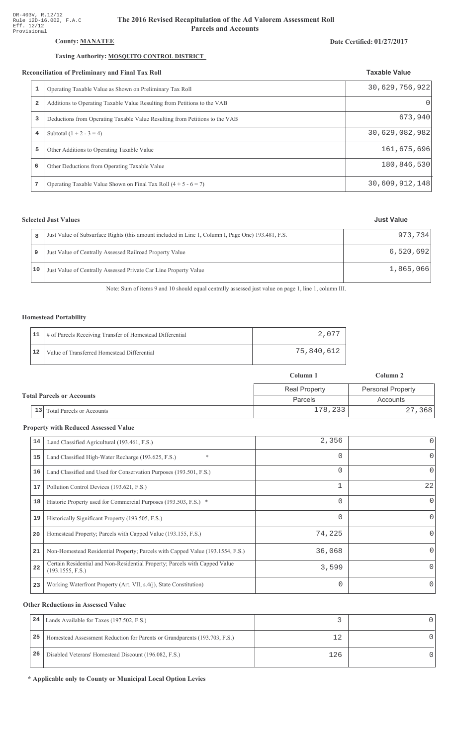DR-403V, R.12/12
Rule 12D-16.002, F.A.C
Eff. 12/12
Provisional

# The 2016 Revised Recapitulation of the Ad Valorem Assessment Roll
## Parcels and Accounts

**County: MANATEE**

**Date Certified: 01/27/2017**

**Taxing Authority: MOSQUITO CONTROL DISTRICT**

### Reconciliation of Preliminary and Final Tax Roll

| | | Taxable Value |
|---|---|---|
| 1 | Operating Taxable Value as Shown on Preliminary Tax Roll | 30,629,756,922 |
| 2 | Additions to Operating Taxable Value Resulting from Petitions to the VAB | 0 |
| 3 | Deductions from Operating Taxable Value Resulting from Petitions to the VAB | 673,940 |
| 4 | Subtotal (1 + 2 - 3 = 4) | 30,629,082,982 |
| 5 | Other Additions to Operating Taxable Value | 161,675,696 |
| 6 | Other Deductions from Operating Taxable Value | 180,846,530 |
| 7 | Operating Taxable Value Shown on Final Tax Roll (4 + 5 - 6 = 7) | 30,609,912,148 |

### Selected Just Values

| | | Just Value |
|---|---|---|
| 8 | Just Value of Subsurface Rights (this amount included in Line 1, Column I, Page One) 193.481, F.S. | 973,734 |
| 9 | Just Value of Centrally Assessed Railroad Property Value | 6,520,692 |
| 10 | Just Value of Centrally Assessed Private Car Line Property Value | 1,865,066 |

Note: Sum of items 9 and 10 should equal centrally assessed just value on page 1, line 1, column III.

### Homestead Portability

| | | |
|---|---|---|
| 11 | # of Parcels Receiving Transfer of Homestead Differential | 2,077 |
| 12 | Value of Transferred Homestead Differential | 75,840,612 |

### Total Parcels or Accounts

| | | Column 1 | Column 2 |
|---|---|---|---|
| | | Real Property | Personal Property |
| | | Parcels | Accounts |
| 13 | Total Parcels or Accounts | 178,233 | 27,368 |

### Property with Reduced Assessed Value

| | | Column 1 | Column 2 |
|---|---|---|---|
| 14 | Land Classified Agricultural (193.461, F.S.) | 2,356 | 0 |
| 15 | Land Classified High-Water Recharge (193.625, F.S.) * | 0 | 0 |
| 16 | Land Classified and Used for Conservation Purposes (193.501, F.S.) | 0 | 0 |
| 17 | Pollution Control Devices (193.621, F.S.) | 1 | 22 |
| 18 | Historic Property used for Commercial Purposes (193.503, F.S.) * | 0 | 0 |
| 19 | Historically Significant Property (193.505, F.S.) | 0 | 0 |
| 20 | Homestead Property; Parcels with Capped Value (193.155, F.S.) | 74,225 | 0 |
| 21 | Non-Homestead Residential Property; Parcels with Capped Value (193.1554, F.S.) | 36,068 | 0 |
| 22 | Certain Residential and Non-Residential Property; Parcels with Capped Value (193.1555, F.S.) | 3,599 | 0 |
| 23 | Working Waterfront Property (Art. VII, s.4(j), State Constitution) | 0 | 0 |

### Other Reductions in Assessed Value

| | | Column 1 | Column 2 |
|---|---|---|---|
| 24 | Lands Available for Taxes (197.502, F.S.) | 3 | 0 |
| 25 | Homestead Assessment Reduction for Parents or Grandparents (193.703, F.S.) | 12 | 0 |
| 26 | Disabled Veterans' Homestead Discount (196.082, F.S.) | 126 | 0 |

**\* Applicable only to County or Municipal Local Option Levies**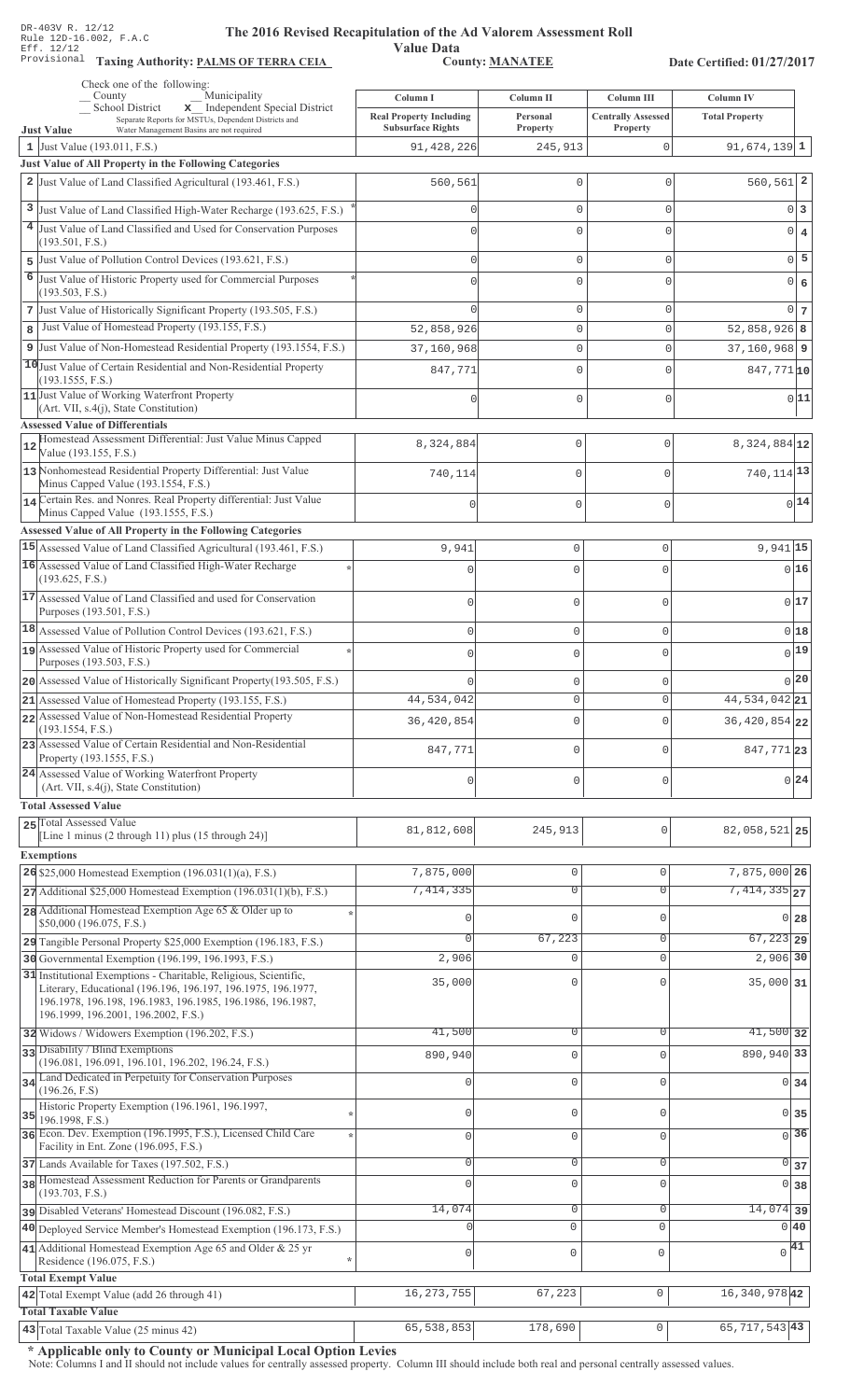DR-403V R. 12/12
Rule 12D-16.002, F.A.C
Eff. 12/12
Provisional

# The 2016 Revised Recapitulation of the Ad Valorem Assessment Roll
## Value Data

**Taxing Authority: PALMS OF TERRA CEIA** | **County: MANATEE** | **Date Certified: 01/27/2017**

Check one of the following:
_ County _ Municipality
_ School District **x** Independent Special District
Separate Reports for MSTUs, Dependent Districts and Water Management Basins are not required

| | Column I<br>Real Property Including Subsurface Rights | Column II<br>Personal Property | Column III<br>Centrally Assessed Property | Column IV<br>Total Property | |
|---|---|---|---|---|---|
| **Just Value** | | | | | |
| 1 Just Value (193.011, F.S.) | 91,428,226 | 245,913 | 0 | 91,674,139 | 1 |
| **Just Value of All Property in the Following Categories** | | | | | |
| 2 Just Value of Land Classified Agricultural (193.461, F.S.) | 560,561 | 0 | 0 | 560,561 | 2 |
| 3 Just Value of Land Classified High-Water Recharge (193.625, F.S.) * | 0 | 0 | 0 | 0 | 3 |
| 4 Just Value of Land Classified and Used for Conservation Purposes (193.501, F.S.) | 0 | 0 | 0 | 0 | 4 |
| 5 Just Value of Pollution Control Devices (193.621, F.S.) | 0 | 0 | 0 | 0 | 5 |
| 6 Just Value of Historic Property used for Commercial Purposes (193.503, F.S.) * | 0 | 0 | 0 | 0 | 6 |
| 7 Just Value of Historically Significant Property (193.505, F.S.) | 0 | 0 | 0 | 0 | 7 |
| 8 Just Value of Homestead Property (193.155, F.S.) | 52,858,926 | 0 | 0 | 52,858,926 | 8 |
| 9 Just Value of Non-Homestead Residential Property (193.1554, F.S.) | 37,160,968 | 0 | 0 | 37,160,968 | 9 |
| 10 Just Value of Certain Residential and Non-Residential Property (193.1555, F.S.) | 847,771 | 0 | 0 | 847,771 | 10 |
| 11 Just Value of Working Waterfront Property (Art. VII, s.4(j), State Constitution) | 0 | 0 | 0 | 0 | 11 |
| **Assessed Value of Differentials** | | | | | |
| 12 Homestead Assessment Differential: Just Value Minus Capped Value (193.155, F.S.) | 8,324,884 | 0 | 0 | 8,324,884 | 12 |
| 13 Nonhomestead Residential Property Differential: Just Value Minus Capped Value (193.1554, F.S.) | 740,114 | 0 | 0 | 740,114 | 13 |
| 14 Certain Res. and Nonres. Real Property differential: Just Value Minus Capped Value (193.1555, F.S.) | 0 | 0 | 0 | 0 | 14 |
| **Assessed Value of All Property in the Following Categories** | | | | | |
| 15 Assessed Value of Land Classified Agricultural (193.461, F.S.) | 9,941 | 0 | 0 | 9,941 | 15 |
| 16 Assessed Value of Land Classified High-Water Recharge (193.625, F.S.) * | 0 | 0 | 0 | 0 | 16 |
| 17 Assessed Value of Land Classified and used for Conservation Purposes (193.501, F.S.) | 0 | 0 | 0 | 0 | 17 |
| 18 Assessed Value of Pollution Control Devices (193.621, F.S.) | 0 | 0 | 0 | 0 | 18 |
| 19 Assessed Value of Historic Property used for Commercial Purposes (193.503, F.S.) * | 0 | 0 | 0 | 0 | 19 |
| 20 Assessed Value of Historically Significant Property(193.505, F.S.) | 0 | 0 | 0 | 0 | 20 |
| 21 Assessed Value of Homestead Property (193.155, F.S.) | 44,534,042 | 0 | 0 | 44,534,042 | 21 |
| 22 Assessed Value of Non-Homestead Residential Property (193.1554, F.S.) | 36,420,854 | 0 | 0 | 36,420,854 | 22 |
| 23 Assessed Value of Certain Residential and Non-Residential Property (193.1555, F.S.) | 847,771 | 0 | 0 | 847,771 | 23 |
| 24 Assessed Value of Working Waterfront Property (Art. VII, s.4(j), State Constitution) | 0 | 0 | 0 | 0 | 24 |
| **Total Assessed Value** | | | | | |
| 25 Total Assessed Value [Line 1 minus (2 through 11) plus (15 through 24)] | 81,812,608 | 245,913 | 0 | 82,058,521 | 25 |
| **Exemptions** | | | | | |
| 26 $25,000 Homestead Exemption (196.031(1)(a), F.S.) | 7,875,000 | 0 | 0 | 7,875,000 | 26 |
| 27 Additional $25,000 Homestead Exemption (196.031(1)(b), F.S.) | 7,414,335 | 0 | 0 | 7,414,335 | 27 |
| 28 Additional Homestead Exemption Age 65 & Older up to $50,000 (196.075, F.S.) * | 0 | 0 | 0 | 0 | 28 |
| 29 Tangible Personal Property $25,000 Exemption (196.183, F.S.) | 0 | 67,223 | 0 | 67,223 | 29 |
| 30 Governmental Exemption (196.199, 196.1993, F.S.) | 2,906 | 0 | 0 | 2,906 | 30 |
| 31 Institutional Exemptions - Charitable, Religious, Scientific, Literary, Educational (196.196, 196.197, 196.1975, 196.1977, 196.1978, 196.198, 196.1983, 196.1985, 196.1986, 196.1987, 196.1999, 196.2001, 196.2002, F.S.) | 35,000 | 0 | 0 | 35,000 | 31 |
| 32 Widows / Widowers Exemption (196.202, F.S.) | 41,500 | 0 | 0 | 41,500 | 32 |
| 33 Disability / Blind Exemptions (196.081, 196.091, 196.101, 196.202, 196.24, F.S.) | 890,940 | 0 | 0 | 890,940 | 33 |
| 34 Land Dedicated in Perpetuity for Conservation Purposes (196.26, F.S) | 0 | 0 | 0 | 0 | 34 |
| 35 Historic Property Exemption (196.1961, 196.1997, 196.1998, F.S.) * | 0 | 0 | 0 | 0 | 35 |
| 36 Econ. Dev. Exemption (196.1995, F.S.), Licensed Child Care Facility in Ent. Zone (196.095, F.S.) * | 0 | 0 | 0 | 0 | 36 |
| 37 Lands Available for Taxes (197.502, F.S.) | 0 | 0 | 0 | 0 | 37 |
| 38 Homestead Assessment Reduction for Parents or Grandparents (193.703, F.S.) | 0 | 0 | 0 | 0 | 38 |
| 39 Disabled Veterans' Homestead Discount (196.082, F.S.) | 14,074 | 0 | 0 | 14,074 | 39 |
| 40 Deployed Service Member's Homestead Exemption (196.173, F.S.) | 0 | 0 | 0 | 0 | 40 |
| 41 Additional Homestead Exemption Age 65 and Older & 25 yr Residence (196.075, F.S.) * | 0 | 0 | 0 | 0 | 41 |
| **Total Exempt Value** | | | | | |
| 42 Total Exempt Value (add 26 through 41) | 16,273,755 | 67,223 | 0 | 16,340,978 | 42 |
| **Total Taxable Value** | | | | | |
| 43 Total Taxable Value (25 minus 42) | 65,538,853 | 178,690 | 0 | 65,717,543 | 43 |

**\* Applicable only to County or Municipal Local Option Levies**

Note: Columns I and II should not include values for centrally assessed property. Column III should include both real and personal centrally assessed values.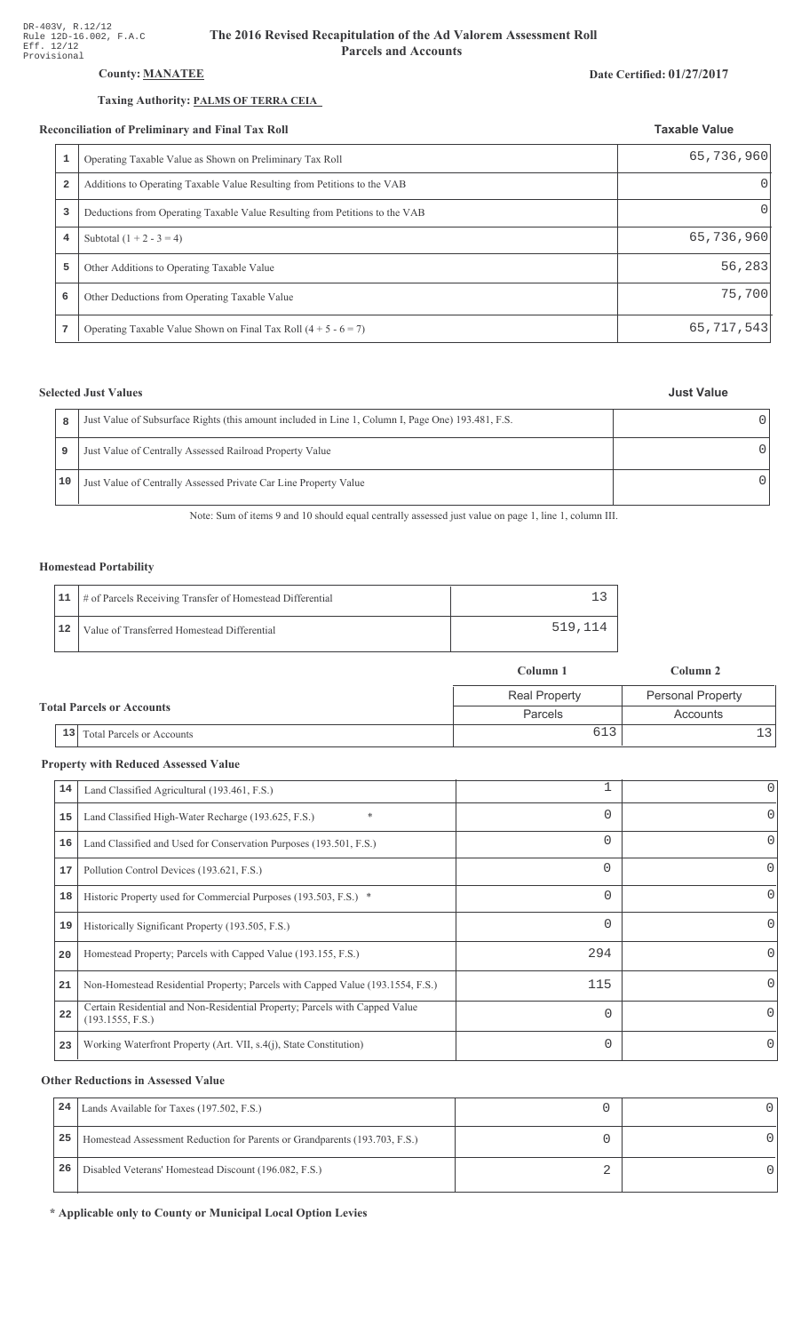DR-403V, R.12/12
Rule 12D-16.002, F.A.C
Eff. 12/12
Provisional

# The 2016 Revised Recapitulation of the Ad Valorem Assessment Roll
## Parcels and Accounts

**County: MANATEE**

**Date Certified: 01/27/2017**

**Taxing Authority: PALMS OF TERRA CEIA**

### Reconciliation of Preliminary and Final Tax Roll

| | | Taxable Value |
|---|---|---|
| 1 | Operating Taxable Value as Shown on Preliminary Tax Roll | 65,736,960 |
| 2 | Additions to Operating Taxable Value Resulting from Petitions to the VAB | 0 |
| 3 | Deductions from Operating Taxable Value Resulting from Petitions to the VAB | 0 |
| 4 | Subtotal (1 + 2 - 3 = 4) | 65,736,960 |
| 5 | Other Additions to Operating Taxable Value | 56,283 |
| 6 | Other Deductions from Operating Taxable Value | 75,700 |
| 7 | Operating Taxable Value Shown on Final Tax Roll (4 + 5 - 6 = 7) | 65,717,543 |

### Selected Just Values

| | | Just Value |
|---|---|---|
| 8 | Just Value of Subsurface Rights (this amount included in Line 1, Column I, Page One) 193.481, F.S. | 0 |
| 9 | Just Value of Centrally Assessed Railroad Property Value | 0 |
| 10 | Just Value of Centrally Assessed Private Car Line Property Value | 0 |

Note: Sum of items 9 and 10 should equal centrally assessed just value on page 1, line 1, column III.

### Homestead Portability

| | | |
|---|---|---|
| 11 | # of Parcels Receiving Transfer of Homestead Differential | 13 |
| 12 | Value of Transferred Homestead Differential | 519,114 |

### Total Parcels or Accounts

| | | Column 1<br>Real Property<br>Parcels | Column 2<br>Personal Property<br>Accounts |
|---|---|---|---|
| 13 | Total Parcels or Accounts | 613 | 13 |

### Property with Reduced Assessed Value

| | | Column 1 | Column 2 |
|---|---|---|---|
| 14 | Land Classified Agricultural (193.461, F.S.) | 1 | 0 |
| 15 | Land Classified High-Water Recharge (193.625, F.S.) * | 0 | 0 |
| 16 | Land Classified and Used for Conservation Purposes (193.501, F.S.) | 0 | 0 |
| 17 | Pollution Control Devices (193.621, F.S.) | 0 | 0 |
| 18 | Historic Property used for Commercial Purposes (193.503, F.S.) * | 0 | 0 |
| 19 | Historically Significant Property (193.505, F.S.) | 0 | 0 |
| 20 | Homestead Property; Parcels with Capped Value (193.155, F.S.) | 294 | 0 |
| 21 | Non-Homestead Residential Property; Parcels with Capped Value (193.1554, F.S.) | 115 | 0 |
| 22 | Certain Residential and Non-Residential Property; Parcels with Capped Value (193.1555, F.S.) | 0 | 0 |
| 23 | Working Waterfront Property (Art. VII, s.4(j), State Constitution) | 0 | 0 |

### Other Reductions in Assessed Value

| | | Column 1 | Column 2 |
|---|---|---|---|
| 24 | Lands Available for Taxes (197.502, F.S.) | 0 | 0 |
| 25 | Homestead Assessment Reduction for Parents or Grandparents (193.703, F.S.) | 0 | 0 |
| 26 | Disabled Veterans' Homestead Discount (196.082, F.S.) | 2 | 0 |

**\* Applicable only to County or Municipal Local Option Levies**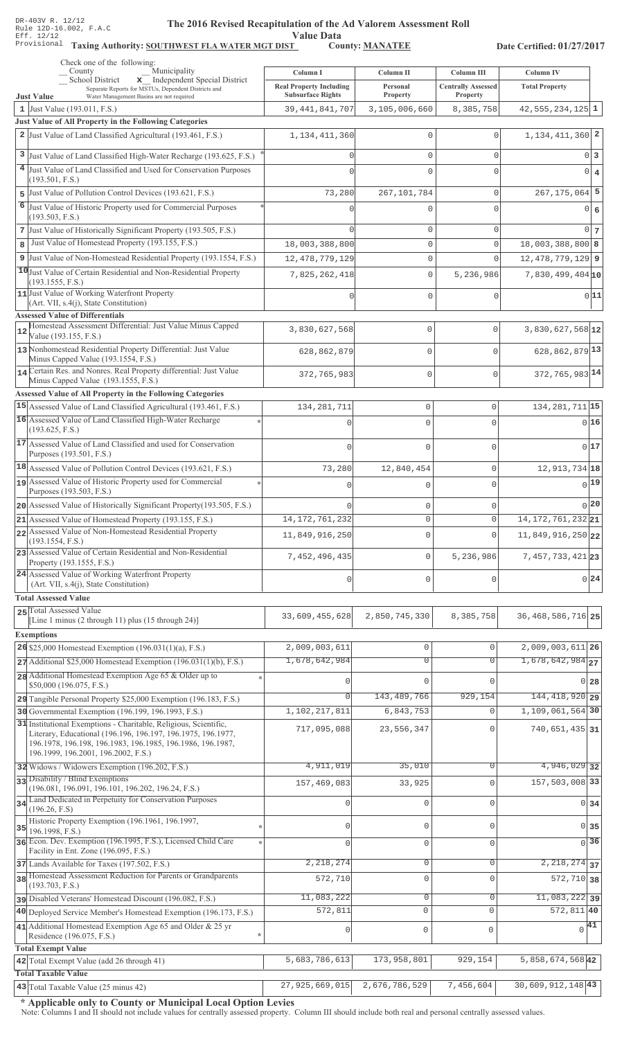DR-403V R. 12/12
Rule 12D-16.002, F.A.C
Eff. 12/12
Provisional

# The 2016 Revised Recapitulation of the Ad Valorem Assessment Roll

## Value Data

**Taxing Authority: SOUTHWEST FLA WATER MGT DIST** **County: MANATEE** **Date Certified: 01/27/2017**

Check one of the following:
__ County __ Municipality
__ School District **x** Independent Special District
Separate Reports for MSTUs, Dependent Districts and Water Management Basins are not required

| | | Column I Real Property Including Subsurface Rights | Column II Personal Property | Column III Centrally Assessed Property | Column IV Total Property | |
|---|---|---|---|---|---|---|
| **Just Value** | | | | | | |
| 1 | Just Value (193.011, F.S.) | 39,441,841,707 | 3,105,006,660 | 8,385,758 | 42,555,234,125 | 1 |
| **Just Value of All Property in the Following Categories** | | | | | | |
| 2 | Just Value of Land Classified Agricultural (193.461, F.S.) | 1,134,411,360 | 0 | 0 | 1,134,411,360 | 2 |
| 3 | Just Value of Land Classified High-Water Recharge (193.625, F.S.) * | 0 | 0 | 0 | 0 | 3 |
| 4 | Just Value of Land Classified and Used for Conservation Purposes (193.501, F.S.) | 0 | 0 | 0 | 0 | 4 |
| 5 | Just Value of Pollution Control Devices (193.621, F.S.) | 73,280 | 267,101,784 | 0 | 267,175,064 | 5 |
| 6 | Just Value of Historic Property used for Commercial Purposes (193.503, F.S.) * | 0 | 0 | 0 | 0 | 6 |
| 7 | Just Value of Historically Significant Property (193.505, F.S.) | 0 | 0 | 0 | 0 | 7 |
| 8 | Just Value of Homestead Property (193.155, F.S.) | 18,003,388,800 | 0 | 0 | 18,003,388,800 | 8 |
| 9 | Just Value of Non-Homestead Residential Property (193.1554, F.S.) | 12,478,779,129 | 0 | 0 | 12,478,779,129 | 9 |
| 10 | Just Value of Certain Residential and Non-Residential Property (193.1555, F.S.) | 7,825,262,418 | 0 | 5,236,986 | 7,830,499,404 | 10 |
| 11 | Just Value of Working Waterfront Property (Art. VII, s.4(j), State Constitution) | 0 | 0 | 0 | 0 | 11 |
| **Assessed Value of Differentials** | | | | | | |
| 12 | Homestead Assessment Differential: Just Value Minus Capped Value (193.155, F.S.) | 3,830,627,568 | 0 | 0 | 3,830,627,568 | 12 |
| 13 | Nonhomestead Residential Property Differential: Just Value Minus Capped Value (193.1554, F.S.) | 628,862,879 | 0 | 0 | 628,862,879 | 13 |
| 14 | Certain Res. and Nonres. Real Property differential: Just Value Minus Capped Value (193.1555, F.S.) | 372,765,983 | 0 | 0 | 372,765,983 | 14 |
| **Assessed Value of All Property in the Following Categories** | | | | | | |
| 15 | Assessed Value of Land Classified Agricultural (193.461, F.S.) | 134,281,711 | 0 | 0 | 134,281,711 | 15 |
| 16 | Assessed Value of Land Classified High-Water Recharge (193.625, F.S.) * | 0 | 0 | 0 | 0 | 16 |
| 17 | Assessed Value of Land Classified and used for Conservation Purposes (193.501, F.S.) | 0 | 0 | 0 | 0 | 17 |
| 18 | Assessed Value of Pollution Control Devices (193.621, F.S.) | 73,280 | 12,840,454 | 0 | 12,913,734 | 18 |
| 19 | Assessed Value of Historic Property used for Commercial Purposes (193.503, F.S.) * | 0 | 0 | 0 | 0 | 19 |
| 20 | Assessed Value of Historically Significant Property (193.505, F.S.) | 0 | 0 | 0 | 0 | 20 |
| 21 | Assessed Value of Homestead Property (193.155, F.S.) | 14,172,761,232 | 0 | 0 | 14,172,761,232 | 21 |
| 22 | Assessed Value of Non-Homestead Residential Property (193.1554, F.S.) | 11,849,916,250 | 0 | 0 | 11,849,916,250 | 22 |
| 23 | Assessed Value of Certain Residential and Non-Residential Property (193.1555, F.S.) | 7,452,496,435 | 0 | 5,236,986 | 7,457,733,421 | 23 |
| 24 | Assessed Value of Working Waterfront Property (Art. VII, s.4(j), State Constitution) | 0 | 0 | 0 | 0 | 24 |
| **Total Assessed Value** | | | | | | |
| 25 | Total Assessed Value [Line 1 minus (2 through 11) plus (15 through 24)] | 33,609,455,628 | 2,850,745,330 | 8,385,758 | 36,468,586,716 | 25 |
| **Exemptions** | | | | | | |
| 26 | $25,000 Homestead Exemption (196.031(1)(a), F.S.) | 2,009,003,611 | 0 | 0 | 2,009,003,611 | 26 |
| 27 | Additional $25,000 Homestead Exemption (196.031(1)(b), F.S.) | 1,678,642,984 | 0 | 0 | 1,678,642,984 | 27 |
| 28 | Additional Homestead Exemption Age 65 & Older up to $50,000 (196.075, F.S.) * | 0 | 0 | 0 | 0 | 28 |
| 29 | Tangible Personal Property $25,000 Exemption (196.183, F.S.) | 0 | 143,489,766 | 929,154 | 144,418,920 | 29 |
| 30 | Governmental Exemption (196.199, 196.1993, F.S.) | 1,102,217,811 | 6,843,753 | 0 | 1,109,061,564 | 30 |
| 31 | Institutional Exemptions - Charitable, Religious, Scientific, Literary, Educational (196.196, 196.197, 196.1975, 196.1977, 196.1978, 196.198, 196.1983, 196.1985, 196.1986, 196.1987, 196.1999, 196.2001, 196.2002, F.S.) | 717,095,088 | 23,556,347 | 0 | 740,651,435 | 31 |
| 32 | Widows / Widowers Exemption (196.202, F.S.) | 4,911,019 | 35,010 | 0 | 4,946,029 | 32 |
| 33 | Disability / Blind Exemptions (196.081, 196.091, 196.101, 196.202, 196.24, F.S.) | 157,469,083 | 33,925 | 0 | 157,503,008 | 33 |
| 34 | Land Dedicated in Perpetuity for Conservation Purposes (196.26, F.S) | 0 | 0 | 0 | 0 | 34 |
| 35 | Historic Property Exemption (196.1961, 196.1997, 196.1998, F.S.) * | 0 | 0 | 0 | 0 | 35 |
| 36 | Econ. Dev. Exemption (196.1995, F.S.), Licensed Child Care Facility in Ent. Zone (196.095, F.S.) * | 0 | 0 | 0 | 0 | 36 |
| 37 | Lands Available for Taxes (197.502, F.S.) | 2,218,274 | 0 | 0 | 2,218,274 | 37 |
| 38 | Homestead Assessment Reduction for Parents or Grandparents (193.703, F.S.) | 572,710 | 0 | 0 | 572,710 | 38 |
| 39 | Disabled Veterans' Homestead Discount (196.082, F.S.) | 11,083,222 | 0 | 0 | 11,083,222 | 39 |
| 40 | Deployed Service Member's Homestead Exemption (196.173, F.S.) | 572,811 | 0 | 0 | 572,811 | 40 |
| 41 | Additional Homestead Exemption Age 65 and Older & 25 yr Residence (196.075, F.S.) * | 0 | 0 | 0 | 0 | 41 |
| **Total Exempt Value** | | | | | | |
| 42 | Total Exempt Value (add 26 through 41) | 5,683,786,613 | 173,958,801 | 929,154 | 5,858,674,568 | 42 |
| **Total Taxable Value** | | | | | | |
| 43 | Total Taxable Value (25 minus 42) | 27,925,669,015 | 2,676,786,529 | 7,456,604 | 30,609,912,148 | 43 |

**\* Applicable only to County or Municipal Local Option Levies**

Note: Columns I and II should not include values for centrally assessed property. Column III should include both real and personal centrally assessed values.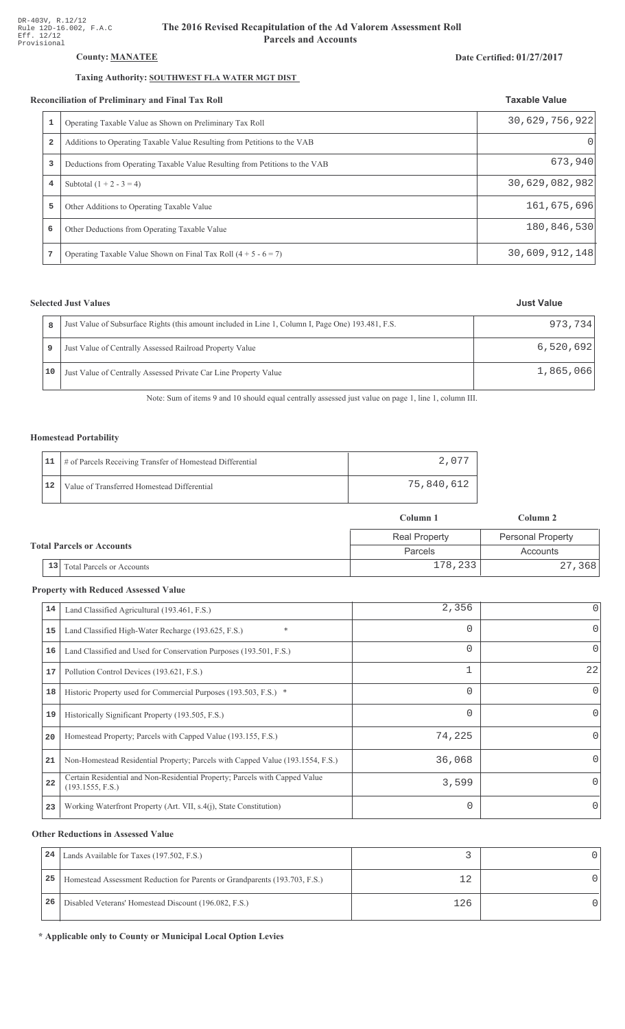DR-403V, R.12/12
Rule 12D-16.002, F.A.C
Eff. 12/12
Provisional

# The 2016 Revised Recapitulation of the Ad Valorem Assessment Roll
## Parcels and Accounts

**County: MANATEE**

**Date Certified: 01/27/2017**

**Taxing Authority: SOUTHWEST FLA WATER MGT DIST**

### Reconciliation of Preliminary and Final Tax Roll

| # | Description | Taxable Value |
|---|---|---|
| 1 | Operating Taxable Value as Shown on Preliminary Tax Roll | 30,629,756,922 |
| 2 | Additions to Operating Taxable Value Resulting from Petitions to the VAB | 0 |
| 3 | Deductions from Operating Taxable Value Resulting from Petitions to the VAB | 673,940 |
| 4 | Subtotal (1 + 2 - 3 = 4) | 30,629,082,982 |
| 5 | Other Additions to Operating Taxable Value | 161,675,696 |
| 6 | Other Deductions from Operating Taxable Value | 180,846,530 |
| 7 | Operating Taxable Value Shown on Final Tax Roll (4 + 5 - 6 = 7) | 30,609,912,148 |

### Selected Just Values

| # | Description | Just Value |
|---|---|---|
| 8 | Just Value of Subsurface Rights (this amount included in Line 1, Column I, Page One) 193.481, F.S. | 973,734 |
| 9 | Just Value of Centrally Assessed Railroad Property Value | 6,520,692 |
| 10 | Just Value of Centrally Assessed Private Car Line Property Value | 1,865,066 |

Note: Sum of items 9 and 10 should equal centrally assessed just value on page 1, line 1, column III.

### Homestead Portability

| # | Description | Value |
|---|---|---|
| 11 | # of Parcels Receiving Transfer of Homestead Differential | 2,077 |
| 12 | Value of Transferred Homestead Differential | 75,840,612 |

### Total Parcels or Accounts

| # | Description | Column 1<br>Real Property<br>Parcels | Column 2<br>Personal Property<br>Accounts |
|---|---|---|---|
| 13 | Total Parcels or Accounts | 178,233 | 27,368 |

### Property with Reduced Assessed Value

| # | Description | Column 1 | Column 2 |
|---|---|---|---|
| 14 | Land Classified Agricultural (193.461, F.S.) | 2,356 | 0 |
| 15 | Land Classified High-Water Recharge (193.625, F.S.) * | 0 | 0 |
| 16 | Land Classified and Used for Conservation Purposes (193.501, F.S.) | 0 | 0 |
| 17 | Pollution Control Devices (193.621, F.S.) | 1 | 22 |
| 18 | Historic Property used for Commercial Purposes (193.503, F.S.) * | 0 | 0 |
| 19 | Historically Significant Property (193.505, F.S.) | 0 | 0 |
| 20 | Homestead Property; Parcels with Capped Value (193.155, F.S.) | 74,225 | 0 |
| 21 | Non-Homestead Residential Property; Parcels with Capped Value (193.1554, F.S.) | 36,068 | 0 |
| 22 | Certain Residential and Non-Residential Property; Parcels with Capped Value (193.1555, F.S.) | 3,599 | 0 |
| 23 | Working Waterfront Property (Art. VII, s.4(j), State Constitution) | 0 | 0 |

### Other Reductions in Assessed Value

| # | Description | Column 1 | Column 2 |
|---|---|---|---|
| 24 | Lands Available for Taxes (197.502, F.S.) | 3 | 0 |
| 25 | Homestead Assessment Reduction for Parents or Grandparents (193.703, F.S.) | 12 | 0 |
| 26 | Disabled Veterans' Homestead Discount (196.082, F.S.) | 126 | 0 |

**\* Applicable only to County or Municipal Local Option Levies**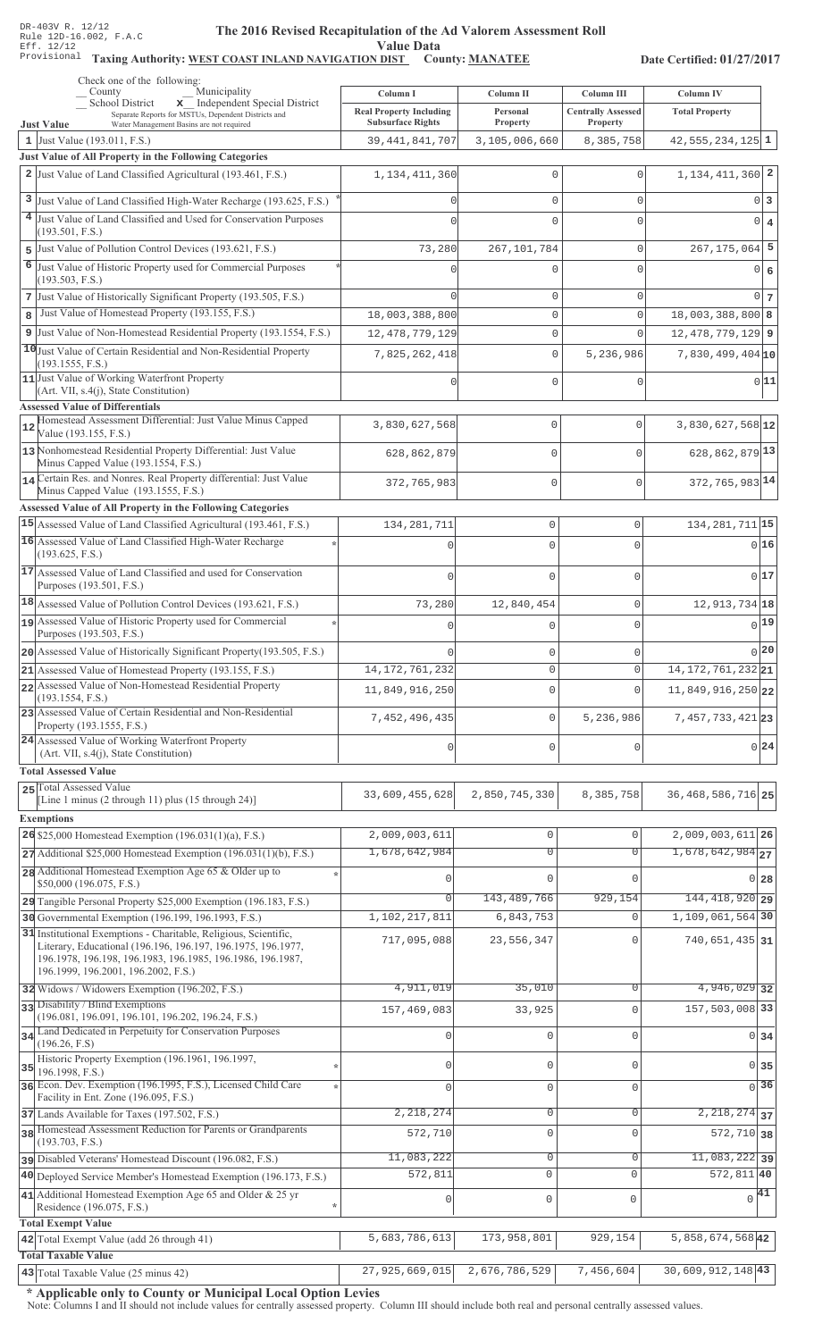DR-403V R. 12/12
Rule 12D-16.002, F.A.C
Eff. 12/12
Provisional

# The 2016 Revised Recapitulation of the Ad Valorem Assessment Roll

## Value Data

**Taxing Authority: WEST COAST INLAND NAVIGATION DIST** **County: MANATEE** **Date Certified: 01/27/2017**

Check one of the following:
_ County _ Municipality
_ School District **x** Independent Special District
Separate Reports for MSTUs, Dependent Districts and Water Management Basins are not required

| | Just Value | Column I Real Property Including Subsurface Rights | Column II Personal Property | Column III Centrally Assessed Property | Column IV Total Property | |
|---|---|---|---|---|---|---|
| 1 | Just Value (193.011, F.S.) | 39,441,841,707 | 3,105,006,660 | 8,385,758 | 42,555,234,125 | 1 |
| | **Just Value of All Property in the Following Categories** | | | | | |
| 2 | Just Value of Land Classified Agricultural (193.461, F.S.) | 1,134,411,360 | 0 | 0 | 1,134,411,360 | 2 |
| 3 | Just Value of Land Classified High-Water Recharge (193.625, F.S.) * | 0 | 0 | 0 | 0 | 3 |
| 4 | Just Value of Land Classified and Used for Conservation Purposes (193.501, F.S.) | 0 | 0 | 0 | 0 | 4 |
| 5 | Just Value of Pollution Control Devices (193.621, F.S.) | 73,280 | 267,101,784 | 0 | 267,175,064 | 5 |
| 6 | Just Value of Historic Property used for Commercial Purposes (193.503, F.S.) * | 0 | 0 | 0 | 0 | 6 |
| 7 | Just Value of Historically Significant Property (193.505, F.S.) | 0 | 0 | 0 | 0 | 7 |
| 8 | Just Value of Homestead Property (193.155, F.S.) | 18,003,388,800 | 0 | 0 | 18,003,388,800 | 8 |
| 9 | Just Value of Non-Homestead Residential Property (193.1554, F.S.) | 12,478,779,129 | 0 | 0 | 12,478,779,129 | 9 |
| 10 | Just Value of Certain Residential and Non-Residential Property (193.1555, F.S.) | 7,825,262,418 | 0 | 5,236,986 | 7,830,499,404 | 10 |
| 11 | Just Value of Working Waterfront Property (Art. VII, s.4(j), State Constitution) | 0 | 0 | 0 | 0 | 11 |
| | **Assessed Value of Differentials** | | | | | |
| 12 | Homestead Assessment Differential: Just Value Minus Capped Value (193.155, F.S.) | 3,830,627,568 | 0 | 0 | 3,830,627,568 | 12 |
| 13 | Nonhomestead Residential Property Differential: Just Value Minus Capped Value (193.1554, F.S.) | 628,862,879 | 0 | 0 | 628,862,879 | 13 |
| 14 | Certain Res. and Nonres. Real Property differential: Just Value Minus Capped Value (193.1555, F.S.) | 372,765,983 | 0 | 0 | 372,765,983 | 14 |
| | **Assessed Value of All Property in the Following Categories** | | | | | |
| 15 | Assessed Value of Land Classified Agricultural (193.461, F.S.) | 134,281,711 | 0 | 0 | 134,281,711 | 15 |
| 16 | Assessed Value of Land Classified High-Water Recharge (193.625, F.S.) * | 0 | 0 | 0 | 0 | 16 |
| 17 | Assessed Value of Land Classified and used for Conservation Purposes (193.501, F.S.) | 0 | 0 | 0 | 0 | 17 |
| 18 | Assessed Value of Pollution Control Devices (193.621, F.S.) | 73,280 | 12,840,454 | 0 | 12,913,734 | 18 |
| 19 | Assessed Value of Historic Property used for Commercial Purposes (193.503, F.S.) * | 0 | 0 | 0 | 0 | 19 |
| 20 | Assessed Value of Historically Significant Property (193.505, F.S.) | 0 | 0 | 0 | 0 | 20 |
| 21 | Assessed Value of Homestead Property (193.155, F.S.) | 14,172,761,232 | 0 | 0 | 14,172,761,232 | 21 |
| 22 | Assessed Value of Non-Homestead Residential Property (193.1554, F.S.) | 11,849,916,250 | 0 | 0 | 11,849,916,250 | 22 |
| 23 | Assessed Value of Certain Residential and Non-Residential Property (193.1555, F.S.) | 7,452,496,435 | 0 | 5,236,986 | 7,457,733,421 | 23 |
| 24 | Assessed Value of Working Waterfront Property (Art. VII, s.4(j), State Constitution) | 0 | 0 | 0 | 0 | 24 |
| | **Total Assessed Value** | | | | | |
| 25 | Total Assessed Value [Line 1 minus (2 through 11) plus (15 through 24)] | 33,609,455,628 | 2,850,745,330 | 8,385,758 | 36,468,586,716 | 25 |
| | **Exemptions** | | | | | |
| 26 | $25,000 Homestead Exemption (196.031(1)(a), F.S.) | 2,009,003,611 | 0 | 0 | 2,009,003,611 | 26 |
| 27 | Additional $25,000 Homestead Exemption (196.031(1)(b), F.S.) | 1,678,642,984 | 0 | 0 | 1,678,642,984 | 27 |
| 28 | Additional Homestead Exemption Age 65 & Older up to $50,000 (196.075, F.S.) * | 0 | 0 | 0 | 0 | 28 |
| 29 | Tangible Personal Property $25,000 Exemption (196.183, F.S.) | 0 | 143,489,766 | 929,154 | 144,418,920 | 29 |
| 30 | Governmental Exemption (196.199, 196.1993, F.S.) | 1,102,217,811 | 6,843,753 | 0 | 1,109,061,564 | 30 |
| 31 | Institutional Exemptions - Charitable, Religious, Scientific, Literary, Educational (196.196, 196.197, 196.1975, 196.1977, 196.1978, 196.198, 196.1983, 196.1985, 196.1986, 196.1987, 196.1999, 196.2001, 196.2002, F.S.) | 717,095,088 | 23,556,347 | 0 | 740,651,435 | 31 |
| 32 | Widows / Widowers Exemption (196.202, F.S.) | 4,911,019 | 35,010 | 0 | 4,946,029 | 32 |
| 33 | Disability / Blind Exemptions (196.081, 196.091, 196.101, 196.202, 196.24, F.S.) | 157,469,083 | 33,925 | 0 | 157,503,008 | 33 |
| 34 | Land Dedicated in Perpetuity for Conservation Purposes (196.26, F.S) | 0 | 0 | 0 | 0 | 34 |
| 35 | Historic Property Exemption (196.1961, 196.1997, 196.1998, F.S.) * | 0 | 0 | 0 | 0 | 35 |
| 36 | Econ. Dev. Exemption (196.1995, F.S.), Licensed Child Care Facility in Ent. Zone (196.095, F.S.) * | 0 | 0 | 0 | 0 | 36 |
| 37 | Lands Available for Taxes (197.502, F.S.) | 2,218,274 | 0 | 0 | 2,218,274 | 37 |
| 38 | Homestead Assessment Reduction for Parents or Grandparents (193.703, F.S.) | 572,710 | 0 | 0 | 572,710 | 38 |
| 39 | Disabled Veterans' Homestead Discount (196.082, F.S.) | 11,083,222 | 0 | 0 | 11,083,222 | 39 |
| 40 | Deployed Service Member's Homestead Exemption (196.173, F.S.) | 572,811 | 0 | 0 | 572,811 | 40 |
| 41 | Additional Homestead Exemption Age 65 and Older & 25 yr Residence (196.075, F.S.) * | 0 | 0 | 0 | 0 | 41 |
| | **Total Exempt Value** | | | | | |
| 42 | Total Exempt Value (add 26 through 41) | 5,683,786,613 | 173,958,801 | 929,154 | 5,858,674,568 | 42 |
| | **Total Taxable Value** | | | | | |
| 43 | Total Taxable Value (25 minus 42) | 27,925,669,015 | 2,676,786,529 | 7,456,604 | 30,609,912,148 | 43 |

**\* Applicable only to County or Municipal Local Option Levies**

Note: Columns I and II should not include values for centrally assessed property. Column III should include both real and personal centrally assessed values.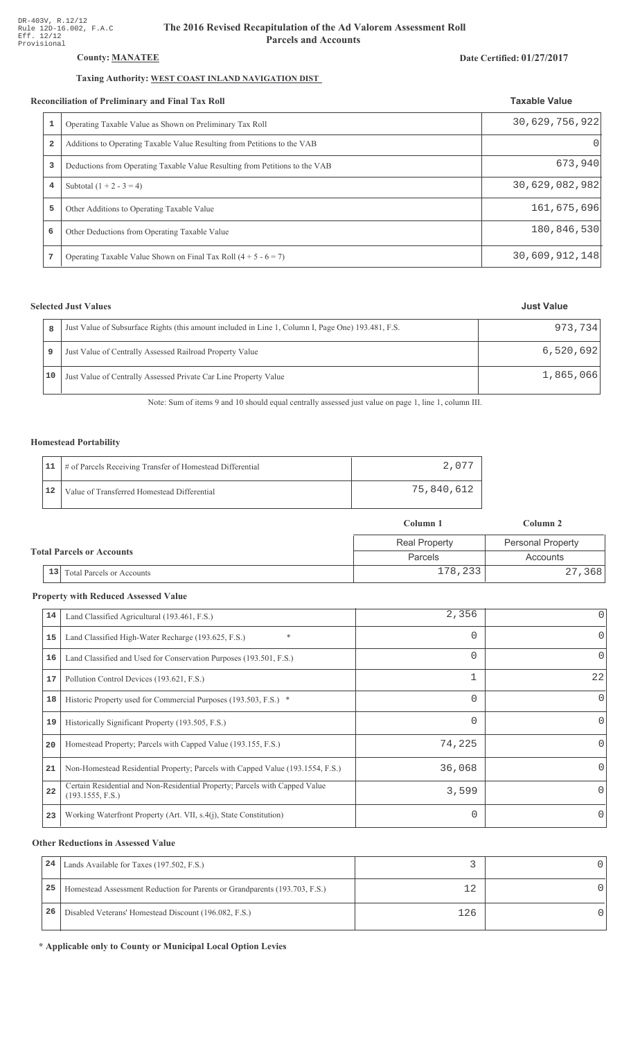DR-403V, R.12/12
Rule 12D-16.002, F.A.C
Eff. 12/12
Provisional

# The 2016 Revised Recapitulation of the Ad Valorem Assessment Roll
## Parcels and Accounts

**County: MANATEE**

**Date Certified: 01/27/2017**

**Taxing Authority: WEST COAST INLAND NAVIGATION DIST**

### Reconciliation of Preliminary and Final Tax Roll

| | | Taxable Value |
|---|---|---|
| 1 | Operating Taxable Value as Shown on Preliminary Tax Roll | 30,629,756,922 |
| 2 | Additions to Operating Taxable Value Resulting from Petitions to the VAB | 0 |
| 3 | Deductions from Operating Taxable Value Resulting from Petitions to the VAB | 673,940 |
| 4 | Subtotal (1 + 2 - 3 = 4) | 30,629,082,982 |
| 5 | Other Additions to Operating Taxable Value | 161,675,696 |
| 6 | Other Deductions from Operating Taxable Value | 180,846,530 |
| 7 | Operating Taxable Value Shown on Final Tax Roll (4 + 5 - 6 = 7) | 30,609,912,148 |

### Selected Just Values

| | | Just Value |
|---|---|---|
| 8 | Just Value of Subsurface Rights (this amount included in Line 1, Column I, Page One) 193.481, F.S. | 973,734 |
| 9 | Just Value of Centrally Assessed Railroad Property Value | 6,520,692 |
| 10 | Just Value of Centrally Assessed Private Car Line Property Value | 1,865,066 |

Note: Sum of items 9 and 10 should equal centrally assessed just value on page 1, line 1, column III.

### Homestead Portability

| | | |
|---|---|---|
| 11 | # of Parcels Receiving Transfer of Homestead Differential | 2,077 |
| 12 | Value of Transferred Homestead Differential | 75,840,612 |

### Total Parcels or Accounts

| | | Column 1 | Column 2 |
|---|---|---|---|
| | | Real Property | Personal Property |
| | | Parcels | Accounts |
| 13 | Total Parcels or Accounts | 178,233 | 27,368 |

### Property with Reduced Assessed Value

| | | Column 1 | Column 2 |
|---|---|---|---|
| 14 | Land Classified Agricultural (193.461, F.S.) | 2,356 | 0 |
| 15 | Land Classified High-Water Recharge (193.625, F.S.) * | 0 | 0 |
| 16 | Land Classified and Used for Conservation Purposes (193.501, F.S.) | 0 | 0 |
| 17 | Pollution Control Devices (193.621, F.S.) | 1 | 22 |
| 18 | Historic Property used for Commercial Purposes (193.503, F.S.) * | 0 | 0 |
| 19 | Historically Significant Property (193.505, F.S.) | 0 | 0 |
| 20 | Homestead Property; Parcels with Capped Value (193.155, F.S.) | 74,225 | 0 |
| 21 | Non-Homestead Residential Property; Parcels with Capped Value (193.1554, F.S.) | 36,068 | 0 |
| 22 | Certain Residential and Non-Residential Property; Parcels with Capped Value (193.1555, F.S.) | 3,599 | 0 |
| 23 | Working Waterfront Property (Art. VII, s.4(j), State Constitution) | 0 | 0 |

### Other Reductions in Assessed Value

| | | Column 1 | Column 2 |
|---|---|---|---|
| 24 | Lands Available for Taxes (197.502, F.S.) | 3 | 0 |
| 25 | Homestead Assessment Reduction for Parents or Grandparents (193.703, F.S.) | 12 | 0 |
| 26 | Disabled Veterans' Homestead Discount (196.082, F.S.) | 126 | 0 |

**\* Applicable only to County or Municipal Local Option Levies**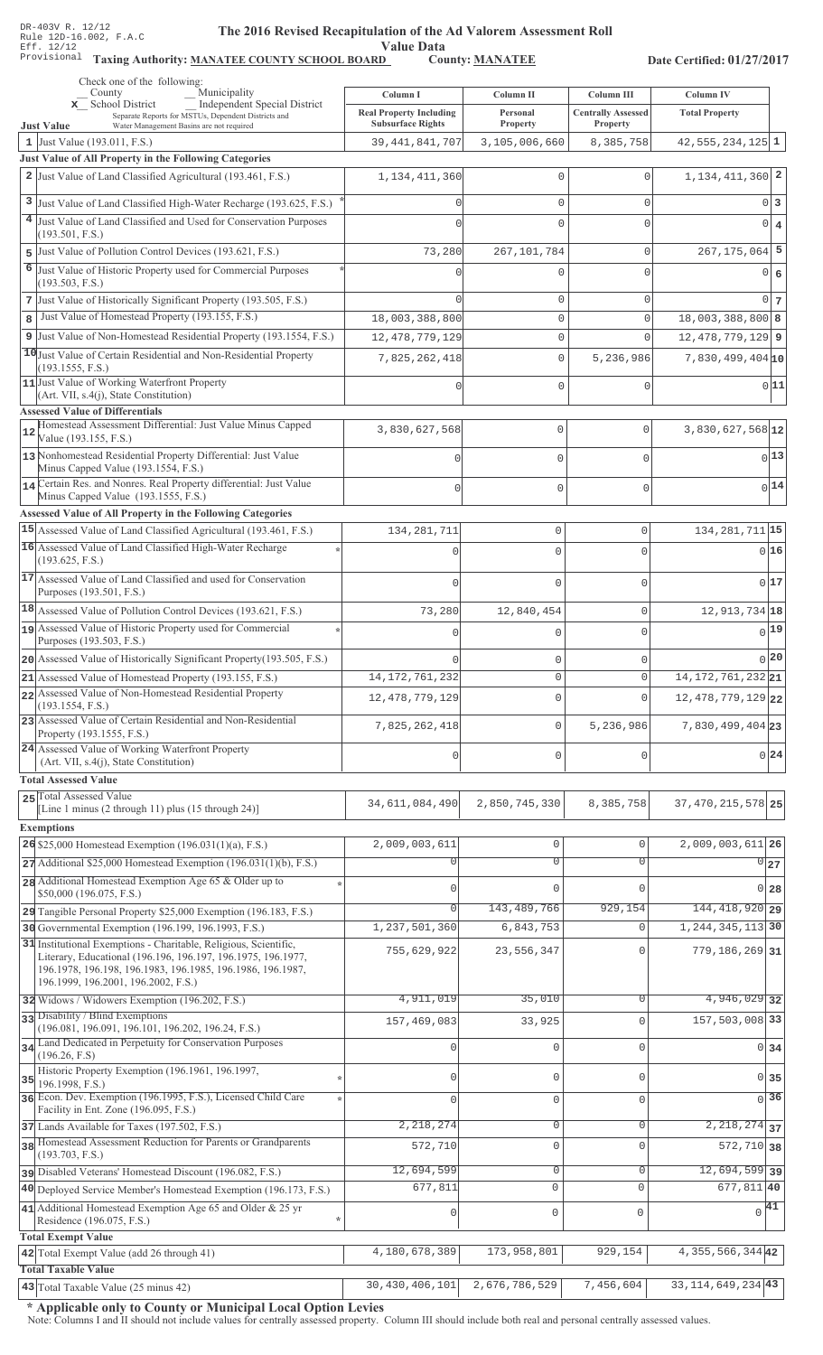DR-403V R. 12/12
Rule 12D-16.002, F.A.C
Eff. 12/12
Provisional

# The 2016 Revised Recapitulation of the Ad Valorem Assessment Roll

## Value Data

**Taxing Authority: MANATEE COUNTY SCHOOL BOARD** **County: MANATEE** **Date Certified: 01/27/2017**

Check one of the following:
__ County __ Municipality
x School District __ Independent Special District
Separate Reports for MSTUs, Dependent Districts and Water Management Basins are not required

| | Column I<br>Real Property Including Subsurface Rights | Column II<br>Personal Property | Column III<br>Centrally Assessed Property | Column IV<br>Total Property | |
|---|---|---|---|---|---|
| **Just Value** | | | | | |
| 1 Just Value (193.011, F.S.) | 39,441,841,707 | 3,105,006,660 | 8,385,758 | 42,555,234,125 | 1 |
| **Just Value of All Property in the Following Categories** | | | | | |
| 2 Just Value of Land Classified Agricultural (193.461, F.S.) | 1,134,411,360 | 0 | 0 | 1,134,411,360 | 2 |
| 3 Just Value of Land Classified High-Water Recharge (193.625, F.S.) * | 0 | 0 | 0 | 0 | 3 |
| 4 Just Value of Land Classified and Used for Conservation Purposes (193.501, F.S.) | 0 | 0 | 0 | 0 | 4 |
| 5 Just Value of Pollution Control Devices (193.621, F.S.) | 73,280 | 267,101,784 | 0 | 267,175,064 | 5 |
| 6 Just Value of Historic Property used for Commercial Purposes (193.503, F.S.) * | 0 | 0 | 0 | 0 | 6 |
| 7 Just Value of Historically Significant Property (193.505, F.S.) | 0 | 0 | 0 | 0 | 7 |
| 8 Just Value of Homestead Property (193.155, F.S.) | 18,003,388,800 | 0 | 0 | 18,003,388,800 | 8 |
| 9 Just Value of Non-Homestead Residential Property (193.1554, F.S.) | 12,478,779,129 | 0 | 0 | 12,478,779,129 | 9 |
| 10 Just Value of Certain Residential and Non-Residential Property (193.1555, F.S.) | 7,825,262,418 | 0 | 5,236,986 | 7,830,499,404 | 10 |
| 11 Just Value of Working Waterfront Property (Art. VII, s.4(j), State Constitution) | 0 | 0 | 0 | 0 | 11 |
| **Assessed Value of Differentials** | | | | | |
| 12 Homestead Assessment Differential: Just Value Minus Capped Value (193.155, F.S.) | 3,830,627,568 | 0 | 0 | 3,830,627,568 | 12 |
| 13 Nonhomestead Residential Property Differential: Just Value Minus Capped Value (193.1554, F.S.) | 0 | 0 | 0 | 0 | 13 |
| 14 Certain Res. and Nonres. Real Property differential: Just Value Minus Capped Value (193.1555, F.S.) | 0 | 0 | 0 | 0 | 14 |
| **Assessed Value of All Property in the Following Categories** | | | | | |
| 15 Assessed Value of Land Classified Agricultural (193.461, F.S.) | 134,281,711 | 0 | 0 | 134,281,711 | 15 |
| 16 Assessed Value of Land Classified High-Water Recharge (193.625, F.S.) * | 0 | 0 | 0 | 0 | 16 |
| 17 Assessed Value of Land Classified and used for Conservation Purposes (193.501, F.S.) | 0 | 0 | 0 | 0 | 17 |
| 18 Assessed Value of Pollution Control Devices (193.621, F.S.) | 73,280 | 12,840,454 | 0 | 12,913,734 | 18 |
| 19 Assessed Value of Historic Property used for Commercial Purposes (193.503, F.S.) * | 0 | 0 | 0 | 0 | 19 |
| 20 Assessed Value of Historically Significant Property(193.505, F.S.) | 0 | 0 | 0 | 0 | 20 |
| 21 Assessed Value of Homestead Property (193.155, F.S.) | 14,172,761,232 | 0 | 0 | 14,172,761,232 | 21 |
| 22 Assessed Value of Non-Homestead Residential Property (193.1554, F.S.) | 12,478,779,129 | 0 | 0 | 12,478,779,129 | 22 |
| 23 Assessed Value of Certain Residential and Non-Residential Property (193.1555, F.S.) | 7,825,262,418 | 0 | 5,236,986 | 7,830,499,404 | 23 |
| 24 Assessed Value of Working Waterfront Property (Art. VII, s.4(j), State Constitution) | 0 | 0 | 0 | 0 | 24 |
| **Total Assessed Value** | | | | | |
| 25 Total Assessed Value [Line 1 minus (2 through 11) plus (15 through 24)] | 34,611,084,490 | 2,850,745,330 | 8,385,758 | 37,470,215,578 | 25 |
| **Exemptions** | | | | | |
| 26 $25,000 Homestead Exemption (196.031(1)(a), F.S.) | 2,009,003,611 | 0 | 0 | 2,009,003,611 | 26 |
| 27 Additional $25,000 Homestead Exemption (196.031(1)(b), F.S.) | 0 | 0 | 0 | 0 | 27 |
| 28 Additional Homestead Exemption Age 65 & Older up to $50,000 (196.075, F.S.) * | 0 | 0 | 0 | 0 | 28 |
| 29 Tangible Personal Property $25,000 Exemption (196.183, F.S.) | 0 | 143,489,766 | 929,154 | 144,418,920 | 29 |
| 30 Governmental Exemption (196.199, 196.1993, F.S.) | 1,237,501,360 | 6,843,753 | 0 | 1,244,345,113 | 30 |
| 31 Institutional Exemptions - Charitable, Religious, Scientific, Literary, Educational (196.196, 196.197, 196.1975, 196.1977, 196.1978, 196.198, 196.1983, 196.1985, 196.1986, 196.1987, 196.1999, 196.2001, 196.2002, F.S.) | 755,629,922 | 23,556,347 | 0 | 779,186,269 | 31 |
| 32 Widows / Widowers Exemption (196.202, F.S.) | 4,911,019 | 35,010 | 0 | 4,946,029 | 32 |
| 33 Disability / Blind Exemptions (196.081, 196.091, 196.101, 196.202, 196.24, F.S.) | 157,469,083 | 33,925 | 0 | 157,503,008 | 33 |
| 34 Land Dedicated in Perpetuity for Conservation Purposes (196.26, F.S) | 0 | 0 | 0 | 0 | 34 |
| 35 Historic Property Exemption (196.1961, 196.1997, 196.1998, F.S.) * | 0 | 0 | 0 | 0 | 35 |
| 36 Econ. Dev. Exemption (196.1995, F.S.), Licensed Child Care Facility in Ent. Zone (196.095, F.S.) * | 0 | 0 | 0 | 0 | 36 |
| 37 Lands Available for Taxes (197.502, F.S.) | 2,218,274 | 0 | 0 | 2,218,274 | 37 |
| 38 Homestead Assessment Reduction for Parents or Grandparents (193.703, F.S.) | 572,710 | 0 | 0 | 572,710 | 38 |
| 39 Disabled Veterans' Homestead Discount (196.082, F.S.) | 12,694,599 | 0 | 0 | 12,694,599 | 39 |
| 40 Deployed Service Member's Homestead Exemption (196.173, F.S.) | 677,811 | 0 | 0 | 677,811 | 40 |
| 41 Additional Homestead Exemption Age 65 and Older & 25 yr Residence (196.075, F.S.) * | 0 | 0 | 0 | 0 | 41 |
| **Total Exempt Value** | | | | | |
| 42 Total Exempt Value (add 26 through 41) | 4,180,678,389 | 173,958,801 | 929,154 | 4,355,566,344 | 42 |
| **Total Taxable Value** | | | | | |
| 43 Total Taxable Value (25 minus 42) | 30,430,406,101 | 2,676,786,529 | 7,456,604 | 33,114,649,234 | 43 |

**\* Applicable only to County or Municipal Local Option Levies**

Note: Columns I and II should not include values for centrally assessed property. Column III should include both real and personal centrally assessed values.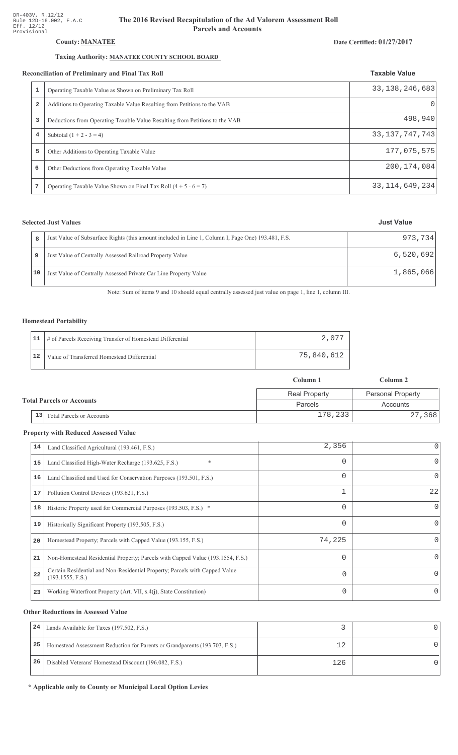DR-403V, R.12/12
Rule 12D-16.002, F.A.C
Eff. 12/12
Provisional

# The 2016 Revised Recapitulation of the Ad Valorem Assessment Roll
## Parcels and Accounts

**County: MANATEE**

**Date Certified: 01/27/2017**

**Taxing Authority: MANATEE COUNTY SCHOOL BOARD**

### Reconciliation of Preliminary and Final Tax Roll

| | | Taxable Value |
|---|---|---|
| 1 | Operating Taxable Value as Shown on Preliminary Tax Roll | 33,138,246,683 |
| 2 | Additions to Operating Taxable Value Resulting from Petitions to the VAB | 0 |
| 3 | Deductions from Operating Taxable Value Resulting from Petitions to the VAB | 498,940 |
| 4 | Subtotal (1 + 2 - 3 = 4) | 33,137,747,743 |
| 5 | Other Additions to Operating Taxable Value | 177,075,575 |
| 6 | Other Deductions from Operating Taxable Value | 200,174,084 |
| 7 | Operating Taxable Value Shown on Final Tax Roll (4 + 5 - 6 = 7) | 33,114,649,234 |

### Selected Just Values

| | | Just Value |
|---|---|---|
| 8 | Just Value of Subsurface Rights (this amount included in Line 1, Column I, Page One) 193.481, F.S. | 973,734 |
| 9 | Just Value of Centrally Assessed Railroad Property Value | 6,520,692 |
| 10 | Just Value of Centrally Assessed Private Car Line Property Value | 1,865,066 |

Note: Sum of items 9 and 10 should equal centrally assessed just value on page 1, line 1, column III.

### Homestead Portability

| | | |
|---|---|---|
| 11 | # of Parcels Receiving Transfer of Homestead Differential | 2,077 |
| 12 | Value of Transferred Homestead Differential | 75,840,612 |

### Total Parcels or Accounts

| | | Column 1 | Column 2 |
|---|---|---|---|
| | | Real Property | Personal Property |
| | | Parcels | Accounts |
| 13 | Total Parcels or Accounts | 178,233 | 27,368 |

### Property with Reduced Assessed Value

| | | Column 1 | Column 2 |
|---|---|---|---|
| 14 | Land Classified Agricultural (193.461, F.S.) | 2,356 | 0 |
| 15 | Land Classified High-Water Recharge (193.625, F.S.) * | 0 | 0 |
| 16 | Land Classified and Used for Conservation Purposes (193.501, F.S.) | 0 | 0 |
| 17 | Pollution Control Devices (193.621, F.S.) | 1 | 22 |
| 18 | Historic Property used for Commercial Purposes (193.503, F.S.) * | 0 | 0 |
| 19 | Historically Significant Property (193.505, F.S.) | 0 | 0 |
| 20 | Homestead Property; Parcels with Capped Value (193.155, F.S.) | 74,225 | 0 |
| 21 | Non-Homestead Residential Property; Parcels with Capped Value (193.1554, F.S.) | 0 | 0 |
| 22 | Certain Residential and Non-Residential Property; Parcels with Capped Value (193.1555, F.S.) | 0 | 0 |
| 23 | Working Waterfront Property (Art. VII, s.4(j), State Constitution) | 0 | 0 |

### Other Reductions in Assessed Value

| | | Column 1 | Column 2 |
|---|---|---|---|
| 24 | Lands Available for Taxes (197.502, F.S.) | 3 | 0 |
| 25 | Homestead Assessment Reduction for Parents or Grandparents (193.703, F.S.) | 12 | 0 |
| 26 | Disabled Veterans' Homestead Discount (196.082, F.S.) | 126 | 0 |

**\* Applicable only to County or Municipal Local Option Levies**